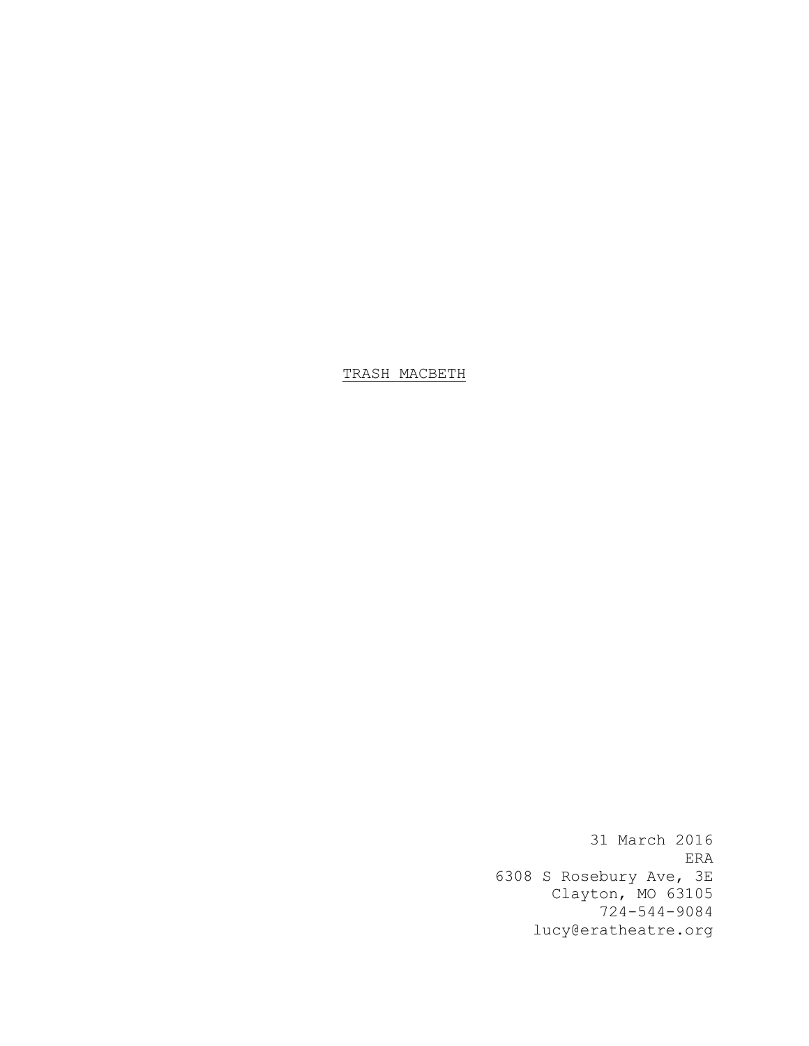<u>TRASH MACBETH</u>

31 March 2016
ERA
6308 S Rosebury Ave, 3E
Clayton, MO 63105
724-544-9084
lucy@eratheatre.org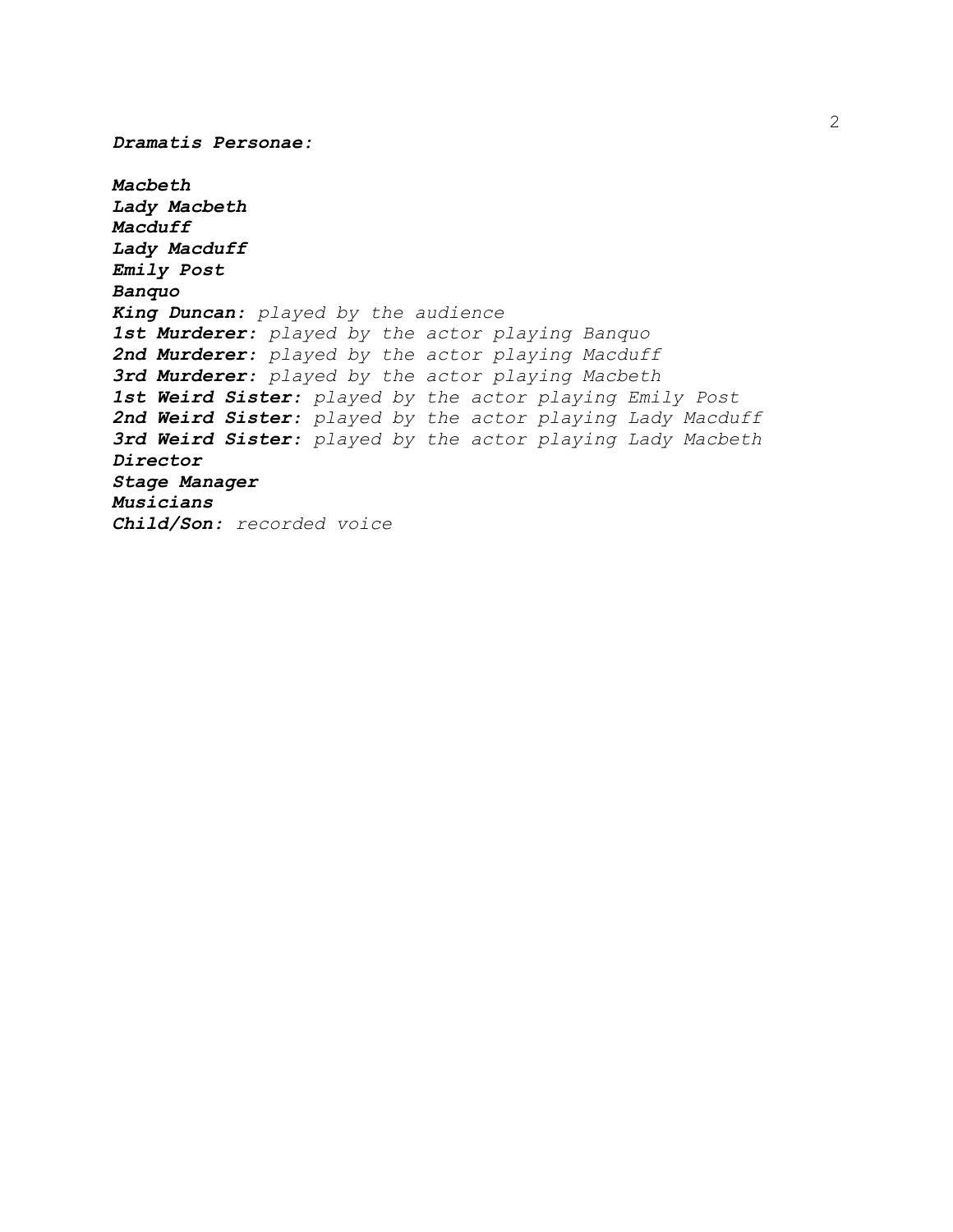***Dramatis Personae:***

***Macbeth***
***Lady Macbeth***
***Macduff***
***Lady Macduff***
***Emily Post***
***Banquo***
***King Duncan:*** *played by the audience*
***1st Murderer:*** *played by the actor playing Banquo*
***2nd Murderer:*** *played by the actor playing Macduff*
***3rd Murderer:*** *played by the actor playing Macbeth*
***1st Weird Sister:*** *played by the actor playing Emily Post*
***2nd Weird Sister:*** *played by the actor playing Lady Macduff*
***3rd Weird Sister:*** *played by the actor playing Lady Macbeth*
***Director***
***Stage Manager***
***Musicians***
***Child/Son:*** *recorded voice*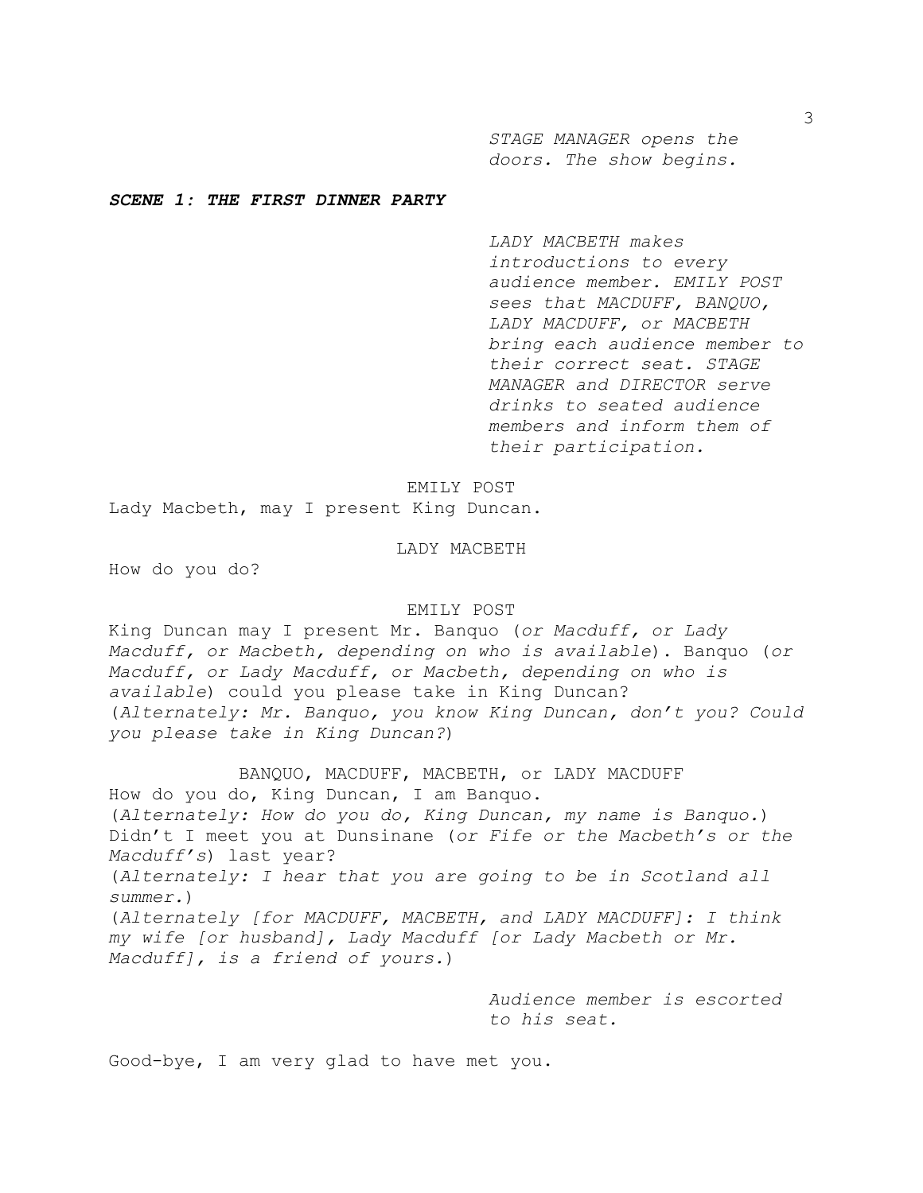*STAGE MANAGER opens the doors. The show begins.*

***SCENE 1: THE FIRST DINNER PARTY***

*LADY MACBETH makes introductions to every audience member. EMILY POST sees that MACDUFF, BANQUO, LADY MACDUFF, or MACBETH bring each audience member to their correct seat. STAGE MANAGER and DIRECTOR serve drinks to seated audience members and inform them of their participation.*

EMILY POST

Lady Macbeth, may I present King Duncan.

LADY MACBETH

How do you do?

EMILY POST

King Duncan may I present Mr. Banquo (*or Macduff, or Lady Macduff, or Macbeth, depending on who is available*). Banquo (*or Macduff, or Lady Macduff, or Macbeth, depending on who is available*) could you please take in King Duncan? (*Alternately: Mr. Banquo, you know King Duncan, don't you? Could you please take in King Duncan?*)

BANQUO, MACDUFF, MACBETH, or LADY MACDUFF

How do you do, King Duncan, I am Banquo.
(*Alternately: How do you do, King Duncan, my name is Banquo.*)
Didn't I meet you at Dunsinane (*or Fife or the Macbeth's or the Macduff's*) last year?
(*Alternately: I hear that you are going to be in Scotland all summer.*)
(*Alternately [for MACDUFF, MACBETH, and LADY MACDUFF]: I think my wife [or husband], Lady Macduff [or Lady Macbeth or Mr. Macduff], is a friend of yours.*)

*Audience member is escorted to his seat.*

Good-bye, I am very glad to have met you.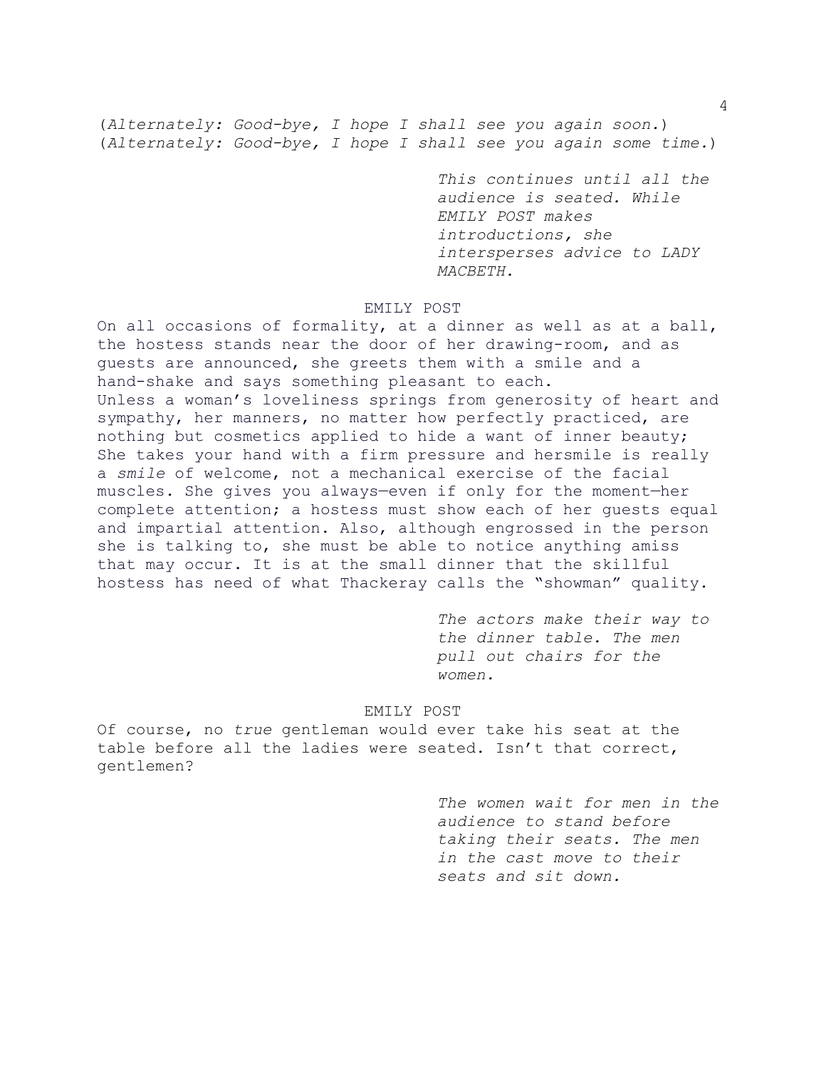(*Alternately: Good-bye, I hope I shall see you again soon.*)
(*Alternately: Good-bye, I hope I shall see you again some time.*)

*This continues until all the audience is seated. While EMILY POST makes introductions, she intersperses advice to LADY MACBETH.*

EMILY POST

On all occasions of formality, at a dinner as well as at a ball, the hostess stands near the door of her drawing-room, and as guests are announced, she greets them with a smile and a hand-shake and says something pleasant to each.
Unless a woman's loveliness springs from generosity of heart and sympathy, her manners, no matter how perfectly practiced, are nothing but cosmetics applied to hide a want of inner beauty; She takes your hand with a firm pressure and hersmile is really a *smile* of welcome, not a mechanical exercise of the facial muscles. She gives you always—even if only for the moment—her complete attention; a hostess must show each of her guests equal and impartial attention. Also, although engrossed in the person she is talking to, she must be able to notice anything amiss that may occur. It is at the small dinner that the skillful hostess has need of what Thackeray calls the "showman" quality.

*The actors make their way to the dinner table. The men pull out chairs for the women.*

EMILY POST

Of course, no *true* gentleman would ever take his seat at the table before all the ladies were seated. Isn't that correct, gentlemen?

*The women wait for men in the audience to stand before taking their seats. The men in the cast move to their seats and sit down.*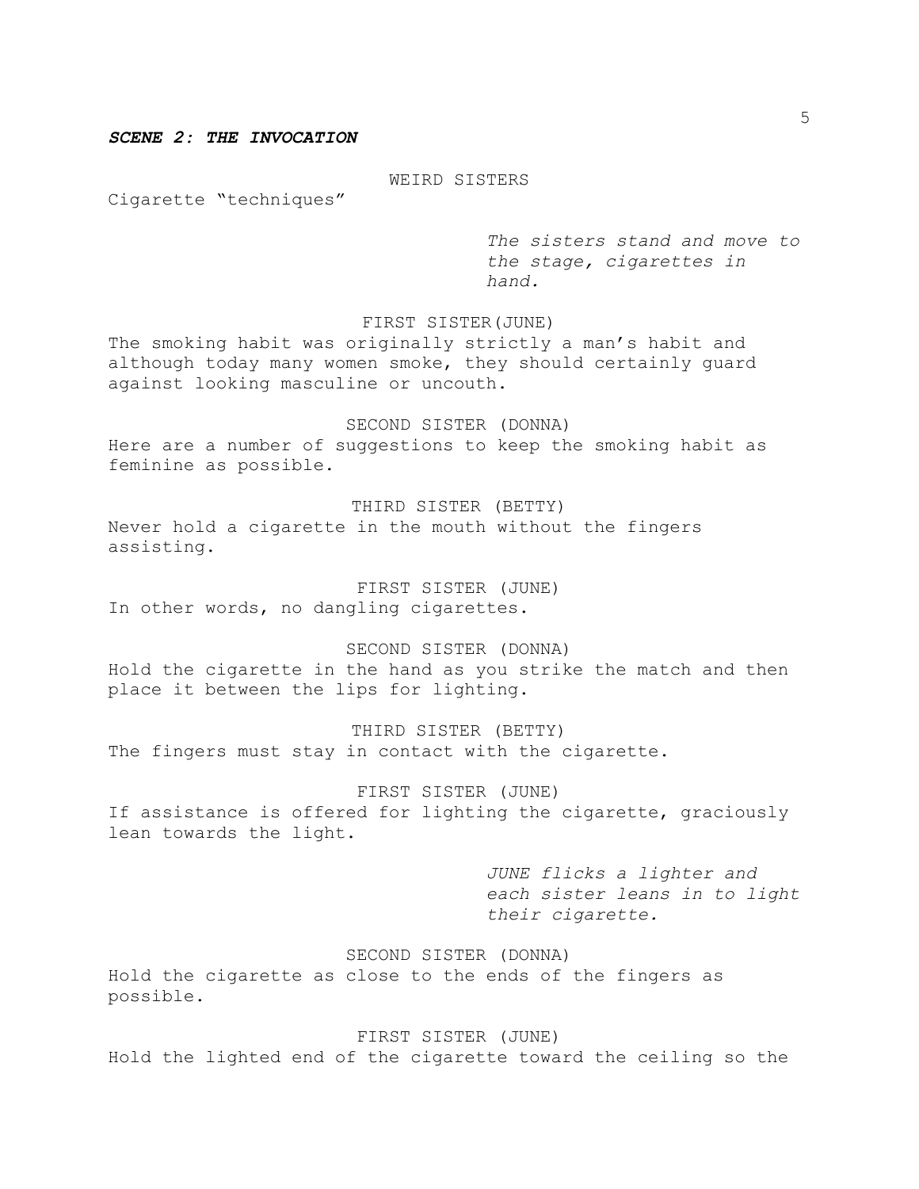***SCENE 2: THE INVOCATION***

WEIRD SISTERS

Cigarette “techniques”

*The sisters stand and move to the stage, cigarettes in hand.*

FIRST SISTER(JUNE)

The smoking habit was originally strictly a man’s habit and although today many women smoke, they should certainly guard against looking masculine or uncouth.

SECOND SISTER (DONNA)

Here are a number of suggestions to keep the smoking habit as feminine as possible.

THIRD SISTER (BETTY)

Never hold a cigarette in the mouth without the fingers assisting.

FIRST SISTER (JUNE)

In other words, no dangling cigarettes.

SECOND SISTER (DONNA)

Hold the cigarette in the hand as you strike the match and then place it between the lips for lighting.

THIRD SISTER (BETTY)

The fingers must stay in contact with the cigarette.

FIRST SISTER (JUNE)

If assistance is offered for lighting the cigarette, graciously lean towards the light.

*JUNE flicks a lighter and each sister leans in to light their cigarette.*

SECOND SISTER (DONNA)

Hold the cigarette as close to the ends of the fingers as possible.

FIRST SISTER (JUNE)

Hold the lighted end of the cigarette toward the ceiling so the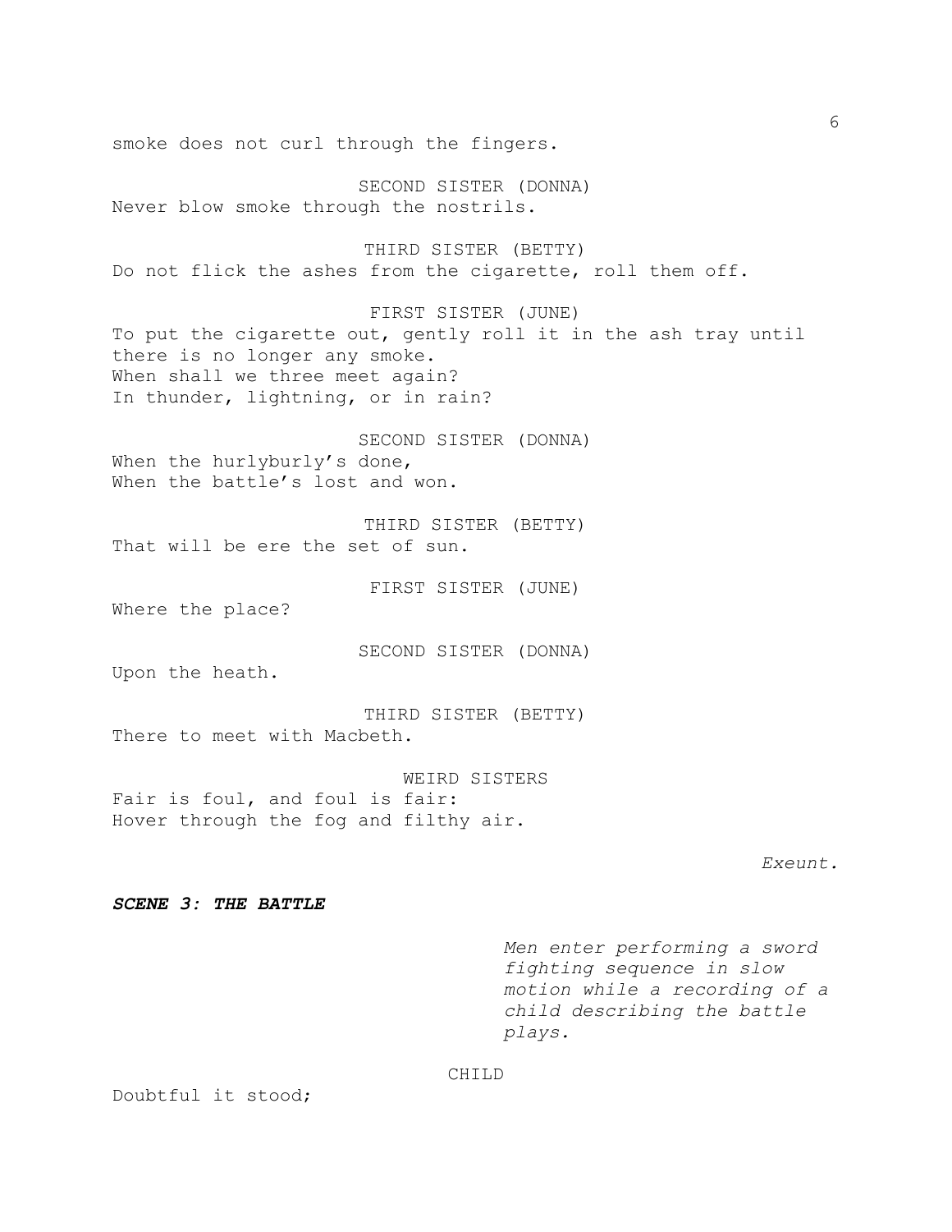smoke does not curl through the fingers.

SECOND SISTER (DONNA)
Never blow smoke through the nostrils.

THIRD SISTER (BETTY)
Do not flick the ashes from the cigarette, roll them off.

FIRST SISTER (JUNE)
To put the cigarette out, gently roll it in the ash tray until there is no longer any smoke.
When shall we three meet again?
In thunder, lightning, or in rain?

SECOND SISTER (DONNA)
When the hurlyburly's done,
When the battle's lost and won.

THIRD SISTER (BETTY)
That will be ere the set of sun.

FIRST SISTER (JUNE)
Where the place?

SECOND SISTER (DONNA)
Upon the heath.

THIRD SISTER (BETTY)
There to meet with Macbeth.

WEIRD SISTERS
Fair is foul, and foul is fair:
Hover through the fog and filthy air.

*Exeunt.*

***SCENE 3: THE BATTLE***

*Men enter performing a sword fighting sequence in slow motion while a recording of a child describing the battle plays.*

CHILD
Doubtful it stood;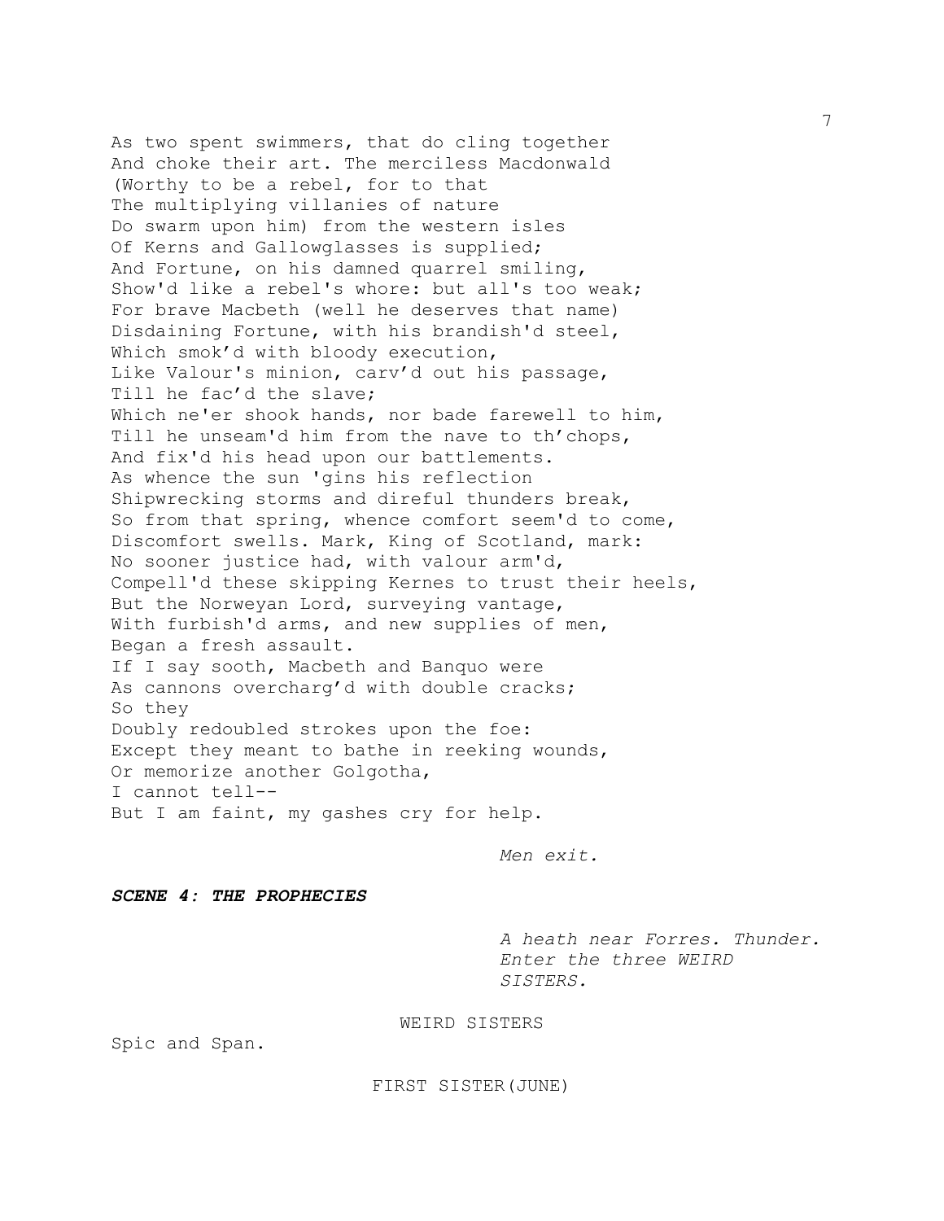As two spent swimmers, that do cling together
And choke their art. The merciless Macdonwald
(Worthy to be a rebel, for to that
The multiplying villanies of nature
Do swarm upon him) from the western isles
Of Kerns and Gallowglasses is supplied;
And Fortune, on his damned quarrel smiling,
Show'd like a rebel's whore: but all's too weak;
For brave Macbeth (well he deserves that name)
Disdaining Fortune, with his brandish'd steel,
Which smok'd with bloody execution,
Like Valour's minion, carv'd out his passage,
Till he fac'd the slave;
Which ne'er shook hands, nor bade farewell to him,
Till he unseam'd him from the nave to th'chops,
And fix'd his head upon our battlements.
As whence the sun 'gins his reflection
Shipwrecking storms and direful thunders break,
So from that spring, whence comfort seem'd to come,
Discomfort swells. Mark, King of Scotland, mark:
No sooner justice had, with valour arm'd,
Compell'd these skipping Kernes to trust their heels,
But the Norweyan Lord, surveying vantage,
With furbish'd arms, and new supplies of men,
Began a fresh assault.
If I say sooth, Macbeth and Banquo were
As cannons overcharg'd with double cracks;
So they
Doubly redoubled strokes upon the foe:
Except they meant to bathe in reeking wounds,
Or memorize another Golgotha,
I cannot tell--
But I am faint, my gashes cry for help.

*Men exit.*

***SCENE 4: THE PROPHECIES***

*A heath near Forres. Thunder. Enter the three WEIRD SISTERS.*

WEIRD SISTERS

Spic and Span.

FIRST SISTER(JUNE)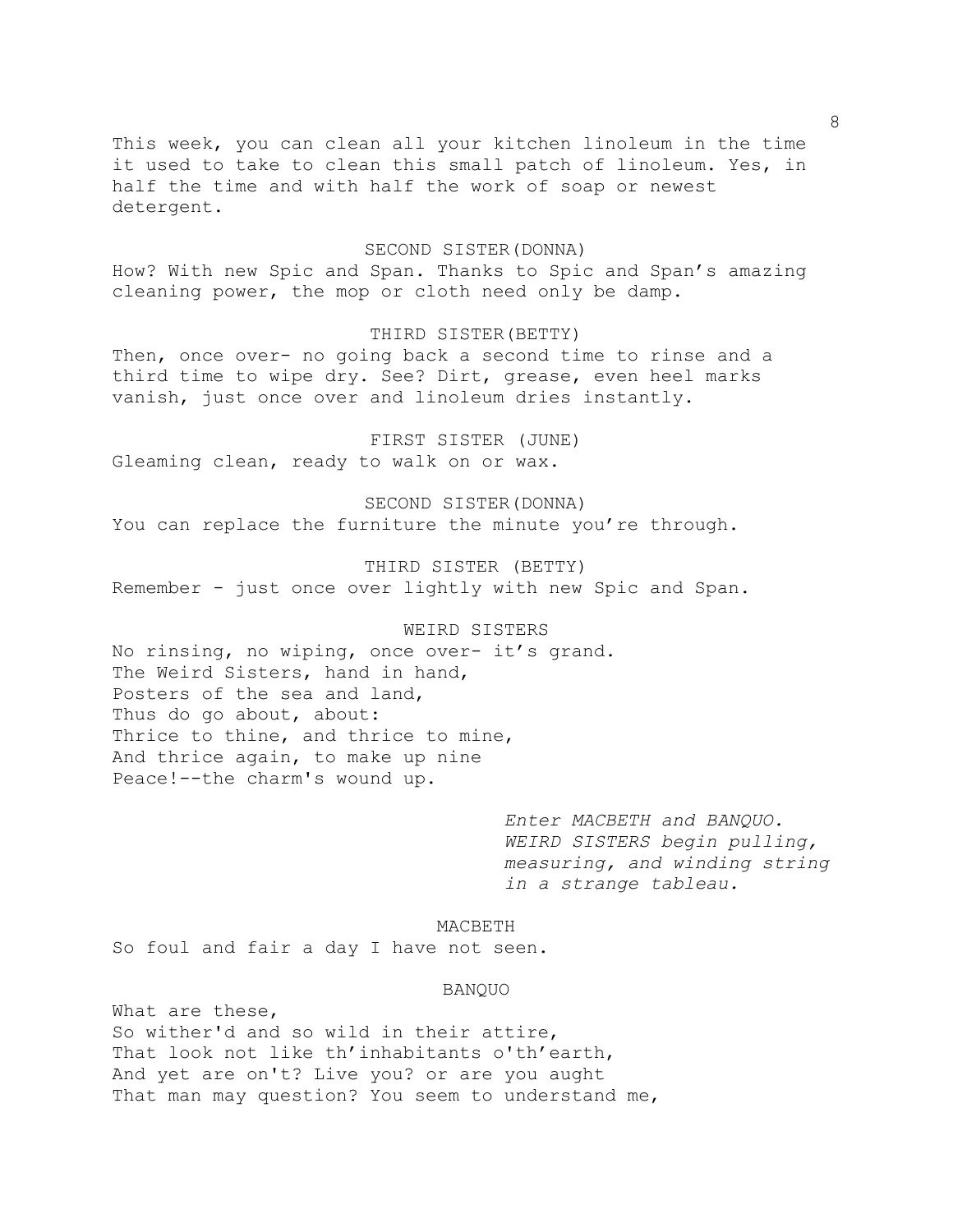This week, you can clean all your kitchen linoleum in the time it used to take to clean this small patch of linoleum. Yes, in half the time and with half the work of soap or newest detergent.

SECOND SISTER(DONNA)

How? With new Spic and Span. Thanks to Spic and Span's amazing cleaning power, the mop or cloth need only be damp.

THIRD SISTER(BETTY)

Then, once over- no going back a second time to rinse and a third time to wipe dry. See? Dirt, grease, even heel marks vanish, just once over and linoleum dries instantly.

FIRST SISTER (JUNE)

Gleaming clean, ready to walk on or wax.

SECOND SISTER(DONNA)

You can replace the furniture the minute you're through.

THIRD SISTER (BETTY)

Remember - just once over lightly with new Spic and Span.

WEIRD SISTERS

No rinsing, no wiping, once over- it's grand.
The Weird Sisters, hand in hand,
Posters of the sea and land,
Thus do go about, about:
Thrice to thine, and thrice to mine,
And thrice again, to make up nine
Peace!--the charm's wound up.

*Enter MACBETH and BANQUO. WEIRD SISTERS begin pulling, measuring, and winding string in a strange tableau.*

MACBETH

So foul and fair a day I have not seen.

BANQUO

What are these,
So wither'd and so wild in their attire,
That look not like th'inhabitants o'th'earth,
And yet are on't? Live you? or are you aught
That man may question? You seem to understand me,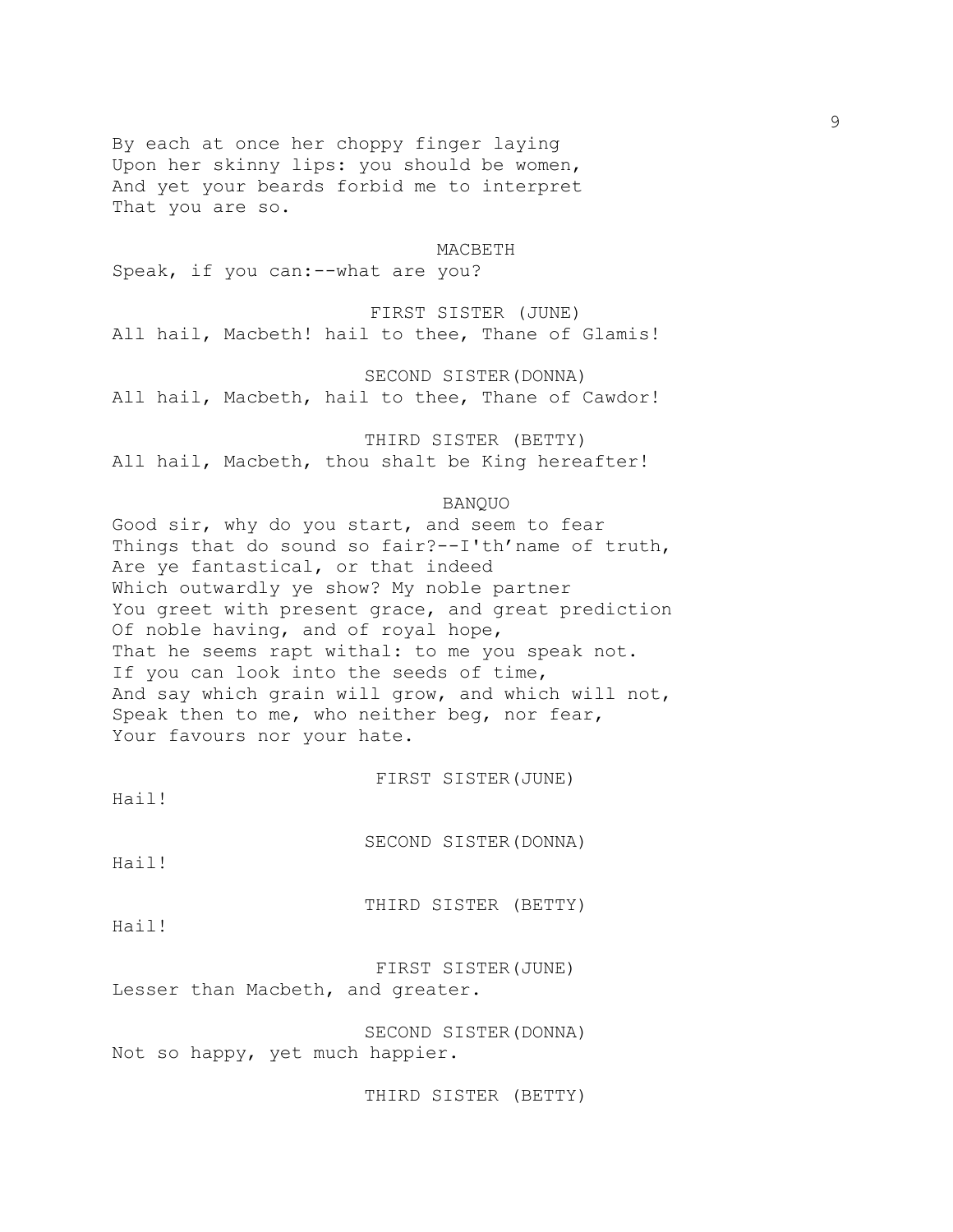By each at once her choppy finger laying
Upon her skinny lips: you should be women,
And yet your beards forbid me to interpret
That you are so.

MACBETH

Speak, if you can:--what are you?

FIRST SISTER (JUNE)

All hail, Macbeth! hail to thee, Thane of Glamis!

SECOND SISTER(DONNA)

All hail, Macbeth, hail to thee, Thane of Cawdor!

THIRD SISTER (BETTY)

All hail, Macbeth, thou shalt be King hereafter!

BANQUO

Good sir, why do you start, and seem to fear
Things that do sound so fair?--I'th'name of truth,
Are ye fantastical, or that indeed
Which outwardly ye show? My noble partner
You greet with present grace, and great prediction
Of noble having, and of royal hope,
That he seems rapt withal: to me you speak not.
If you can look into the seeds of time,
And say which grain will grow, and which will not,
Speak then to me, who neither beg, nor fear,
Your favours nor your hate.

FIRST SISTER(JUNE)

Hail!

SECOND SISTER(DONNA)

Hail!

THIRD SISTER (BETTY)

Hail!

FIRST SISTER(JUNE)

Lesser than Macbeth, and greater.

SECOND SISTER(DONNA)

Not so happy, yet much happier.

THIRD SISTER (BETTY)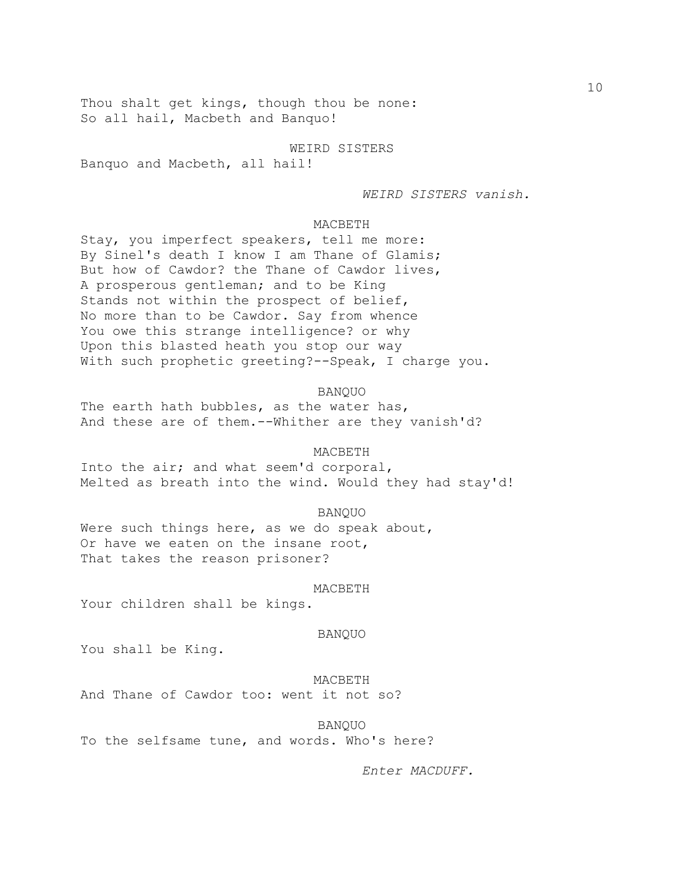Thou shalt get kings, though thou be none:
So all hail, Macbeth and Banquo!

WEIRD SISTERS

Banquo and Macbeth, all hail!

*WEIRD SISTERS vanish.*

MACBETH

Stay, you imperfect speakers, tell me more:
By Sinel's death I know I am Thane of Glamis;
But how of Cawdor? the Thane of Cawdor lives,
A prosperous gentleman; and to be King
Stands not within the prospect of belief,
No more than to be Cawdor. Say from whence
You owe this strange intelligence? or why
Upon this blasted heath you stop our way
With such prophetic greeting?--Speak, I charge you.

BANQUO

The earth hath bubbles, as the water has,
And these are of them.--Whither are they vanish'd?

MACBETH

Into the air; and what seem'd corporal,
Melted as breath into the wind. Would they had stay'd!

BANQUO

Were such things here, as we do speak about,
Or have we eaten on the insane root,
That takes the reason prisoner?

MACBETH

Your children shall be kings.

BANQUO

You shall be King.

MACBETH

And Thane of Cawdor too: went it not so?

BANQUO

To the selfsame tune, and words. Who's here?

*Enter MACDUFF.*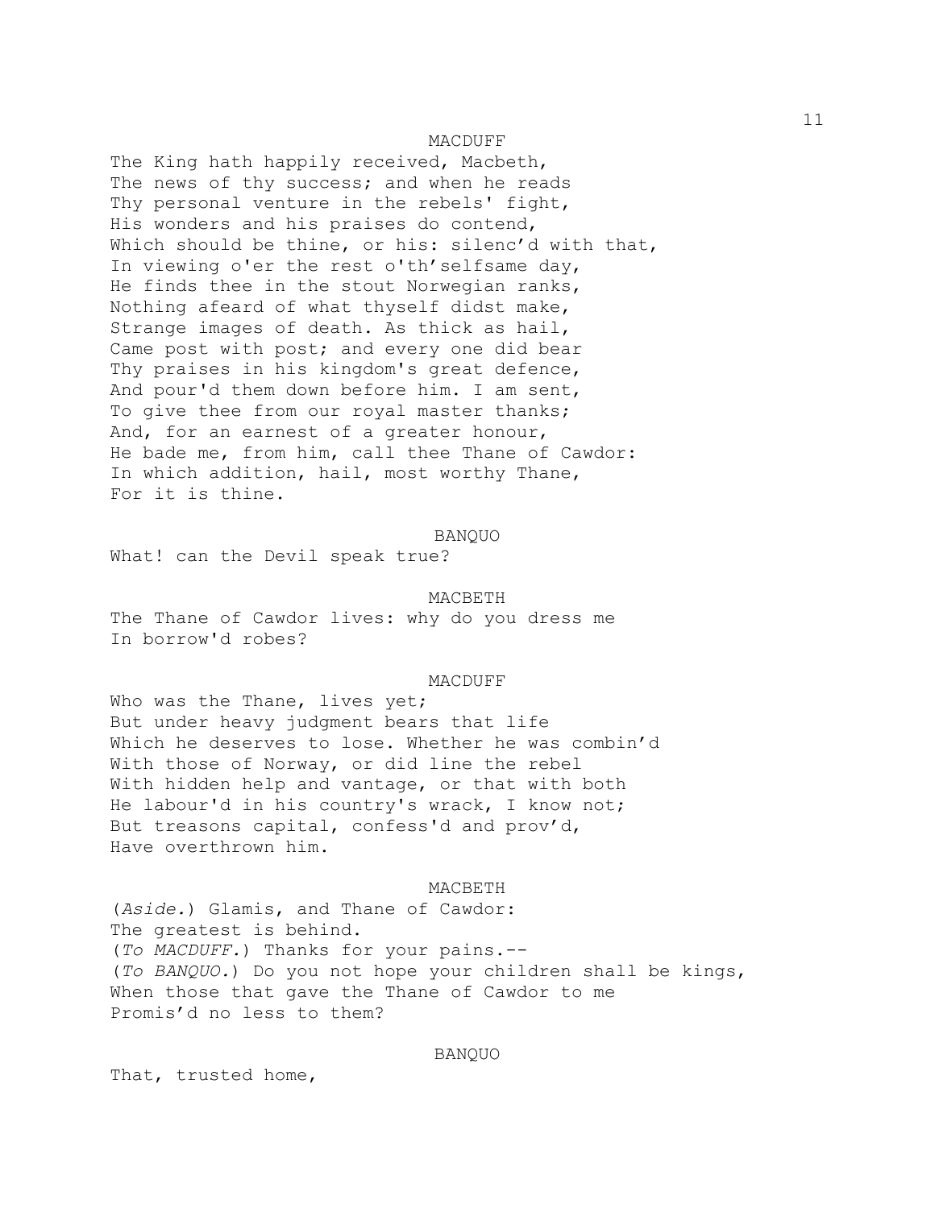MACDUFF

The King hath happily received, Macbeth,
The news of thy success; and when he reads
Thy personal venture in the rebels' fight,
His wonders and his praises do contend,
Which should be thine, or his: silenc'd with that,
In viewing o'er the rest o'th'selfsame day,
He finds thee in the stout Norwegian ranks,
Nothing afeard of what thyself didst make,
Strange images of death. As thick as hail,
Came post with post; and every one did bear
Thy praises in his kingdom's great defence,
And pour'd them down before him. I am sent,
To give thee from our royal master thanks;
And, for an earnest of a greater honour,
He bade me, from him, call thee Thane of Cawdor:
In which addition, hail, most worthy Thane,
For it is thine.

BANQUO

What! can the Devil speak true?

MACBETH

The Thane of Cawdor lives: why do you dress me
In borrow'd robes?

MACDUFF

Who was the Thane, lives yet;
But under heavy judgment bears that life
Which he deserves to lose. Whether he was combin'd
With those of Norway, or did line the rebel
With hidden help and vantage, or that with both
He labour'd in his country's wrack, I know not;
But treasons capital, confess'd and prov'd,
Have overthrown him.

MACBETH

(*Aside.*) Glamis, and Thane of Cawdor:
The greatest is behind.
(*To MACDUFF.*) Thanks for your pains.--
(*To BANQUO.*) Do you not hope your children shall be kings,
When those that gave the Thane of Cawdor to me
Promis'd no less to them?

BANQUO

That, trusted home,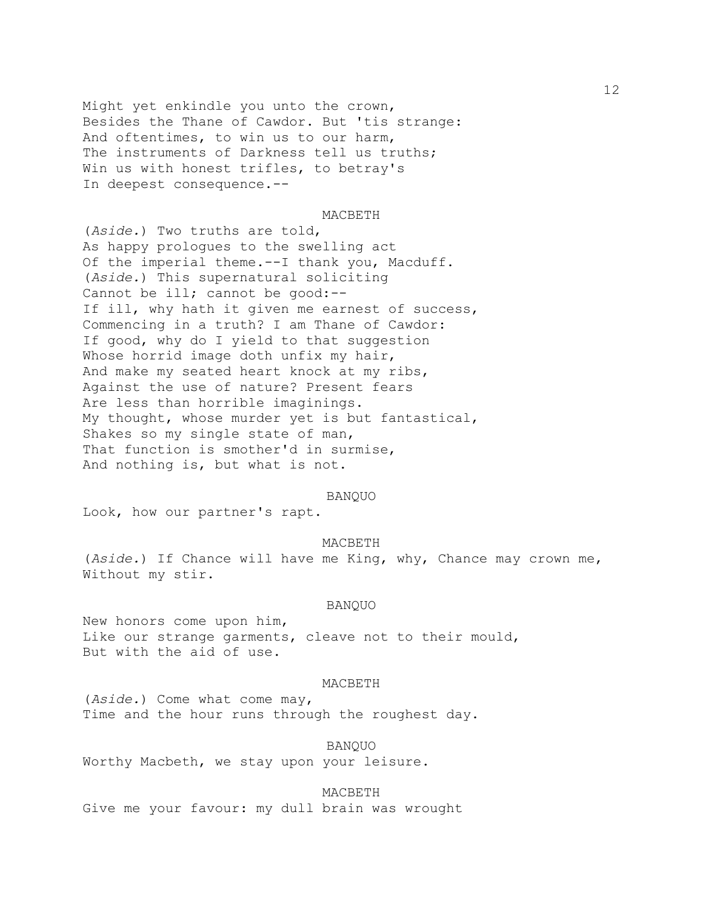Might yet enkindle you unto the crown,
Besides the Thane of Cawdor. But 'tis strange:
And oftentimes, to win us to our harm,
The instruments of Darkness tell us truths;
Win us with honest trifles, to betray's
In deepest consequence.--

MACBETH

(*Aside.*) Two truths are told,
As happy prologues to the swelling act
Of the imperial theme.--I thank you, Macduff.
(*Aside.*) This supernatural soliciting
Cannot be ill; cannot be good:--
If ill, why hath it given me earnest of success,
Commencing in a truth? I am Thane of Cawdor:
If good, why do I yield to that suggestion
Whose horrid image doth unfix my hair,
And make my seated heart knock at my ribs,
Against the use of nature? Present fears
Are less than horrible imaginings.
My thought, whose murder yet is but fantastical,
Shakes so my single state of man,
That function is smother'd in surmise,
And nothing is, but what is not.

BANQUO

Look, how our partner's rapt.

MACBETH

(*Aside.*) If Chance will have me King, why, Chance may crown me,
Without my stir.

BANQUO

New honors come upon him,
Like our strange garments, cleave not to their mould,
But with the aid of use.

MACBETH

(*Aside.*) Come what come may,
Time and the hour runs through the roughest day.

BANQUO

Worthy Macbeth, we stay upon your leisure.

MACBETH

Give me your favour: my dull brain was wrought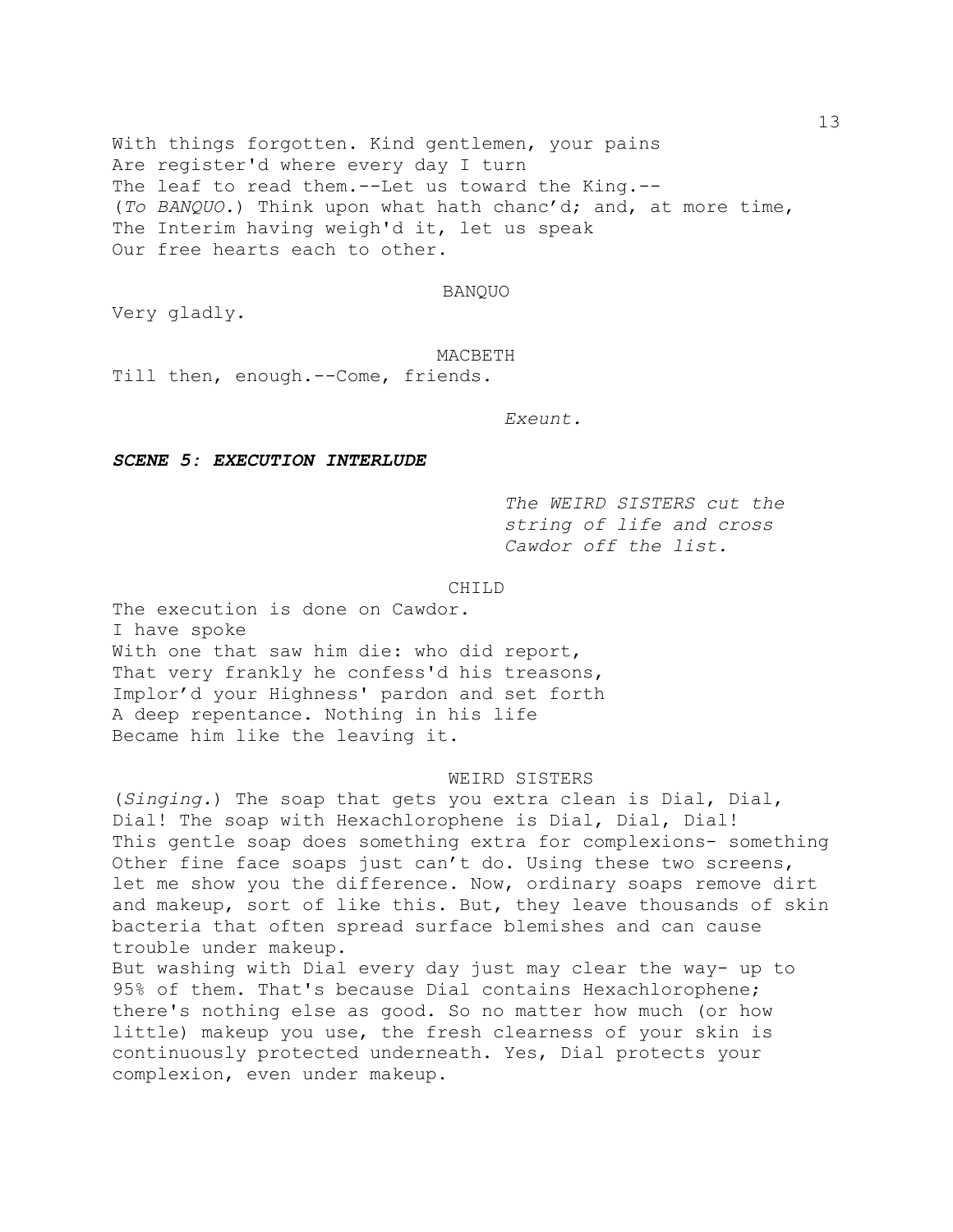With things forgotten. Kind gentlemen, your pains
Are register'd where every day I turn
The leaf to read them.--Let us toward the King.--
(*To BANQUO.*) Think upon what hath chanc'd; and, at more time,
The Interim having weigh'd it, let us speak
Our free hearts each to other.

BANQUO

Very gladly.

MACBETH

Till then, enough.--Come, friends.

*Exeunt.*

***SCENE 5: EXECUTION INTERLUDE***

*The WEIRD SISTERS cut the string of life and cross Cawdor off the list.*

CHILD

The execution is done on Cawdor.
I have spoke
With one that saw him die: who did report,
That very frankly he confess'd his treasons,
Implor'd your Highness' pardon and set forth
A deep repentance. Nothing in his life
Became him like the leaving it.

WEIRD SISTERS

(*Singing.*) The soap that gets you extra clean is Dial, Dial, Dial! The soap with Hexachlorophene is Dial, Dial, Dial! This gentle soap does something extra for complexions- something Other fine face soaps just can't do. Using these two screens, let me show you the difference. Now, ordinary soaps remove dirt and makeup, sort of like this. But, they leave thousands of skin bacteria that often spread surface blemishes and can cause trouble under makeup.
But washing with Dial every day just may clear the way- up to 95% of them. That's because Dial contains Hexachlorophene; there's nothing else as good. So no matter how much (or how little) makeup you use, the fresh clearness of your skin is continuously protected underneath. Yes, Dial protects your complexion, even under makeup.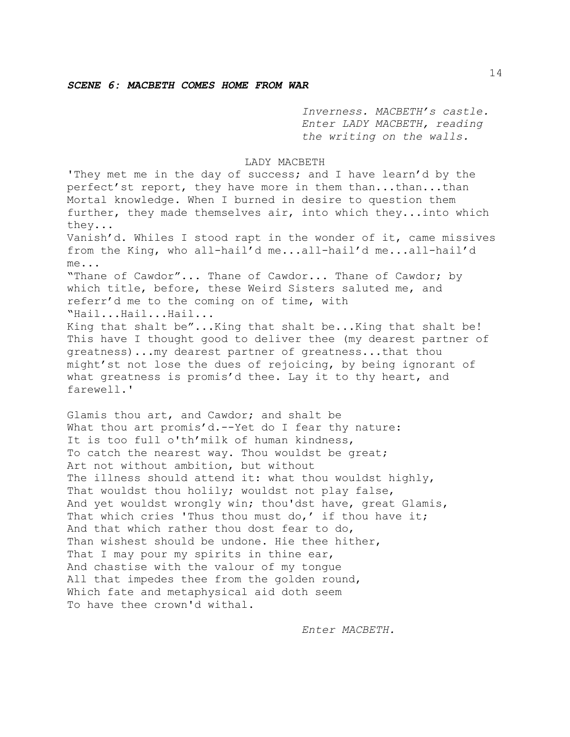***SCENE 6: MACBETH COMES HOME FROM WAR***

*Inverness. MACBETH's castle. Enter LADY MACBETH, reading the writing on the walls.*

LADY MACBETH

'They met me in the day of success; and I have learn'd by the perfect'st report, they have more in them than...than...than Mortal knowledge. When I burned in desire to question them further, they made themselves air, into which they...into which they...
Vanish'd. Whiles I stood rapt in the wonder of it, came missives from the King, who all-hail'd me...all-hail'd me...all-hail'd me...
"Thane of Cawdor"... Thane of Cawdor... Thane of Cawdor; by which title, before, these Weird Sisters saluted me, and referr'd me to the coming on of time, with
"Hail...Hail...Hail...
King that shalt be"...King that shalt be...King that shalt be!
This have I thought good to deliver thee (my dearest partner of greatness)...my dearest partner of greatness...that thou might'st not lose the dues of rejoicing, by being ignorant of what greatness is promis'd thee. Lay it to thy heart, and farewell.'

Glamis thou art, and Cawdor; and shalt be
What thou art promis'd.--Yet do I fear thy nature:
It is too full o'th'milk of human kindness,
To catch the nearest way. Thou wouldst be great;
Art not without ambition, but without
The illness should attend it: what thou wouldst highly,
That wouldst thou holily; wouldst not play false,
And yet wouldst wrongly win; thou'dst have, great Glamis,
That which cries 'Thus thou must do,' if thou have it;
And that which rather thou dost fear to do,
Than wishest should be undone. Hie thee hither,
That I may pour my spirits in thine ear,
And chastise with the valour of my tongue
All that impedes thee from the golden round,
Which fate and metaphysical aid doth seem
To have thee crown'd withal.

*Enter MACBETH.*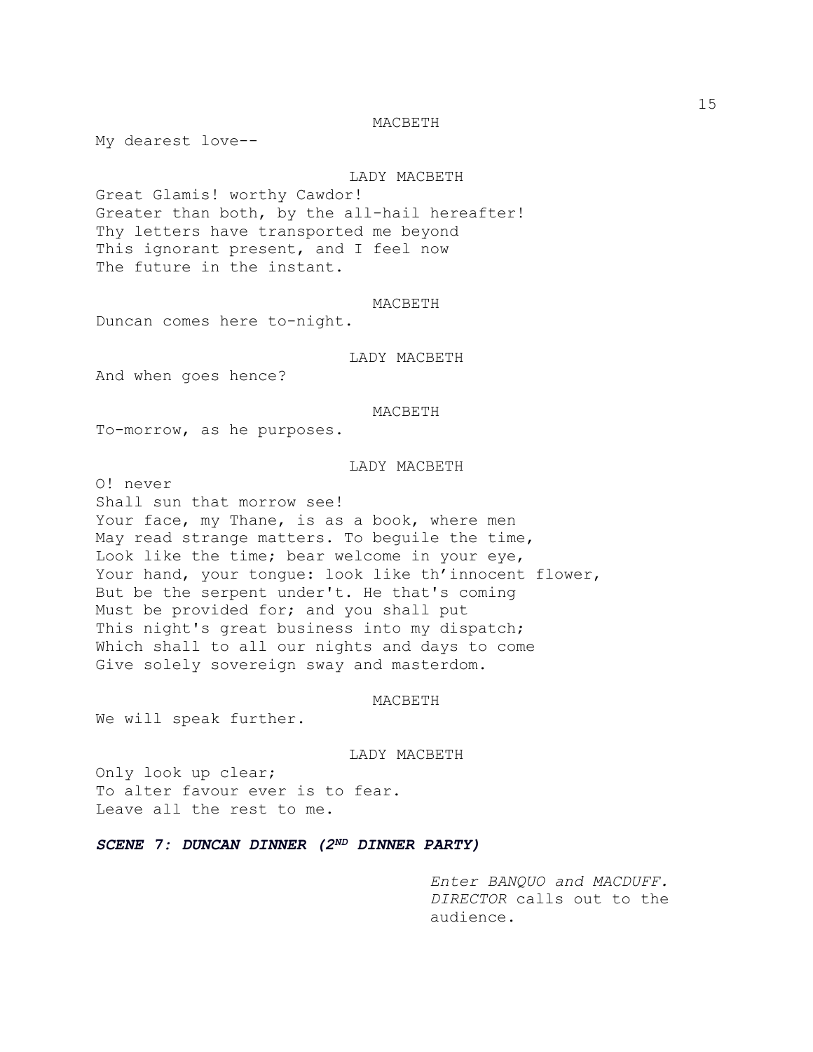MACBETH

My dearest love--

LADY MACBETH

Great Glamis! worthy Cawdor!
Greater than both, by the all-hail hereafter!
Thy letters have transported me beyond
This ignorant present, and I feel now
The future in the instant.

MACBETH

Duncan comes here to-night.

LADY MACBETH

And when goes hence?

MACBETH

To-morrow, as he purposes.

LADY MACBETH

O! never
Shall sun that morrow see!
Your face, my Thane, is as a book, where men
May read strange matters. To beguile the time,
Look like the time; bear welcome in your eye,
Your hand, your tongue: look like th'innocent flower,
But be the serpent under't. He that's coming
Must be provided for; and you shall put
This night's great business into my dispatch;
Which shall to all our nights and days to come
Give solely sovereign sway and masterdom.

MACBETH

We will speak further.

LADY MACBETH

Only look up clear;
To alter favour ever is to fear.
Leave all the rest to me.

***SCENE 7: DUNCAN DINNER (2ND DINNER PARTY)***

*Enter BANQUO and MACDUFF. DIRECTOR* calls out to the audience.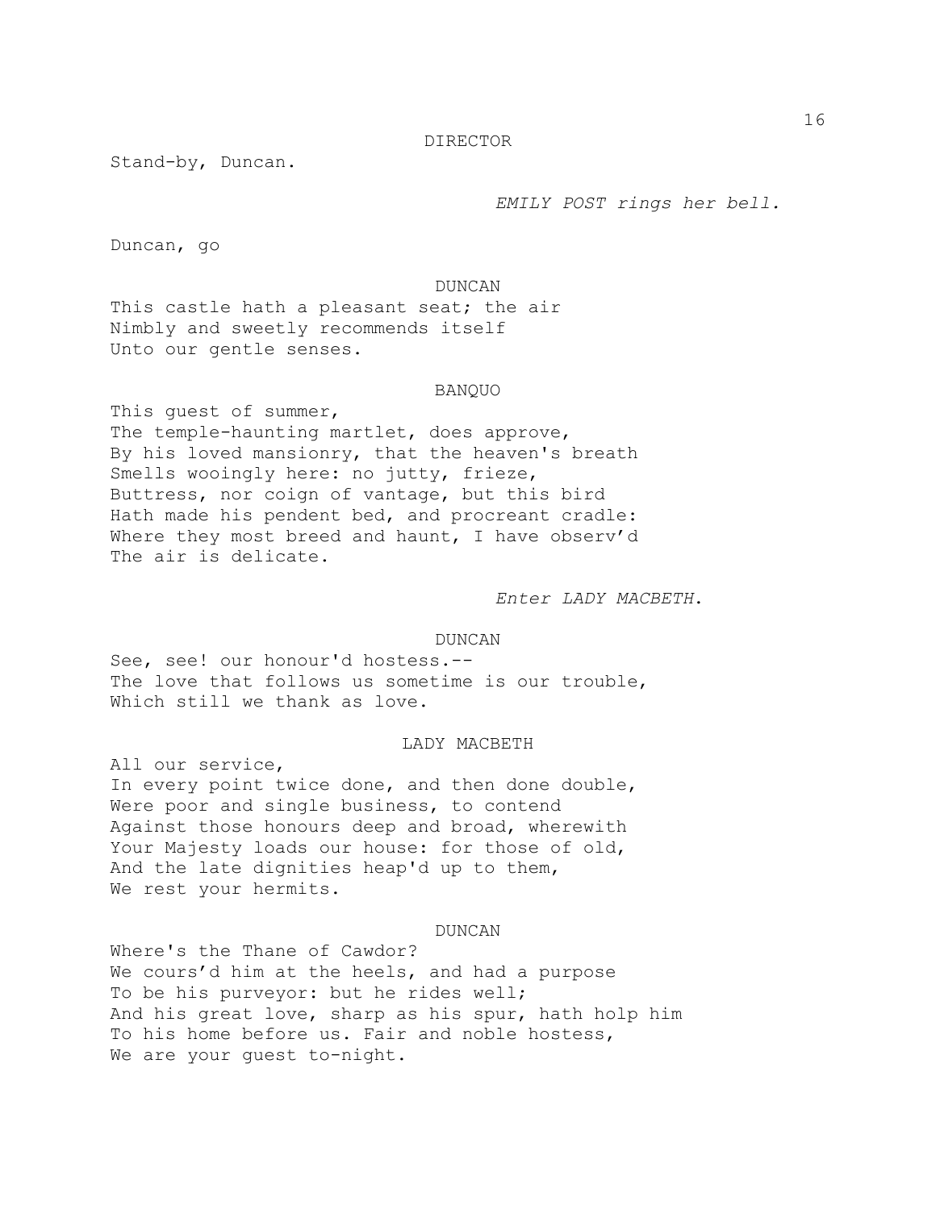DIRECTOR

Stand-by, Duncan.

*EMILY POST rings her bell.*

Duncan, go

DUNCAN

This castle hath a pleasant seat; the air
Nimbly and sweetly recommends itself
Unto our gentle senses.

BANQUO

This guest of summer,
The temple-haunting martlet, does approve,
By his loved mansionry, that the heaven's breath
Smells wooingly here: no jutty, frieze,
Buttress, nor coign of vantage, but this bird
Hath made his pendent bed, and procreant cradle:
Where they most breed and haunt, I have observ'd
The air is delicate.

*Enter LADY MACBETH.*

DUNCAN

See, see! our honour'd hostess.--
The love that follows us sometime is our trouble,
Which still we thank as love.

LADY MACBETH

All our service,
In every point twice done, and then done double,
Were poor and single business, to contend
Against those honours deep and broad, wherewith
Your Majesty loads our house: for those of old,
And the late dignities heap'd up to them,
We rest your hermits.

DUNCAN

Where's the Thane of Cawdor?
We cours'd him at the heels, and had a purpose
To be his purveyor: but he rides well;
And his great love, sharp as his spur, hath holp him
To his home before us. Fair and noble hostess,
We are your guest to-night.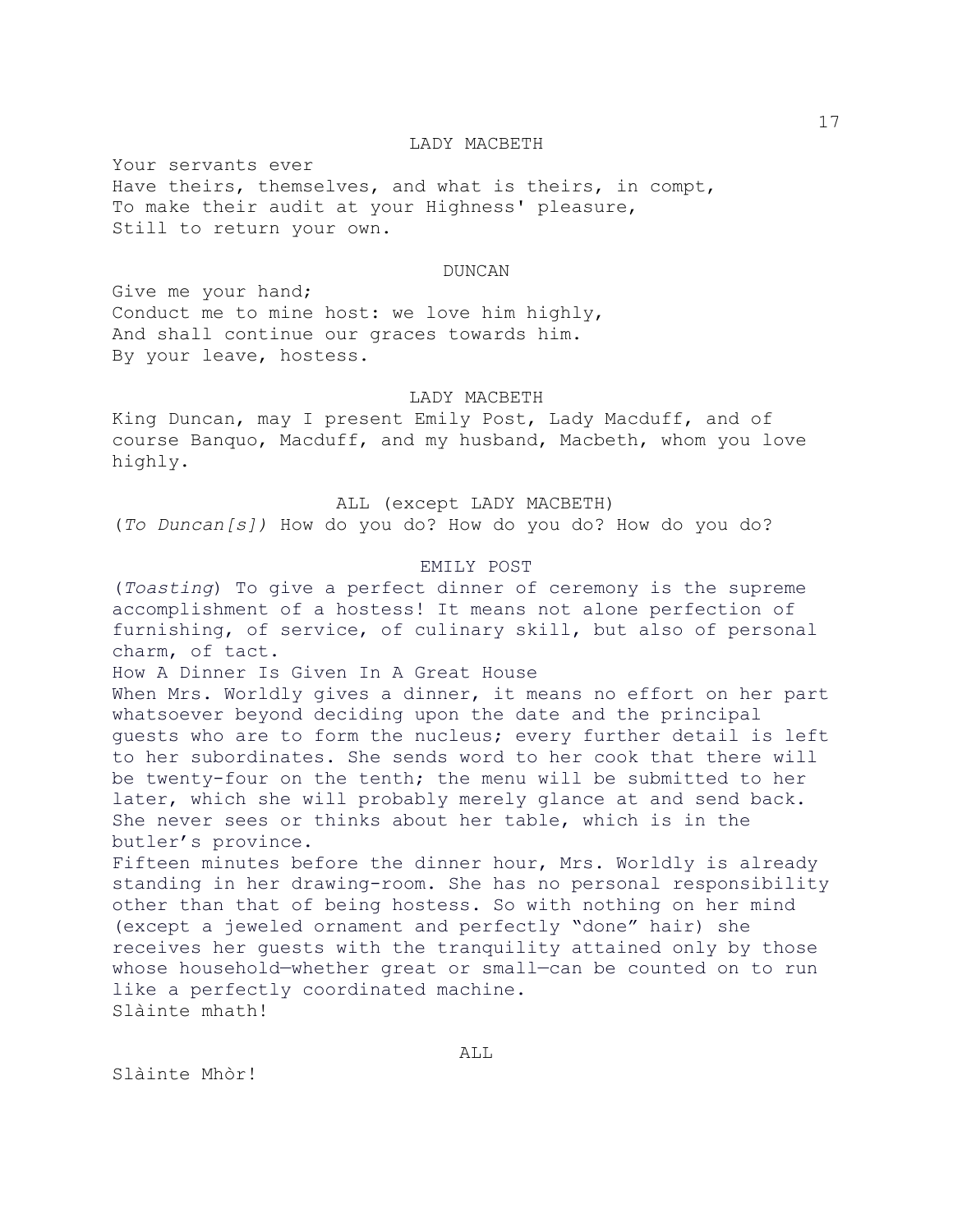LADY MACBETH

Your servants ever
Have theirs, themselves, and what is theirs, in compt,
To make their audit at your Highness' pleasure,
Still to return your own.

DUNCAN

Give me your hand;
Conduct me to mine host: we love him highly,
And shall continue our graces towards him.
By your leave, hostess.

LADY MACBETH

King Duncan, may I present Emily Post, Lady Macduff, and of course Banquo, Macduff, and my husband, Macbeth, whom you love highly.

ALL (except LADY MACBETH)

(*To Duncan[s]*) How do you do? How do you do? How do you do?

EMILY POST

(*Toasting*) To give a perfect dinner of ceremony is the supreme accomplishment of a hostess! It means not alone perfection of furnishing, of service, of culinary skill, but also of personal charm, of tact.
How A Dinner Is Given In A Great House
When Mrs. Worldly gives a dinner, it means no effort on her part whatsoever beyond deciding upon the date and the principal guests who are to form the nucleus; every further detail is left to her subordinates. She sends word to her cook that there will be twenty-four on the tenth; the menu will be submitted to her later, which she will probably merely glance at and send back. She never sees or thinks about her table, which is in the butler's province.
Fifteen minutes before the dinner hour, Mrs. Worldly is already standing in her drawing-room. She has no personal responsibility other than that of being hostess. So with nothing on her mind (except a jeweled ornament and perfectly "done" hair) she receives her guests with the tranquility attained only by those whose household—whether great or small—can be counted on to run like a perfectly coordinated machine.
Slàinte mhath!

ALL

Slàinte Mhòr!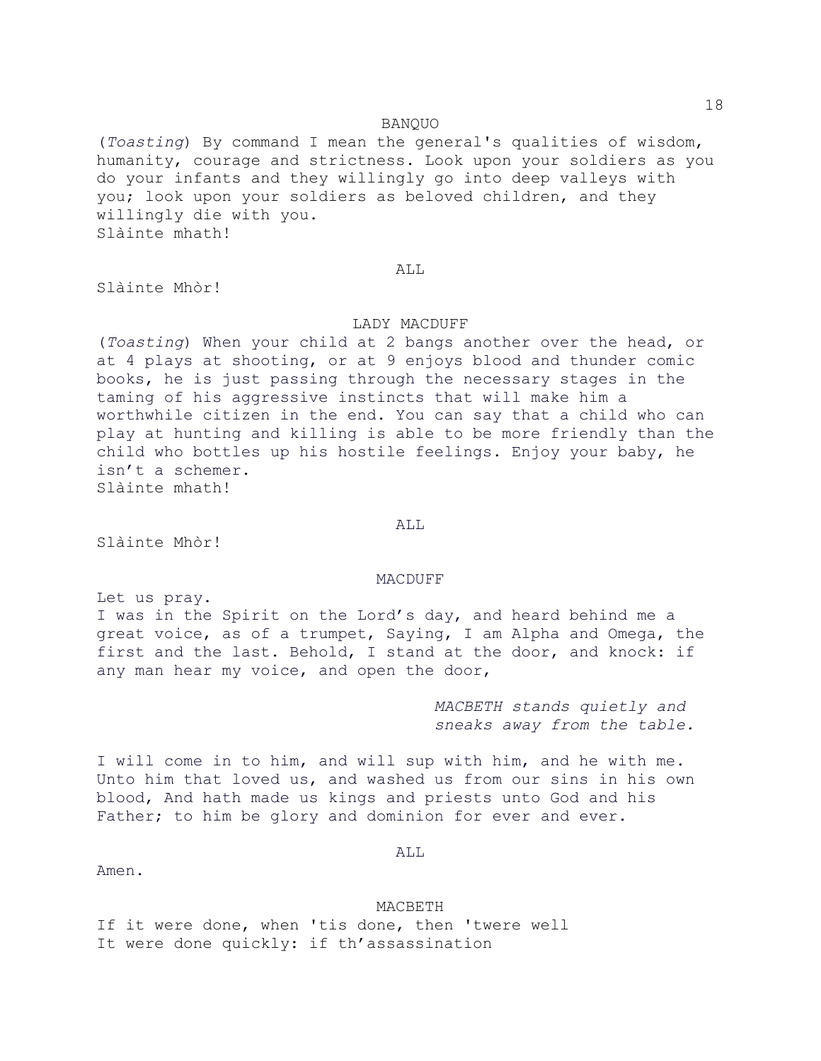BANQUO

(*Toasting*) By command I mean the general's qualities of wisdom, humanity, courage and strictness. Look upon your soldiers as you do your infants and they willingly go into deep valleys with you; look upon your soldiers as beloved children, and they willingly die with you.
Slàinte mhath!

ALL

Slàinte Mhòr!

LADY MACDUFF

(*Toasting*) When your child at 2 bangs another over the head, or at 4 plays at shooting, or at 9 enjoys blood and thunder comic books, he is just passing through the necessary stages in the taming of his aggressive instincts that will make him a worthwhile citizen in the end. You can say that a child who can play at hunting and killing is able to be more friendly than the child who bottles up his hostile feelings. Enjoy your baby, he isn't a schemer.
Slàinte mhath!

ALL

Slàinte Mhòr!

MACDUFF

Let us pray.
I was in the Spirit on the Lord's day, and heard behind me a great voice, as of a trumpet, Saying, I am Alpha and Omega, the first and the last. Behold, I stand at the door, and knock: if any man hear my voice, and open the door,

*MACBETH stands quietly and sneaks away from the table.*

I will come in to him, and will sup with him, and he with me. Unto him that loved us, and washed us from our sins in his own blood, And hath made us kings and priests unto God and his Father; to him be glory and dominion for ever and ever.

ALL

Amen.

MACBETH

If it were done, when 'tis done, then 'twere well
It were done quickly: if th'assassination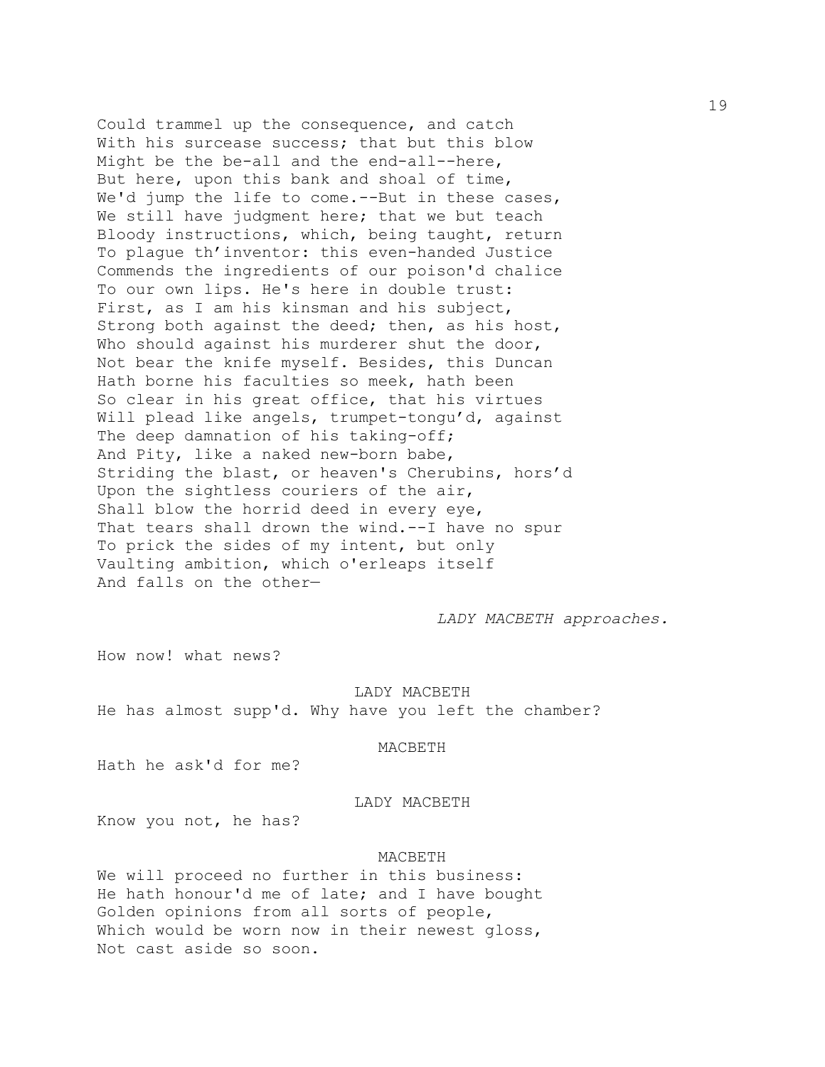Could trammel up the consequence, and catch
With his surcease success; that but this blow
Might be the be-all and the end-all--here,
But here, upon this bank and shoal of time,
We'd jump the life to come.--But in these cases,
We still have judgment here; that we but teach
Bloody instructions, which, being taught, return
To plague th'inventor: this even-handed Justice
Commends the ingredients of our poison'd chalice
To our own lips. He's here in double trust:
First, as I am his kinsman and his subject,
Strong both against the deed; then, as his host,
Who should against his murderer shut the door,
Not bear the knife myself. Besides, this Duncan
Hath borne his faculties so meek, hath been
So clear in his great office, that his virtues
Will plead like angels, trumpet-tongu'd, against
The deep damnation of his taking-off;
And Pity, like a naked new-born babe,
Striding the blast, or heaven's Cherubins, hors'd
Upon the sightless couriers of the air,
Shall blow the horrid deed in every eye,
That tears shall drown the wind.--I have no spur
To prick the sides of my intent, but only
Vaulting ambition, which o'erleaps itself
And falls on the other—

*LADY MACBETH approaches.*

How now! what news?

LADY MACBETH

He has almost supp'd. Why have you left the chamber?

MACBETH

Hath he ask'd for me?

LADY MACBETH

Know you not, he has?

MACBETH

We will proceed no further in this business:
He hath honour'd me of late; and I have bought
Golden opinions from all sorts of people,
Which would be worn now in their newest gloss,
Not cast aside so soon.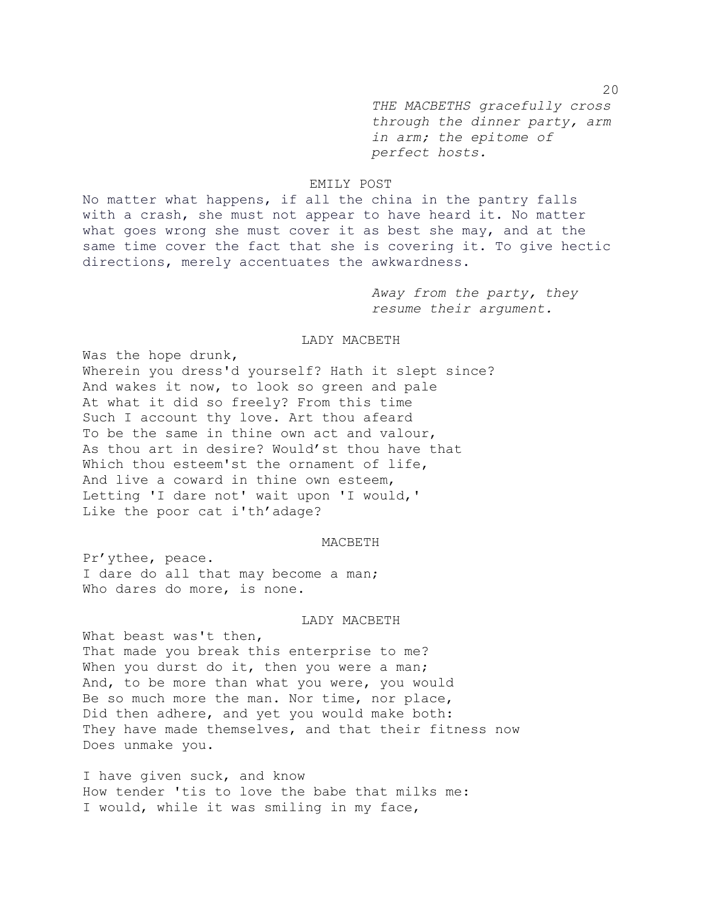*THE MACBETHS gracefully cross through the dinner party, arm in arm; the epitome of perfect hosts.*

EMILY POST

No matter what happens, if all the china in the pantry falls with a crash, she must not appear to have heard it. No matter what goes wrong she must cover it as best she may, and at the same time cover the fact that she is covering it. To give hectic directions, merely accentuates the awkwardness.

*Away from the party, they resume their argument.*

LADY MACBETH

Was the hope drunk,
Wherein you dress'd yourself? Hath it slept since?
And wakes it now, to look so green and pale
At what it did so freely? From this time
Such I account thy love. Art thou afeard
To be the same in thine own act and valour,
As thou art in desire? Would'st thou have that
Which thou esteem'st the ornament of life,
And live a coward in thine own esteem,
Letting 'I dare not' wait upon 'I would,'
Like the poor cat i'th'adage?

MACBETH

Pr'ythee, peace.
I dare do all that may become a man;
Who dares do more, is none.

LADY MACBETH

What beast was't then,
That made you break this enterprise to me?
When you durst do it, then you were a man;
And, to be more than what you were, you would
Be so much more the man. Nor time, nor place,
Did then adhere, and yet you would make both:
They have made themselves, and that their fitness now
Does unmake you.

I have given suck, and know
How tender 'tis to love the babe that milks me:
I would, while it was smiling in my face,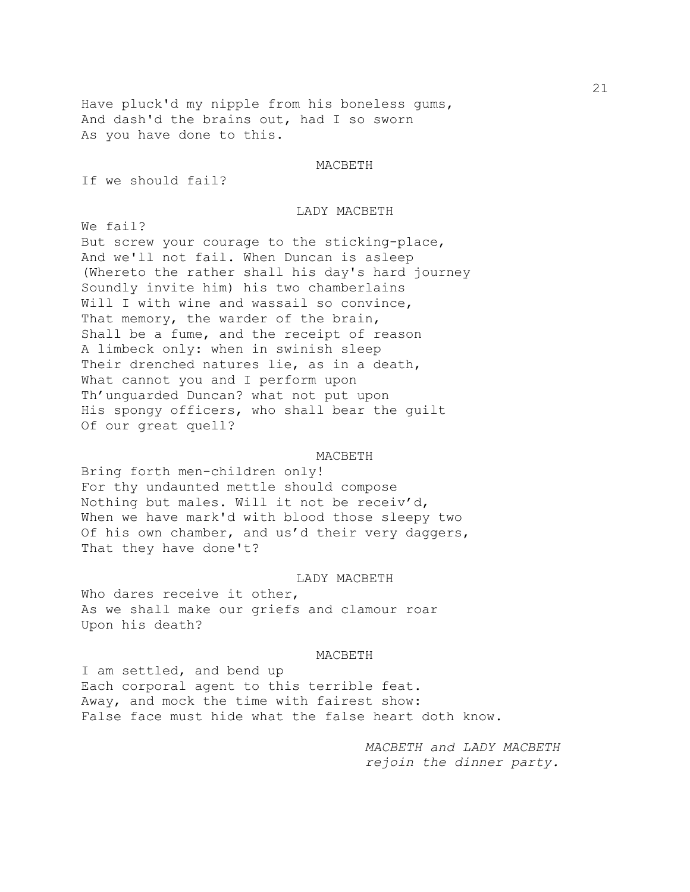Have pluck'd my nipple from his boneless gums,
And dash'd the brains out, had I so sworn
As you have done to this.

MACBETH

If we should fail?

LADY MACBETH

We fail?
But screw your courage to the sticking-place,
And we'll not fail. When Duncan is asleep
(Whereto the rather shall his day's hard journey
Soundly invite him) his two chamberlains
Will I with wine and wassail so convince,
That memory, the warder of the brain,
Shall be a fume, and the receipt of reason
A limbeck only: when in swinish sleep
Their drenched natures lie, as in a death,
What cannot you and I perform upon
Th'unguarded Duncan? what not put upon
His spongy officers, who shall bear the guilt
Of our great quell?

MACBETH

Bring forth men-children only!
For thy undaunted mettle should compose
Nothing but males. Will it not be receiv'd,
When we have mark'd with blood those sleepy two
Of his own chamber, and us'd their very daggers,
That they have done't?

LADY MACBETH

Who dares receive it other,
As we shall make our griefs and clamour roar
Upon his death?

MACBETH

I am settled, and bend up
Each corporal agent to this terrible feat.
Away, and mock the time with fairest show:
False face must hide what the false heart doth know.

*MACBETH and LADY MACBETH rejoin the dinner party.*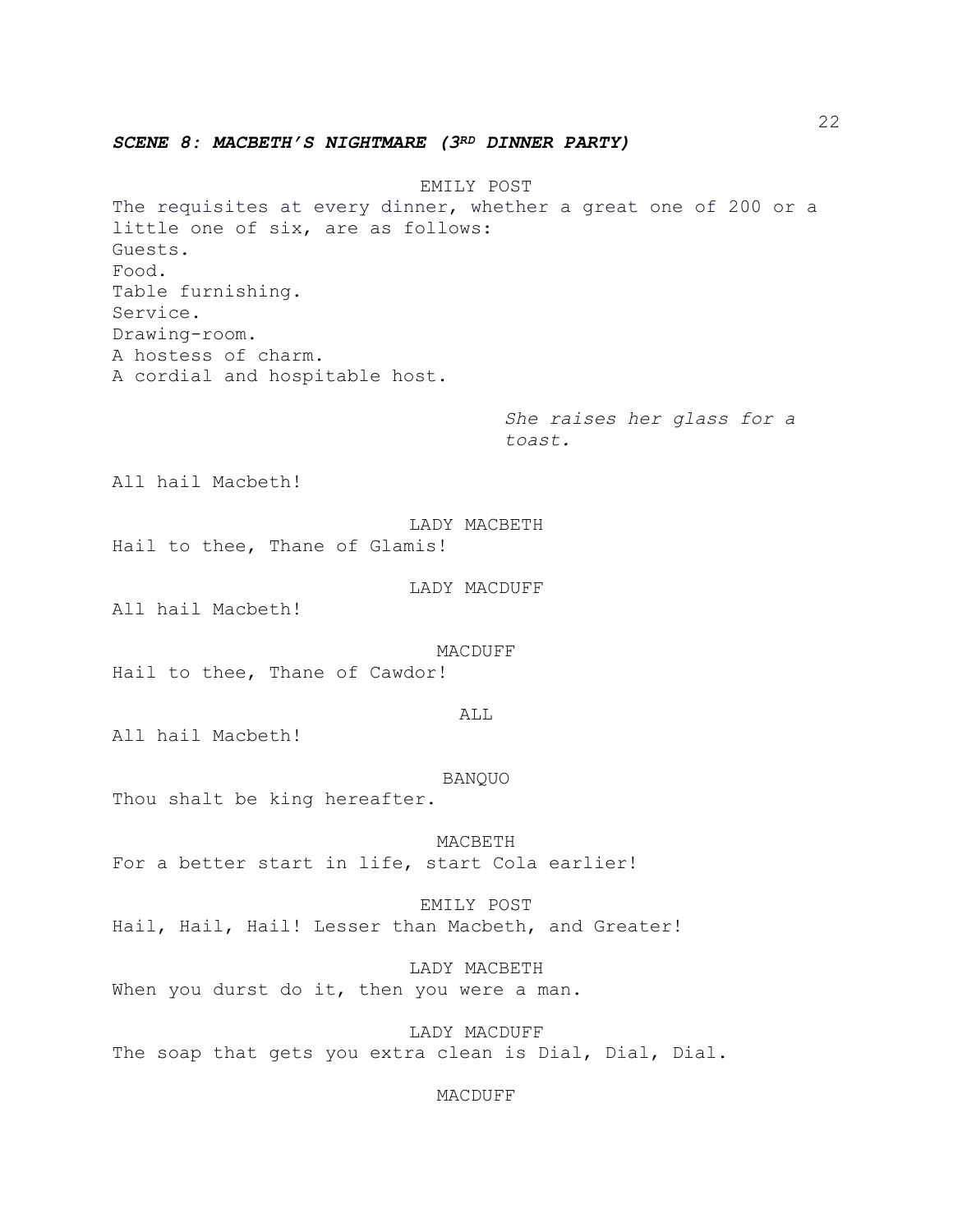***SCENE 8: MACBETH'S NIGHTMARE (3RD DINNER PARTY)***

EMILY POST

The requisites at every dinner, whether a great one of 200 or a little one of six, are as follows:
Guests.
Food.
Table furnishing.
Service.
Drawing-room.
A hostess of charm.
A cordial and hospitable host.

*She raises her glass for a toast.*

All hail Macbeth!

LADY MACBETH

Hail to thee, Thane of Glamis!

LADY MACDUFF

All hail Macbeth!

MACDUFF

Hail to thee, Thane of Cawdor!

ALL

All hail Macbeth!

BANQUO

Thou shalt be king hereafter.

MACBETH

For a better start in life, start Cola earlier!

EMILY POST

Hail, Hail, Hail! Lesser than Macbeth, and Greater!

LADY MACBETH

When you durst do it, then you were a man.

LADY MACDUFF

The soap that gets you extra clean is Dial, Dial, Dial.

MACDUFF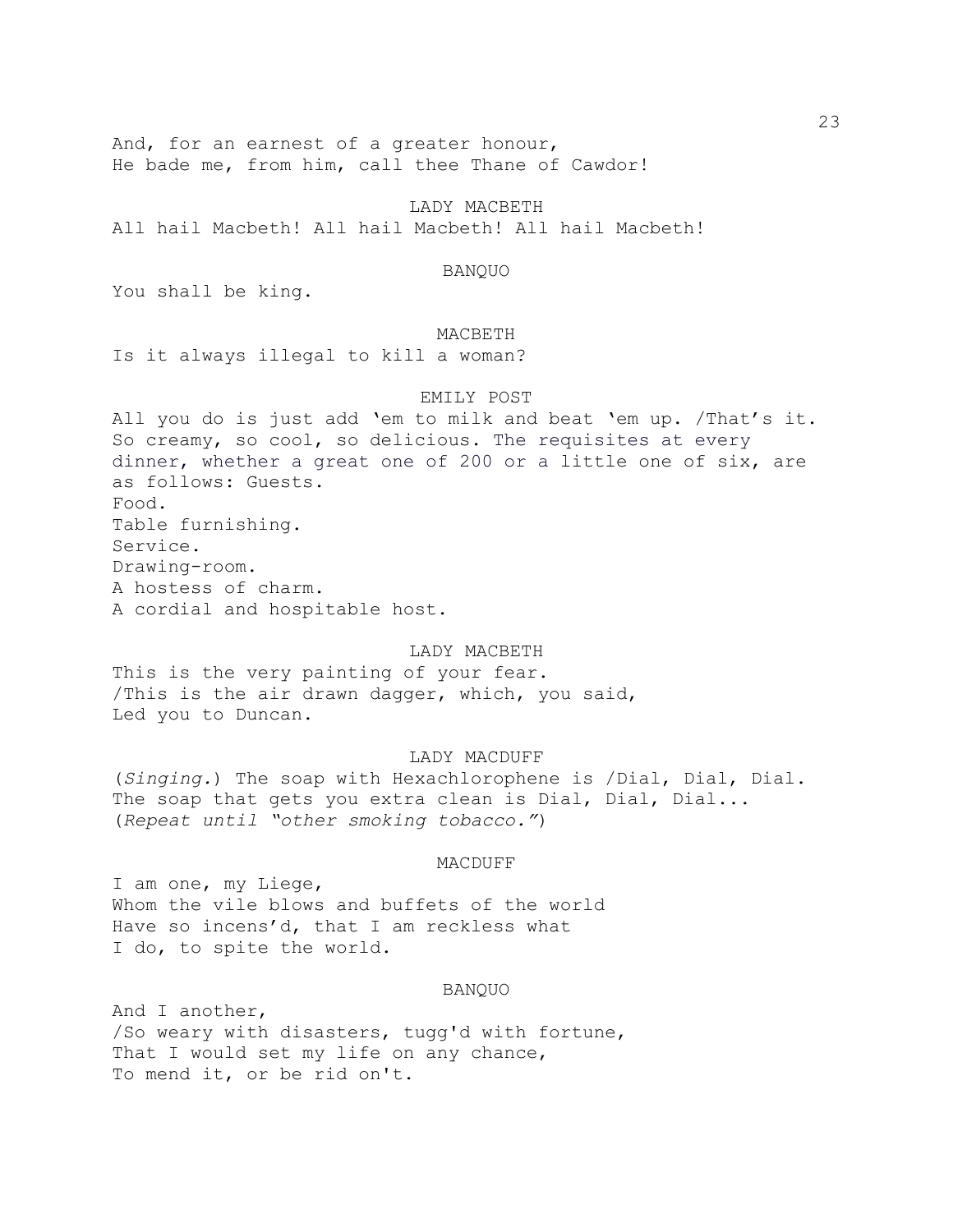And, for an earnest of a greater honour,
He bade me, from him, call thee Thane of Cawdor!

LADY MACBETH

All hail Macbeth! All hail Macbeth! All hail Macbeth!

BANQUO

You shall be king.

MACBETH

Is it always illegal to kill a woman?

EMILY POST

All you do is just add 'em to milk and beat 'em up. /That's it. So creamy, so cool, so delicious. The requisites at every dinner, whether a great one of 200 or a little one of six, are as follows: Guests.
Food.
Table furnishing.
Service.
Drawing-room.
A hostess of charm.
A cordial and hospitable host.

LADY MACBETH

This is the very painting of your fear.
/This is the air drawn dagger, which, you said,
Led you to Duncan.

LADY MACDUFF

(*Singing.*) The soap with Hexachlorophene is /Dial, Dial, Dial.
The soap that gets you extra clean is Dial, Dial, Dial...
(*Repeat until "other smoking tobacco."*)

MACDUFF

I am one, my Liege,
Whom the vile blows and buffets of the world
Have so incens'd, that I am reckless what
I do, to spite the world.

BANQUO

And I another,
/So weary with disasters, tugg'd with fortune,
That I would set my life on any chance,
To mend it, or be rid on't.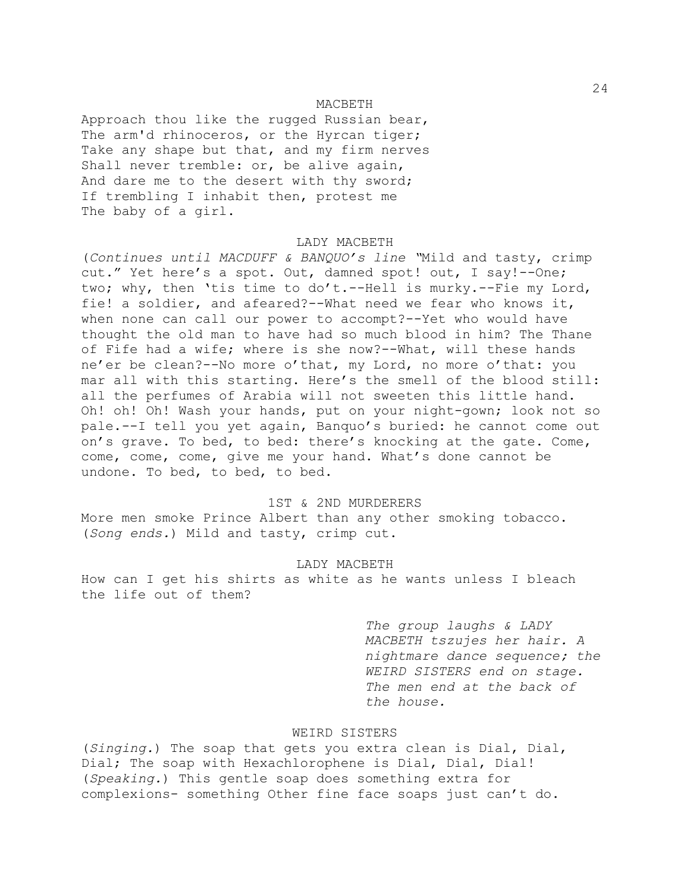MACBETH

Approach thou like the rugged Russian bear,
The arm'd rhinoceros, or the Hyrcan tiger;
Take any shape but that, and my firm nerves
Shall never tremble: or, be alive again,
And dare me to the desert with thy sword;
If trembling I inhabit then, protest me
The baby of a girl.

LADY MACBETH

(*Continues until MACDUFF & BANQUO's line* "Mild and tasty, crimp cut." Yet here's a spot. Out, damned spot! out, I say!--One; two; why, then 'tis time to do't.--Hell is murky.--Fie my Lord, fie! a soldier, and afeared?--What need we fear who knows it, when none can call our power to accompt?--Yet who would have thought the old man to have had so much blood in him? The Thane of Fife had a wife; where is she now?--What, will these hands ne'er be clean?--No more o'that, my Lord, no more o'that: you mar all with this starting. Here's the smell of the blood still: all the perfumes of Arabia will not sweeten this little hand. Oh! oh! Oh! Wash your hands, put on your night-gown; look not so pale.--I tell you yet again, Banquo's buried: he cannot come out on's grave. To bed, to bed: there's knocking at the gate. Come, come, come, come, give me your hand. What's done cannot be undone. To bed, to bed, to bed.

1ST & 2ND MURDERERS

More men smoke Prince Albert than any other smoking tobacco. (*Song ends.*) Mild and tasty, crimp cut.

LADY MACBETH

How can I get his shirts as white as he wants unless I bleach the life out of them?

*The group laughs & LADY MACBETH tszujes her hair. A nightmare dance sequence; the WEIRD SISTERS end on stage. The men end at the back of the house.*

WEIRD SISTERS

(*Singing.*) The soap that gets you extra clean is Dial, Dial, Dial; The soap with Hexachlorophene is Dial, Dial, Dial! (*Speaking.*) This gentle soap does something extra for complexions- something Other fine face soaps just can't do.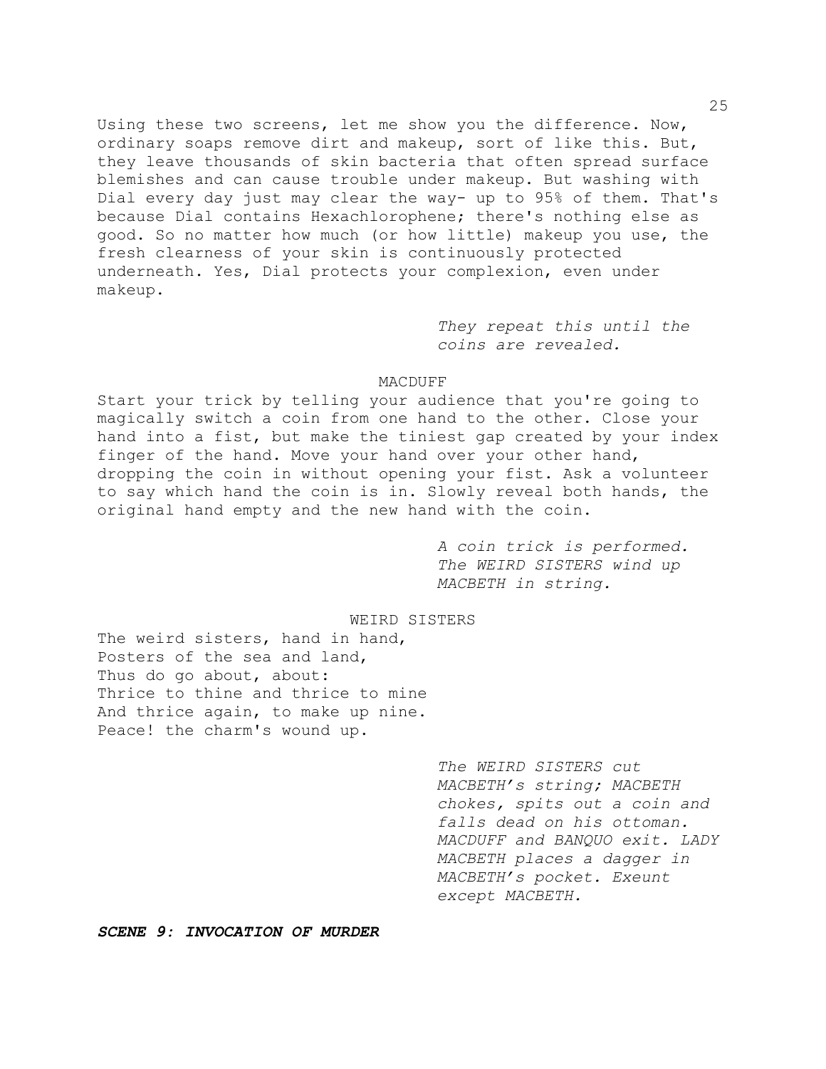Using these two screens, let me show you the difference. Now, ordinary soaps remove dirt and makeup, sort of like this. But, they leave thousands of skin bacteria that often spread surface blemishes and can cause trouble under makeup. But washing with Dial every day just may clear the way- up to 95% of them. That's because Dial contains Hexachlorophene; there's nothing else as good. So no matter how much (or how little) makeup you use, the fresh clearness of your skin is continuously protected underneath. Yes, Dial protects your complexion, even under makeup.

*They repeat this until the coins are revealed.*

MACDUFF

Start your trick by telling your audience that you're going to magically switch a coin from one hand to the other. Close your hand into a fist, but make the tiniest gap created by your index finger of the hand. Move your hand over your other hand, dropping the coin in without opening your fist. Ask a volunteer to say which hand the coin is in. Slowly reveal both hands, the original hand empty and the new hand with the coin.

*A coin trick is performed. The WEIRD SISTERS wind up MACBETH in string.*

WEIRD SISTERS

The weird sisters, hand in hand,
Posters of the sea and land,
Thus do go about, about:
Thrice to thine and thrice to mine
And thrice again, to make up nine.
Peace! the charm's wound up.

*The WEIRD SISTERS cut MACBETH's string; MACBETH chokes, spits out a coin and falls dead on his ottoman. MACDUFF and BANQUO exit. LADY MACBETH places a dagger in MACBETH's pocket. Exeunt except MACBETH.*

***SCENE 9: INVOCATION OF MURDER***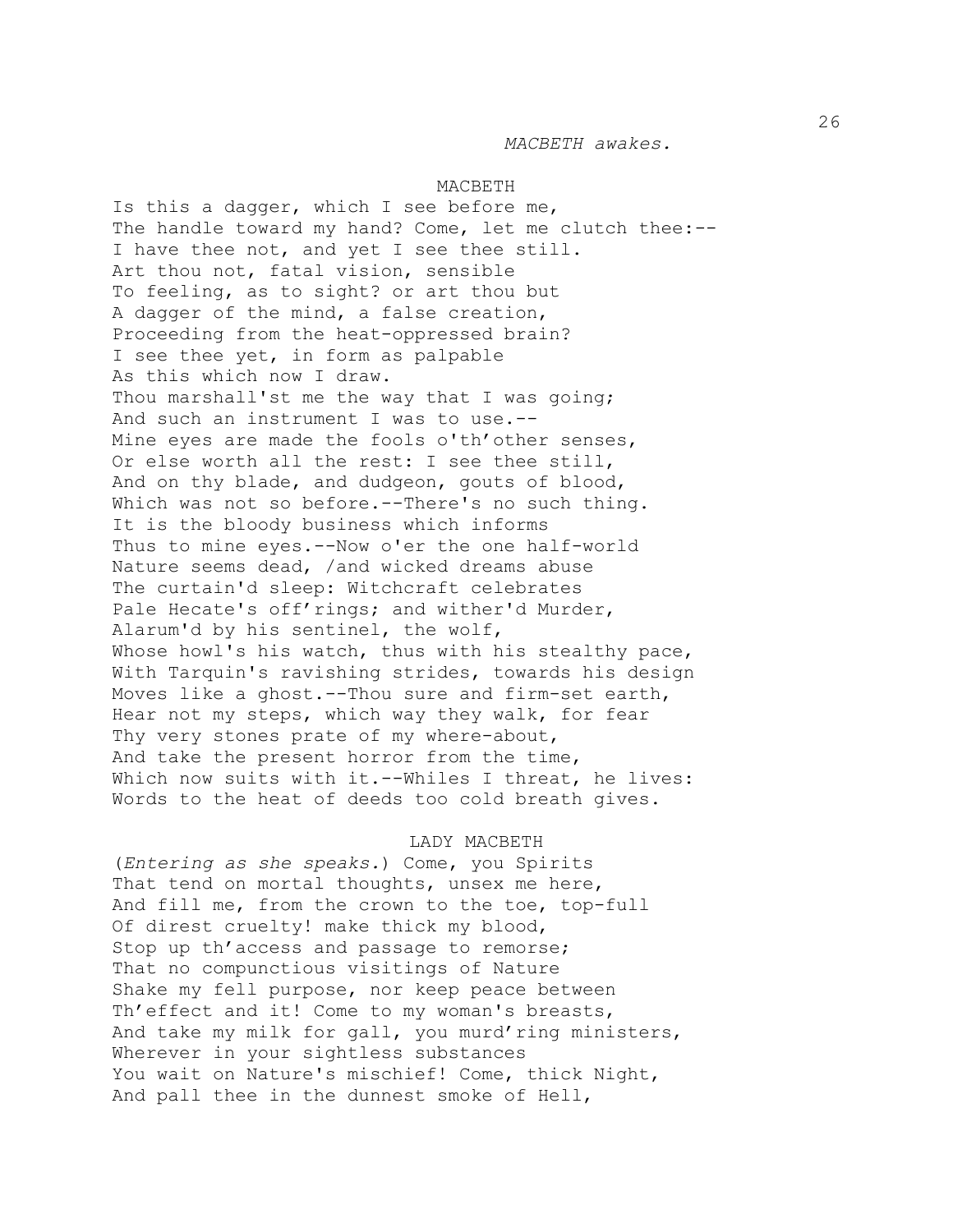*MACBETH awakes.*

MACBETH

Is this a dagger, which I see before me,
The handle toward my hand? Come, let me clutch thee:--
I have thee not, and yet I see thee still.
Art thou not, fatal vision, sensible
To feeling, as to sight? or art thou but
A dagger of the mind, a false creation,
Proceeding from the heat-oppressed brain?
I see thee yet, in form as palpable
As this which now I draw.
Thou marshall'st me the way that I was going;
And such an instrument I was to use.--
Mine eyes are made the fools o'th'other senses,
Or else worth all the rest: I see thee still,
And on thy blade, and dudgeon, gouts of blood,
Which was not so before.--There's no such thing.
It is the bloody business which informs
Thus to mine eyes.--Now o'er the one half-world
Nature seems dead, /and wicked dreams abuse
The curtain'd sleep: Witchcraft celebrates
Pale Hecate's off'rings; and wither'd Murder,
Alarum'd by his sentinel, the wolf,
Whose howl's his watch, thus with his stealthy pace,
With Tarquin's ravishing strides, towards his design
Moves like a ghost.--Thou sure and firm-set earth,
Hear not my steps, which way they walk, for fear
Thy very stones prate of my where-about,
And take the present horror from the time,
Which now suits with it.--Whiles I threat, he lives:
Words to the heat of deeds too cold breath gives.

LADY MACBETH

(*Entering as she speaks.*) Come, you Spirits
That tend on mortal thoughts, unsex me here,
And fill me, from the crown to the toe, top-full
Of direst cruelty! make thick my blood,
Stop up th'access and passage to remorse;
That no compunctious visitings of Nature
Shake my fell purpose, nor keep peace between
Th'effect and it! Come to my woman's breasts,
And take my milk for gall, you murd'ring ministers,
Wherever in your sightless substances
You wait on Nature's mischief! Come, thick Night,
And pall thee in the dunnest smoke of Hell,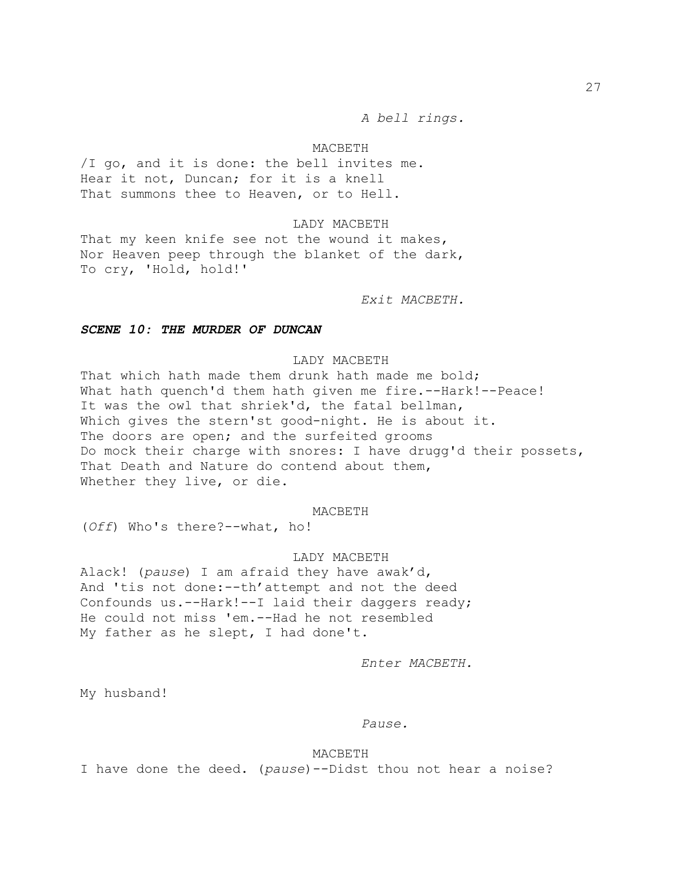*A bell rings.*

MACBETH

/I go, and it is done: the bell invites me.
Hear it not, Duncan; for it is a knell
That summons thee to Heaven, or to Hell.

LADY MACBETH

That my keen knife see not the wound it makes,
Nor Heaven peep through the blanket of the dark,
To cry, 'Hold, hold!'

*Exit MACBETH.*

***SCENE 10: THE MURDER OF DUNCAN***

LADY MACBETH

That which hath made them drunk hath made me bold;
What hath quench'd them hath given me fire.--Hark!--Peace!
It was the owl that shriek'd, the fatal bellman,
Which gives the stern'st good-night. He is about it.
The doors are open; and the surfeited grooms
Do mock their charge with snores: I have drugg'd their possets,
That Death and Nature do contend about them,
Whether they live, or die.

MACBETH

(*Off*) Who's there?--what, ho!

LADY MACBETH

Alack! (*pause*) I am afraid they have awak'd,
And 'tis not done:--th'attempt and not the deed
Confounds us.--Hark!--I laid their daggers ready;
He could not miss 'em.--Had he not resembled
My father as he slept, I had done't.

*Enter MACBETH.*

My husband!

*Pause.*

MACBETH

I have done the deed. (*pause*)--Didst thou not hear a noise?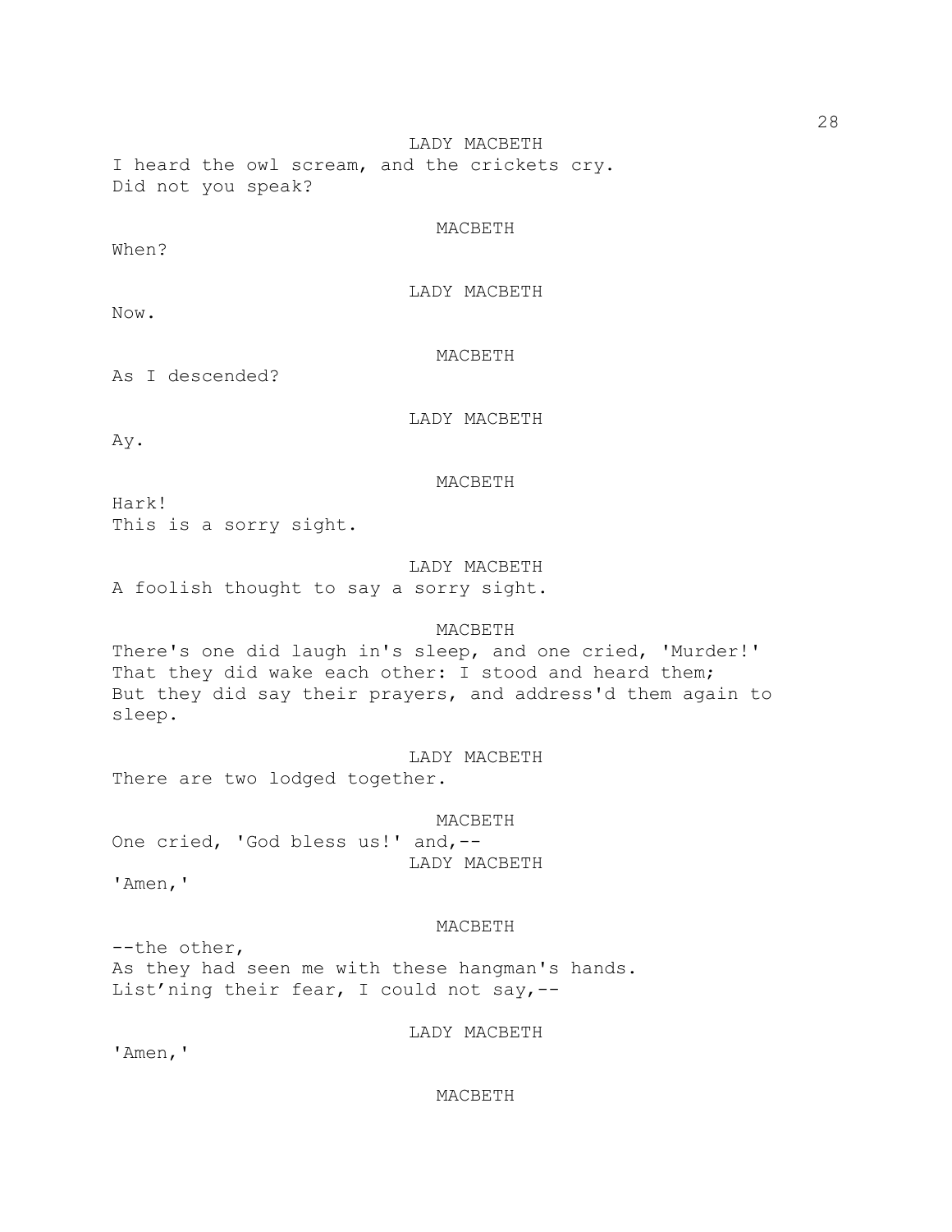LADY MACBETH

I heard the owl scream, and the crickets cry.
Did not you speak?

MACBETH

When?

LADY MACBETH

Now.

MACBETH

As I descended?

LADY MACBETH

Ay.

MACBETH

Hark!
This is a sorry sight.

LADY MACBETH

A foolish thought to say a sorry sight.

MACBETH

There's one did laugh in's sleep, and one cried, 'Murder!'
That they did wake each other: I stood and heard them;
But they did say their prayers, and address'd them again to sleep.

LADY MACBETH

There are two lodged together.

MACBETH

One cried, 'God bless us!' and,--

LADY MACBETH

'Amen,'

MACBETH

--the other,
As they had seen me with these hangman's hands.
List'ning their fear, I could not say,--

LADY MACBETH

'Amen,'

MACBETH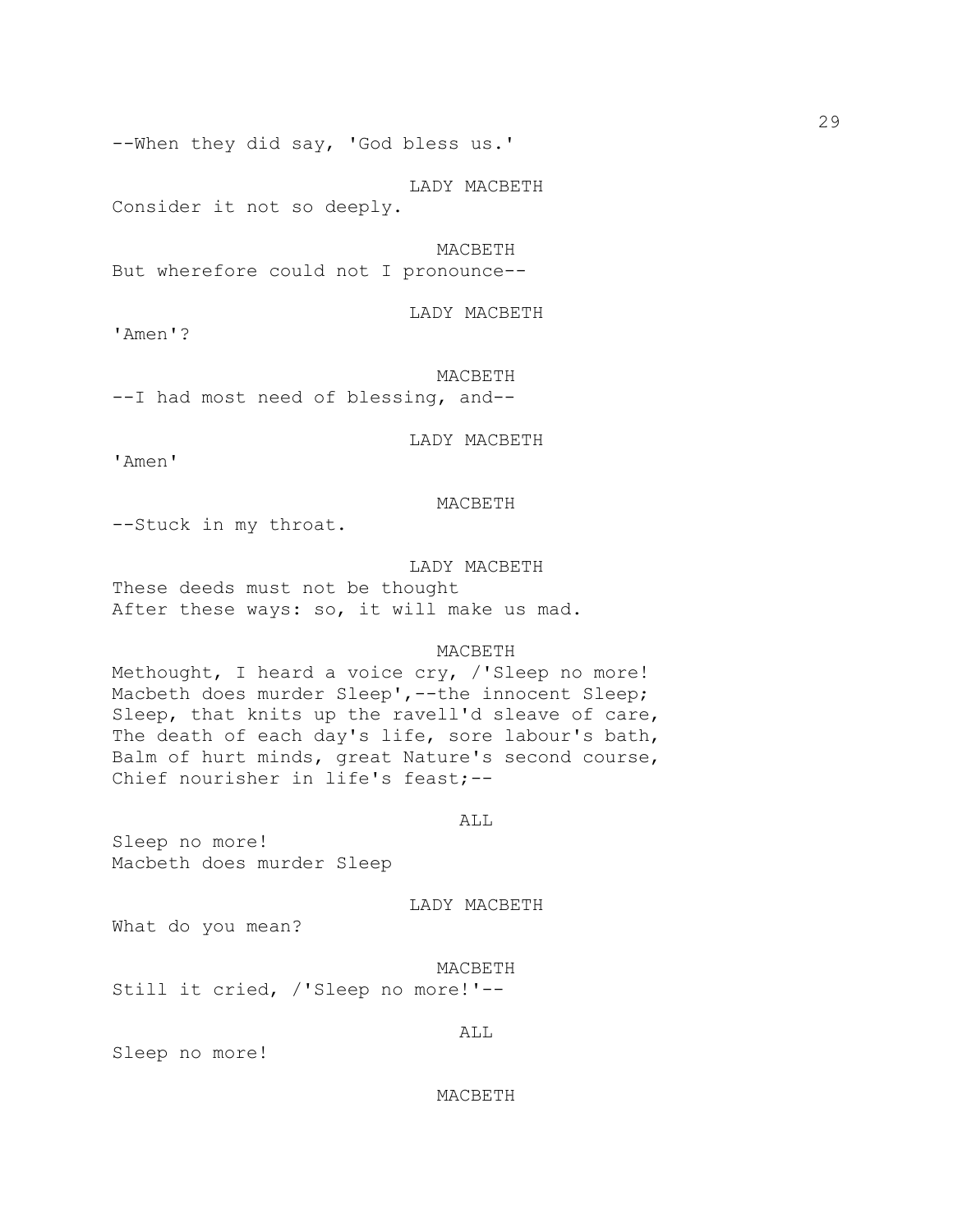--When they did say, 'God bless us.'

LADY MACBETH
Consider it not so deeply.

MACBETH
But wherefore could not I pronounce--

LADY MACBETH
'Amen'?

MACBETH
--I had most need of blessing, and--

LADY MACBETH
'Amen'

MACBETH
--Stuck in my throat.

LADY MACBETH
These deeds must not be thought
After these ways: so, it will make us mad.

MACBETH
Methought, I heard a voice cry, /'Sleep no more!
Macbeth does murder Sleep',--the innocent Sleep;
Sleep, that knits up the ravell'd sleave of care,
The death of each day's life, sore labour's bath,
Balm of hurt minds, great Nature's second course,
Chief nourisher in life's feast;--

ALL
Sleep no more!
Macbeth does murder Sleep

LADY MACBETH
What do you mean?

MACBETH
Still it cried, /'Sleep no more!'--

ALL
Sleep no more!

MACBETH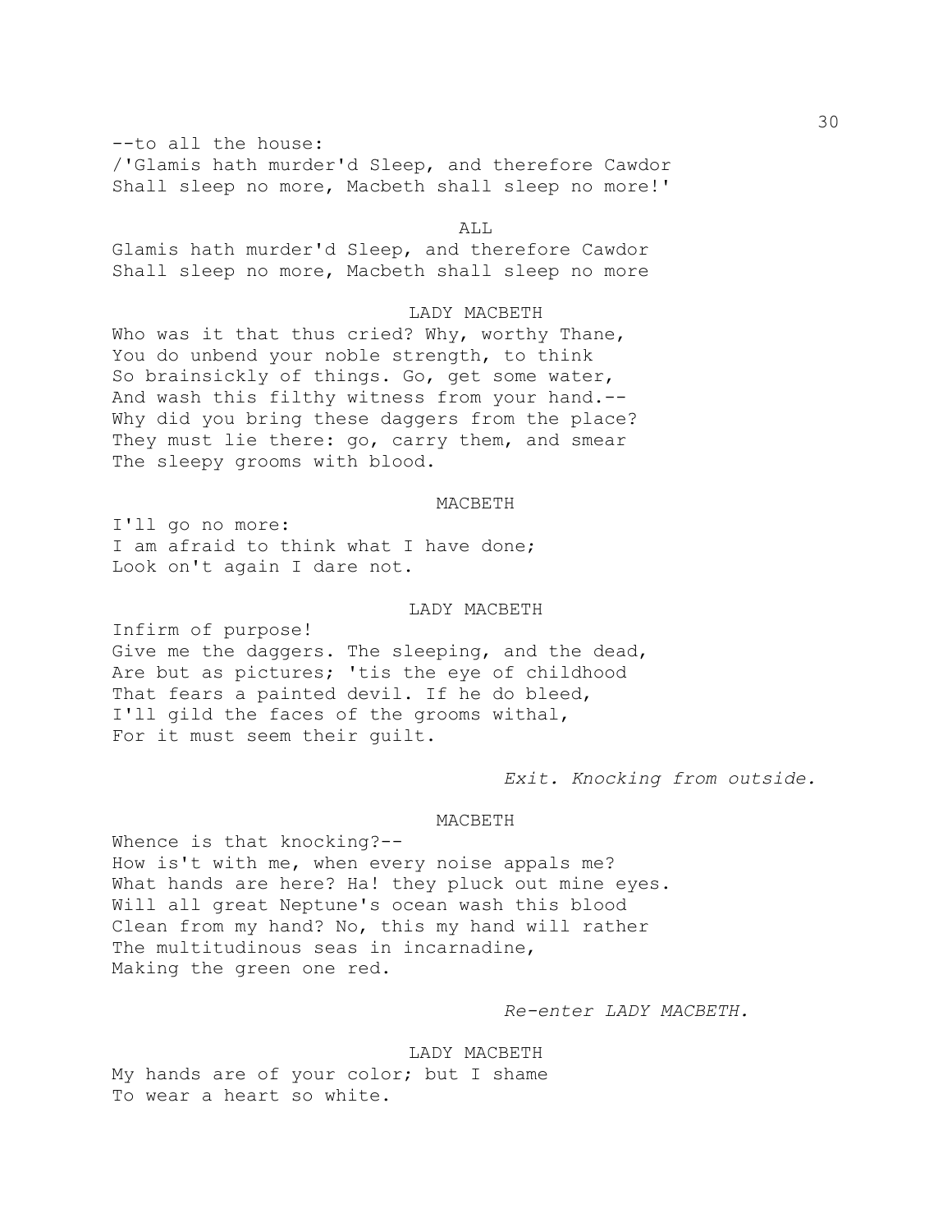--to all the house:
/'Glamis hath murder'd Sleep, and therefore Cawdor
Shall sleep no more, Macbeth shall sleep no more!'

ALL

Glamis hath murder'd Sleep, and therefore Cawdor
Shall sleep no more, Macbeth shall sleep no more

LADY MACBETH

Who was it that thus cried? Why, worthy Thane,
You do unbend your noble strength, to think
So brainsickly of things. Go, get some water,
And wash this filthy witness from your hand.--
Why did you bring these daggers from the place?
They must lie there: go, carry them, and smear
The sleepy grooms with blood.

MACBETH

I'll go no more:
I am afraid to think what I have done;
Look on't again I dare not.

LADY MACBETH

Infirm of purpose!
Give me the daggers. The sleeping, and the dead,
Are but as pictures; 'tis the eye of childhood
That fears a painted devil. If he do bleed,
I'll gild the faces of the grooms withal,
For it must seem their guilt.

*Exit. Knocking from outside.*

MACBETH

Whence is that knocking?--
How is't with me, when every noise appals me?
What hands are here? Ha! they pluck out mine eyes.
Will all great Neptune's ocean wash this blood
Clean from my hand? No, this my hand will rather
The multitudinous seas in incarnadine,
Making the green one red.

*Re-enter LADY MACBETH.*

LADY MACBETH

My hands are of your color; but I shame
To wear a heart so white.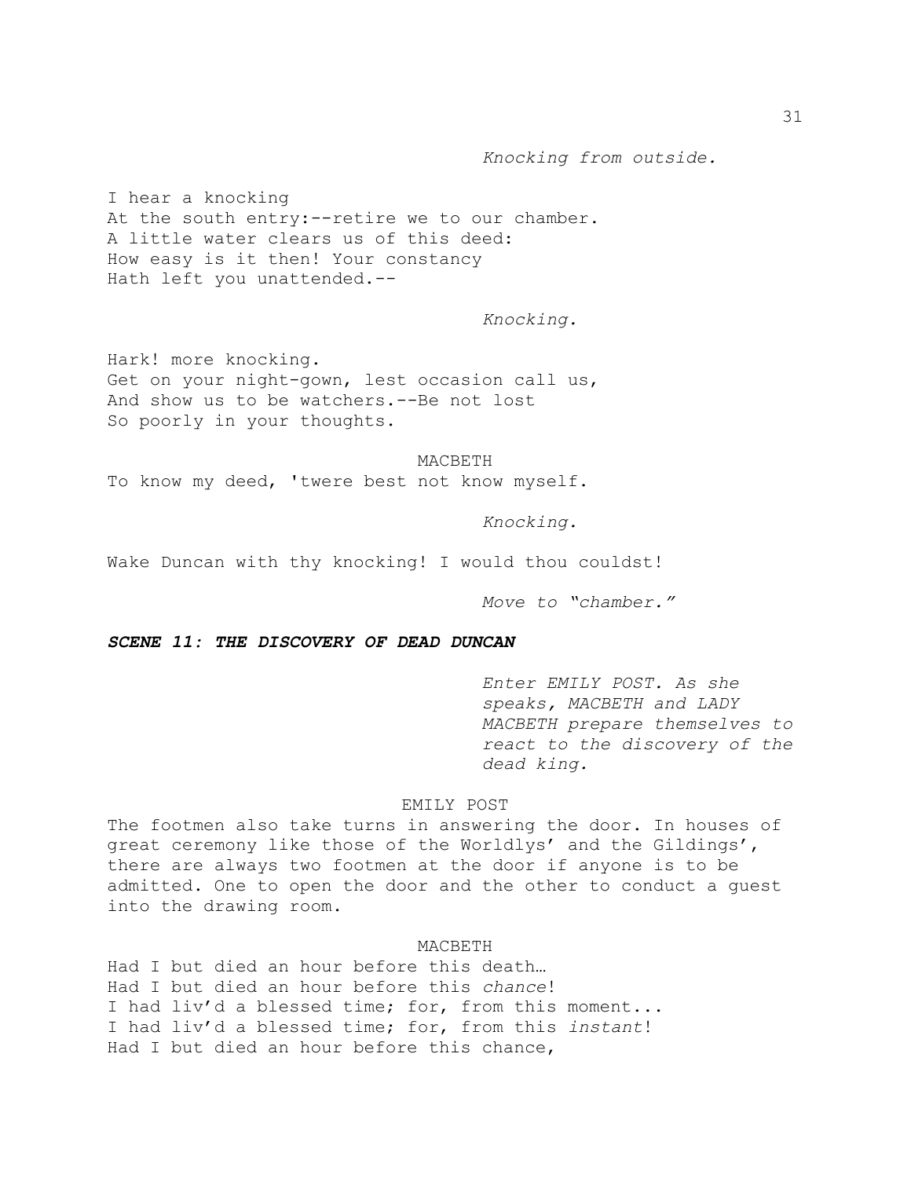*Knocking from outside.*

I hear a knocking
At the south entry:--retire we to our chamber.
A little water clears us of this deed:
How easy is it then! Your constancy
Hath left you unattended.--

*Knocking.*

Hark! more knocking.
Get on your night-gown, lest occasion call us,
And show us to be watchers.--Be not lost
So poorly in your thoughts.

MACBETH

To know my deed, 'twere best not know myself.

*Knocking.*

Wake Duncan with thy knocking! I would thou couldst!

*Move to "chamber."*

***SCENE 11: THE DISCOVERY OF DEAD DUNCAN***

*Enter EMILY POST. As she speaks, MACBETH and LADY MACBETH prepare themselves to react to the discovery of the dead king.*

EMILY POST

The footmen also take turns in answering the door. In houses of great ceremony like those of the Worldlys' and the Gildings', there are always two footmen at the door if anyone is to be admitted. One to open the door and the other to conduct a guest into the drawing room.

MACBETH

Had I but died an hour before this death…
Had I but died an hour before this *chance*!
I had liv'd a blessed time; for, from this moment...
I had liv'd a blessed time; for, from this *instant*!
Had I but died an hour before this chance,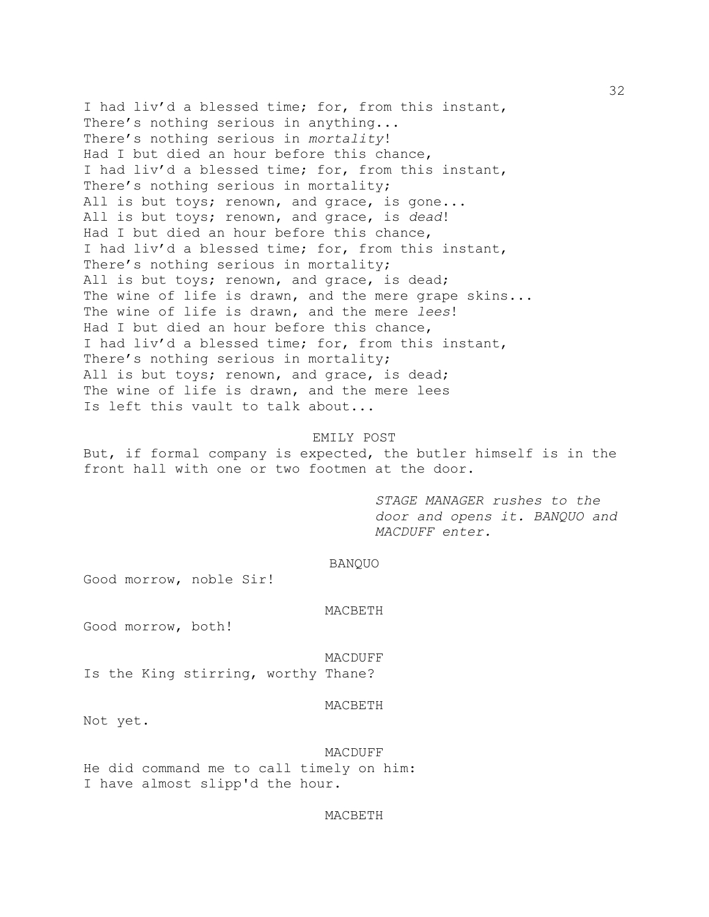I had liv'd a blessed time; for, from this instant,
There's nothing serious in anything...
There's nothing serious in *mortality*!
Had I but died an hour before this chance,
I had liv'd a blessed time; for, from this instant,
There's nothing serious in mortality;
All is but toys; renown, and grace, is gone...
All is but toys; renown, and grace, is *dead*!
Had I but died an hour before this chance,
I had liv'd a blessed time; for, from this instant,
There's nothing serious in mortality;
All is but toys; renown, and grace, is dead;
The wine of life is drawn, and the mere grape skins...
The wine of life is drawn, and the mere *lees*!
Had I but died an hour before this chance,
I had liv'd a blessed time; for, from this instant,
There's nothing serious in mortality;
All is but toys; renown, and grace, is dead;
The wine of life is drawn, and the mere lees
Is left this vault to talk about...

EMILY POST

But, if formal company is expected, the butler himself is in the front hall with one or two footmen at the door.

*STAGE MANAGER rushes to the door and opens it. BANQUO and MACDUFF enter.*

BANQUO

Good morrow, noble Sir!

MACBETH

Good morrow, both!

MACDUFF

Is the King stirring, worthy Thane?

MACBETH

Not yet.

MACDUFF

He did command me to call timely on him:
I have almost slipp'd the hour.

MACBETH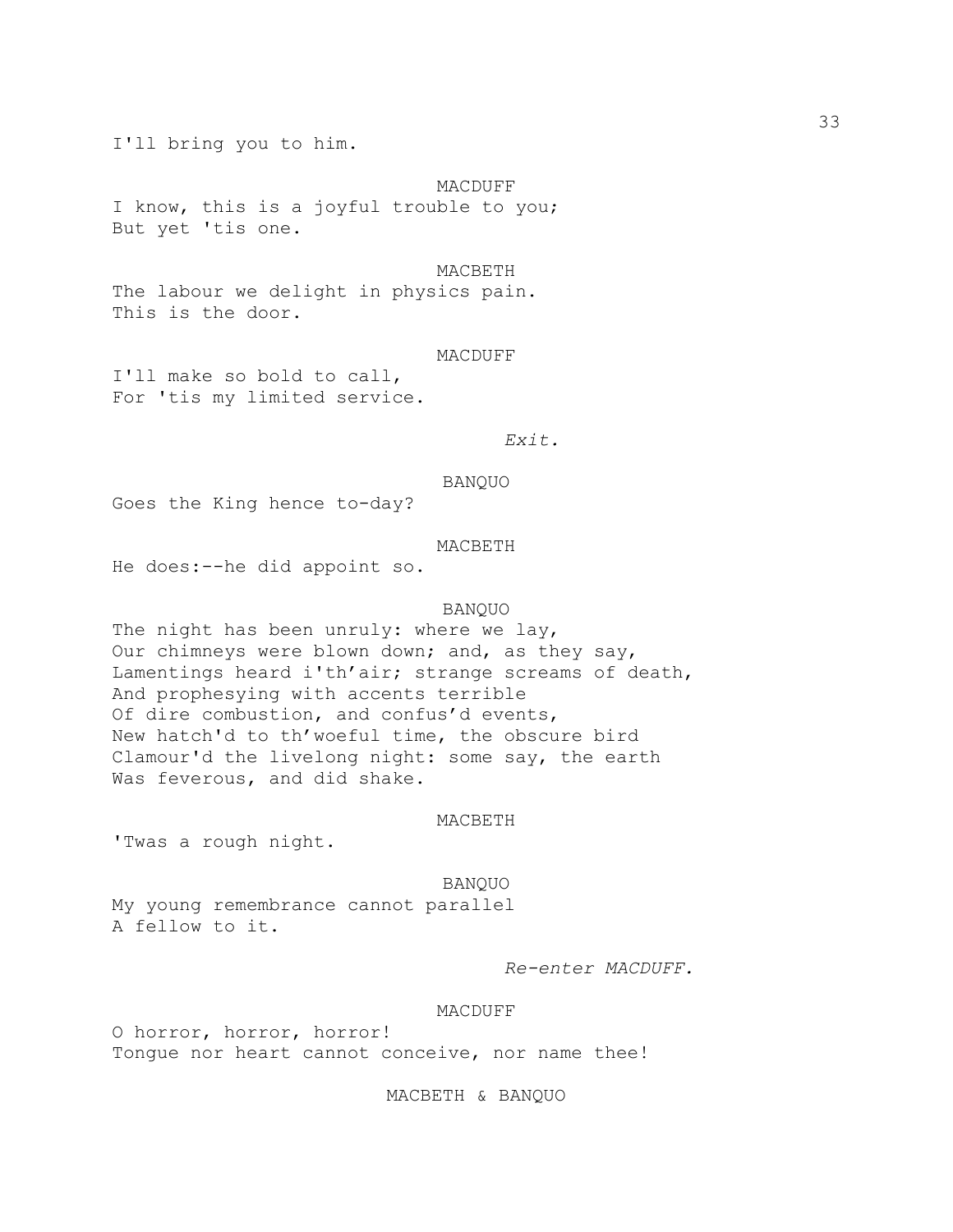I'll bring you to him.

MACDUFF

I know, this is a joyful trouble to you;
But yet 'tis one.

MACBETH

The labour we delight in physics pain.
This is the door.

MACDUFF

I'll make so bold to call,
For 'tis my limited service.

*Exit.*

BANQUO

Goes the King hence to-day?

MACBETH

He does:--he did appoint so.

BANQUO

The night has been unruly: where we lay,
Our chimneys were blown down; and, as they say,
Lamentings heard i'th'air; strange screams of death,
And prophesying with accents terrible
Of dire combustion, and confus'd events,
New hatch'd to th'woeful time, the obscure bird
Clamour'd the livelong night: some say, the earth
Was feverous, and did shake.

MACBETH

'Twas a rough night.

BANQUO

My young remembrance cannot parallel
A fellow to it.

*Re-enter MACDUFF.*

MACDUFF

O horror, horror, horror!
Tongue nor heart cannot conceive, nor name thee!

MACBETH & BANQUO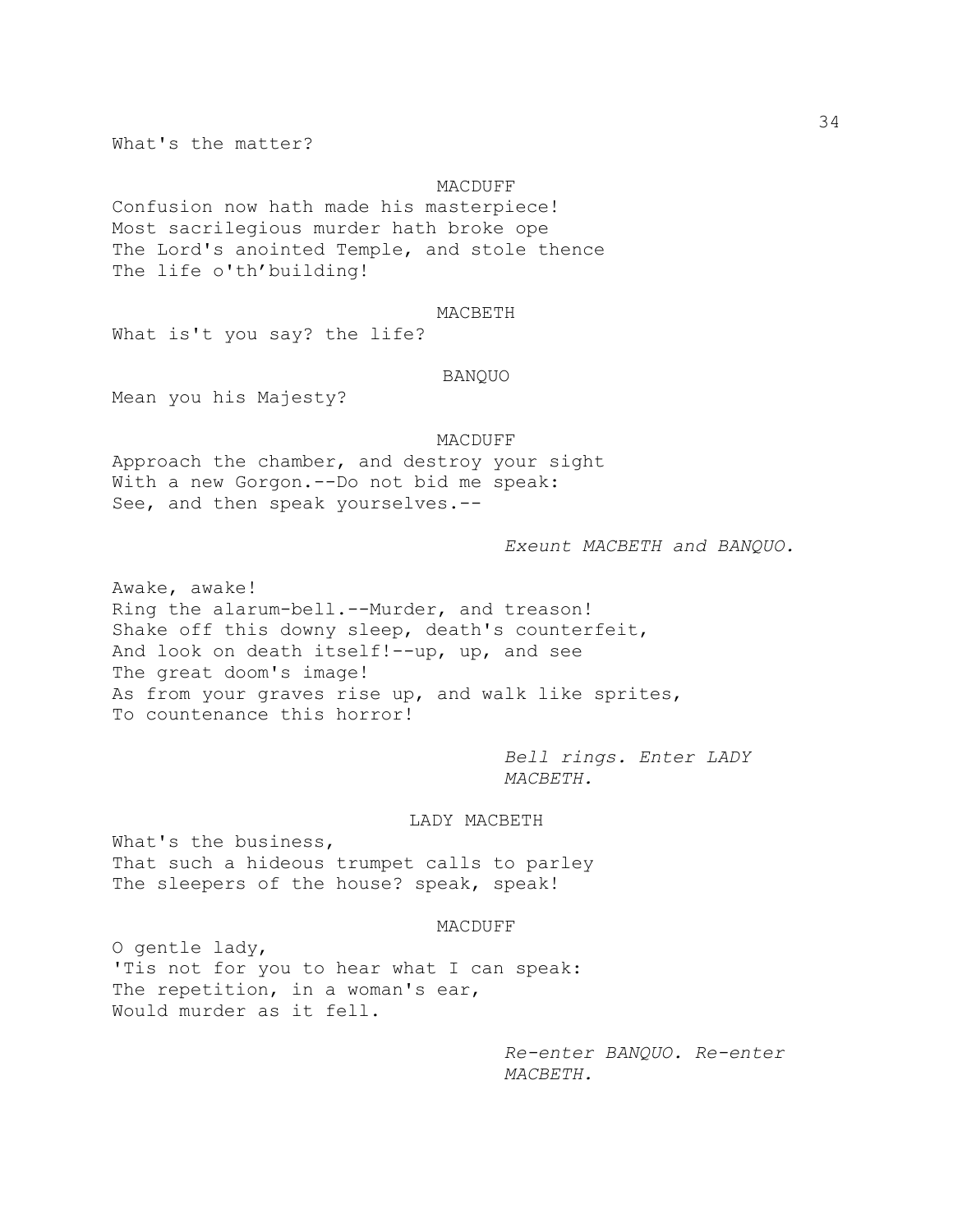What's the matter?

MACDUFF

Confusion now hath made his masterpiece!
Most sacrilegious murder hath broke ope
The Lord's anointed Temple, and stole thence
The life o'th'building!

MACBETH

What is't you say? the life?

BANQUO

Mean you his Majesty?

MACDUFF

Approach the chamber, and destroy your sight
With a new Gorgon.--Do not bid me speak:
See, and then speak yourselves.--

*Exeunt MACBETH and BANQUO.*

Awake, awake!
Ring the alarum-bell.--Murder, and treason!
Shake off this downy sleep, death's counterfeit,
And look on death itself!--up, up, and see
The great doom's image!
As from your graves rise up, and walk like sprites,
To countenance this horror!

*Bell rings. Enter LADY MACBETH.*

LADY MACBETH

What's the business,
That such a hideous trumpet calls to parley
The sleepers of the house? speak, speak!

MACDUFF

O gentle lady,
'Tis not for you to hear what I can speak:
The repetition, in a woman's ear,
Would murder as it fell.

*Re-enter BANQUO. Re-enter MACBETH.*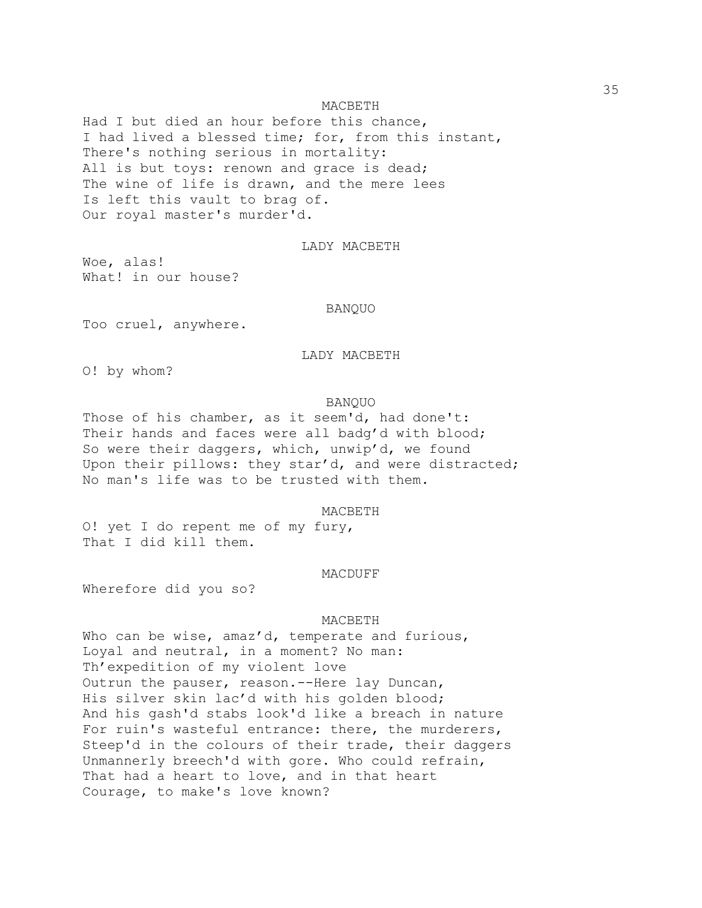MACBETH

Had I but died an hour before this chance,
I had lived a blessed time; for, from this instant,
There's nothing serious in mortality:
All is but toys: renown and grace is dead;
The wine of life is drawn, and the mere lees
Is left this vault to brag of.
Our royal master's murder'd.

LADY MACBETH

Woe, alas!
What! in our house?

BANQUO

Too cruel, anywhere.

LADY MACBETH

O! by whom?

BANQUO

Those of his chamber, as it seem'd, had done't:
Their hands and faces were all badg'd with blood;
So were their daggers, which, unwip'd, we found
Upon their pillows: they star'd, and were distracted;
No man's life was to be trusted with them.

MACBETH

O! yet I do repent me of my fury,
That I did kill them.

MACDUFF

Wherefore did you so?

MACBETH

Who can be wise, amaz'd, temperate and furious,
Loyal and neutral, in a moment? No man:
Th'expedition of my violent love
Outrun the pauser, reason.--Here lay Duncan,
His silver skin lac'd with his golden blood;
And his gash'd stabs look'd like a breach in nature
For ruin's wasteful entrance: there, the murderers,
Steep'd in the colours of their trade, their daggers
Unmannerly breech'd with gore. Who could refrain,
That had a heart to love, and in that heart
Courage, to make's love known?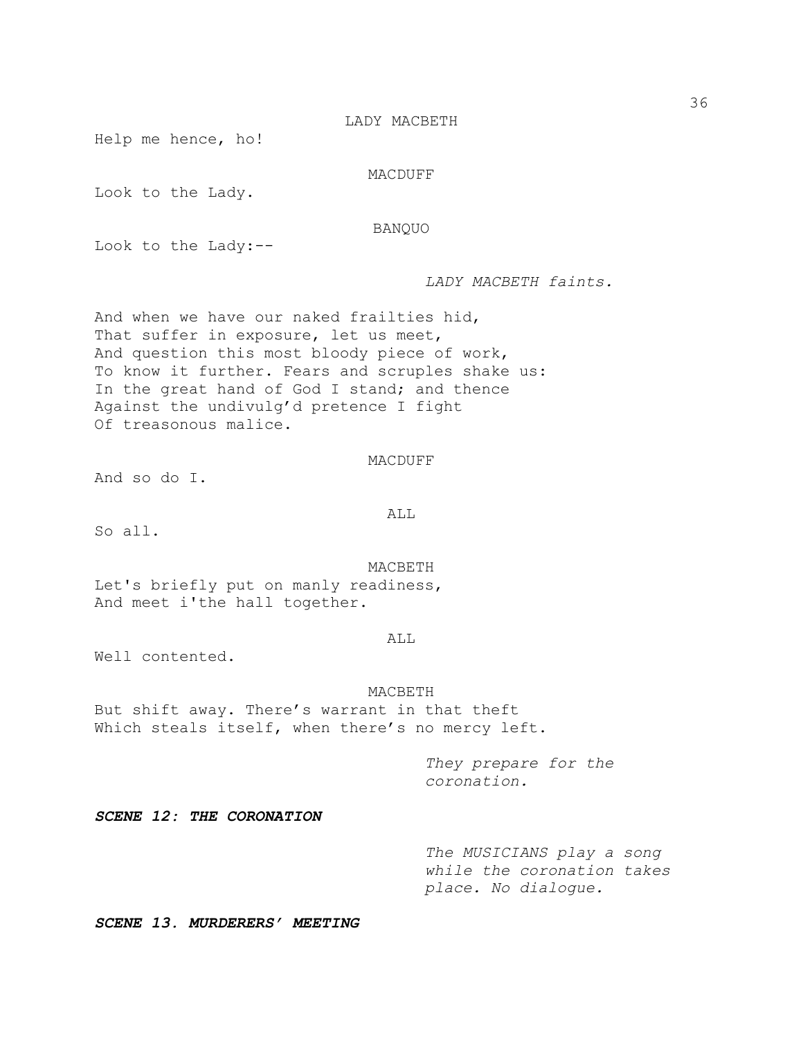LADY MACBETH

Help me hence, ho!

MACDUFF

Look to the Lady.

BANQUO

Look to the Lady:--

*LADY MACBETH faints.*

And when we have our naked frailties hid,
That suffer in exposure, let us meet,
And question this most bloody piece of work,
To know it further. Fears and scruples shake us:
In the great hand of God I stand; and thence
Against the undivulg'd pretence I fight
Of treasonous malice.

MACDUFF

And so do I.

ALL

So all.

MACBETH

Let's briefly put on manly readiness,
And meet i'the hall together.

ALL

Well contented.

MACBETH

But shift away. There's warrant in that theft
Which steals itself, when there's no mercy left.

*They prepare for the coronation.*

***SCENE 12: THE CORONATION***

*The MUSICIANS play a song while the coronation takes place. No dialogue.*

***SCENE 13. MURDERERS' MEETING***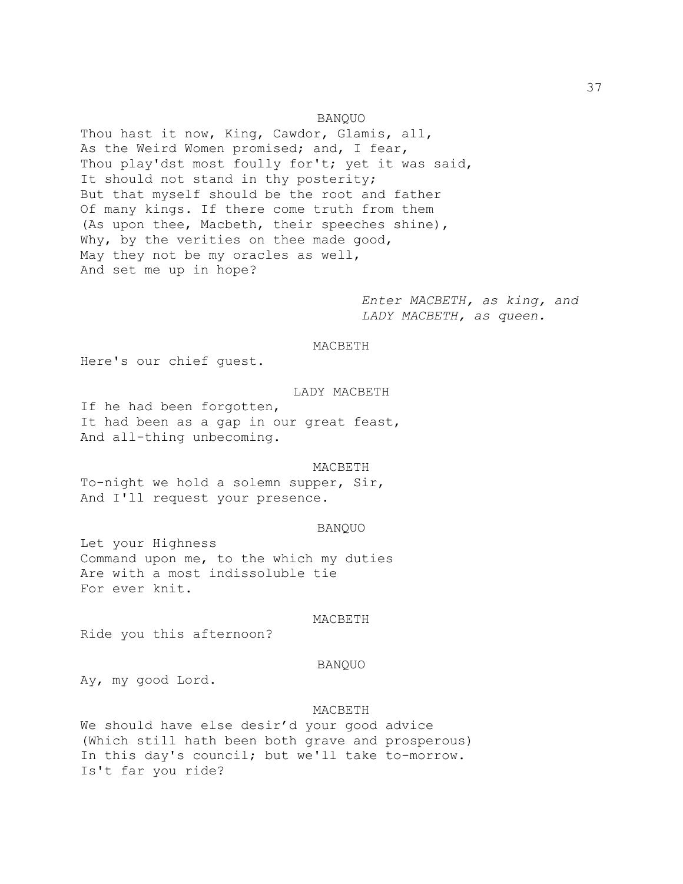BANQUO

Thou hast it now, King, Cawdor, Glamis, all,
As the Weird Women promised; and, I fear,
Thou play'dst most foully for't; yet it was said,
It should not stand in thy posterity;
But that myself should be the root and father
Of many kings. If there come truth from them
(As upon thee, Macbeth, their speeches shine),
Why, by the verities on thee made good,
May they not be my oracles as well,
And set me up in hope?

*Enter MACBETH, as king, and LADY MACBETH, as queen.*

MACBETH

Here's our chief guest.

LADY MACBETH

If he had been forgotten,
It had been as a gap in our great feast,
And all-thing unbecoming.

MACBETH

To-night we hold a solemn supper, Sir,
And I'll request your presence.

BANQUO

Let your Highness
Command upon me, to the which my duties
Are with a most indissoluble tie
For ever knit.

MACBETH

Ride you this afternoon?

BANQUO

Ay, my good Lord.

MACBETH

We should have else desir'd your good advice
(Which still hath been both grave and prosperous)
In this day's council; but we'll take to-morrow.
Is't far you ride?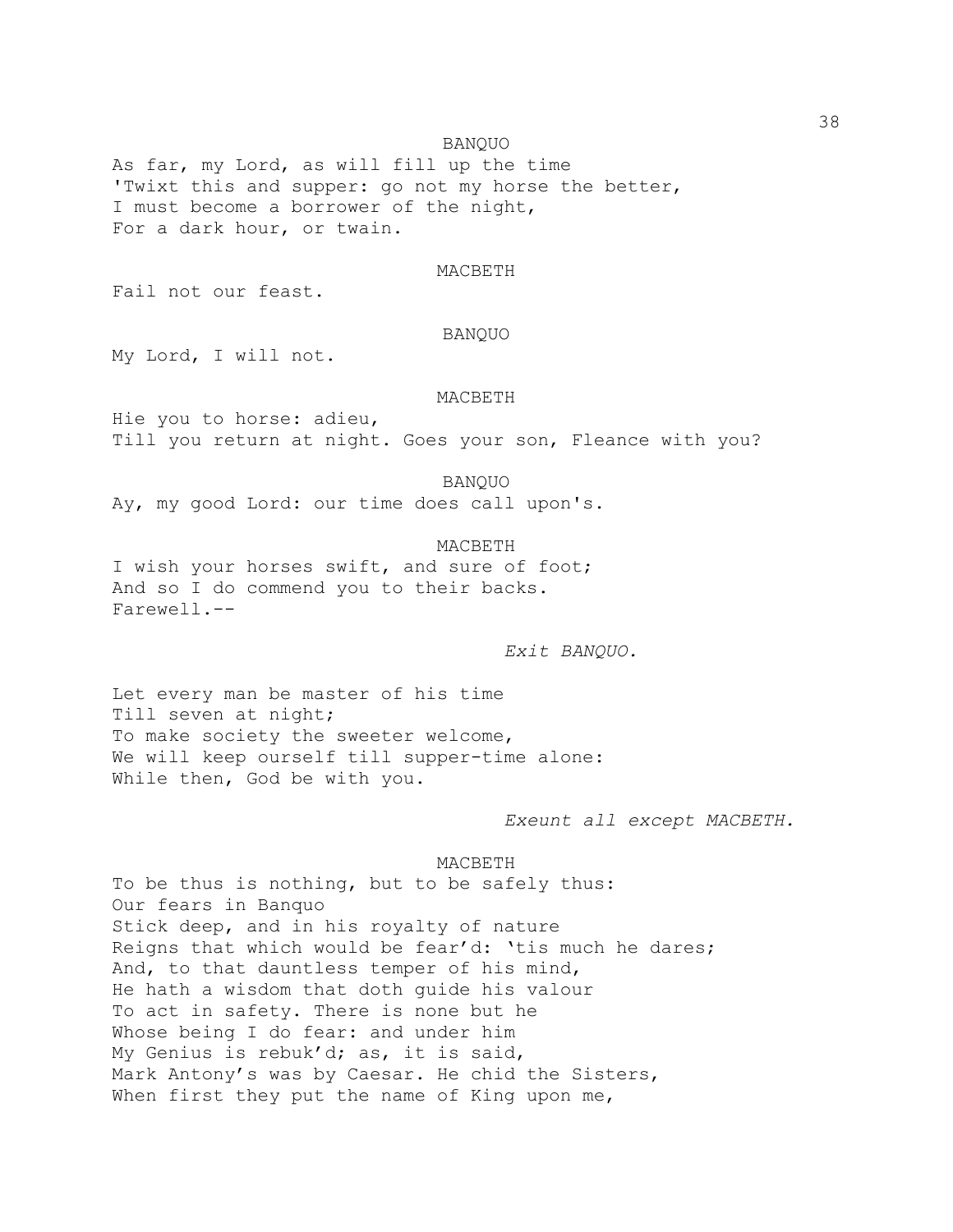BANQUO

As far, my Lord, as will fill up the time
'Twixt this and supper: go not my horse the better,
I must become a borrower of the night,
For a dark hour, or twain.

MACBETH

Fail not our feast.

BANQUO

My Lord, I will not.

MACBETH

Hie you to horse: adieu,
Till you return at night. Goes your son, Fleance with you?

BANQUO

Ay, my good Lord: our time does call upon's.

MACBETH

I wish your horses swift, and sure of foot;
And so I do commend you to their backs.
Farewell.--

*Exit BANQUO.*

Let every man be master of his time
Till seven at night;
To make society the sweeter welcome,
We will keep ourself till supper-time alone:
While then, God be with you.

*Exeunt all except MACBETH.*

MACBETH

To be thus is nothing, but to be safely thus:
Our fears in Banquo
Stick deep, and in his royalty of nature
Reigns that which would be fear'd: 'tis much he dares;
And, to that dauntless temper of his mind,
He hath a wisdom that doth guide his valour
To act in safety. There is none but he
Whose being I do fear: and under him
My Genius is rebuk'd; as, it is said,
Mark Antony's was by Caesar. He chid the Sisters,
When first they put the name of King upon me,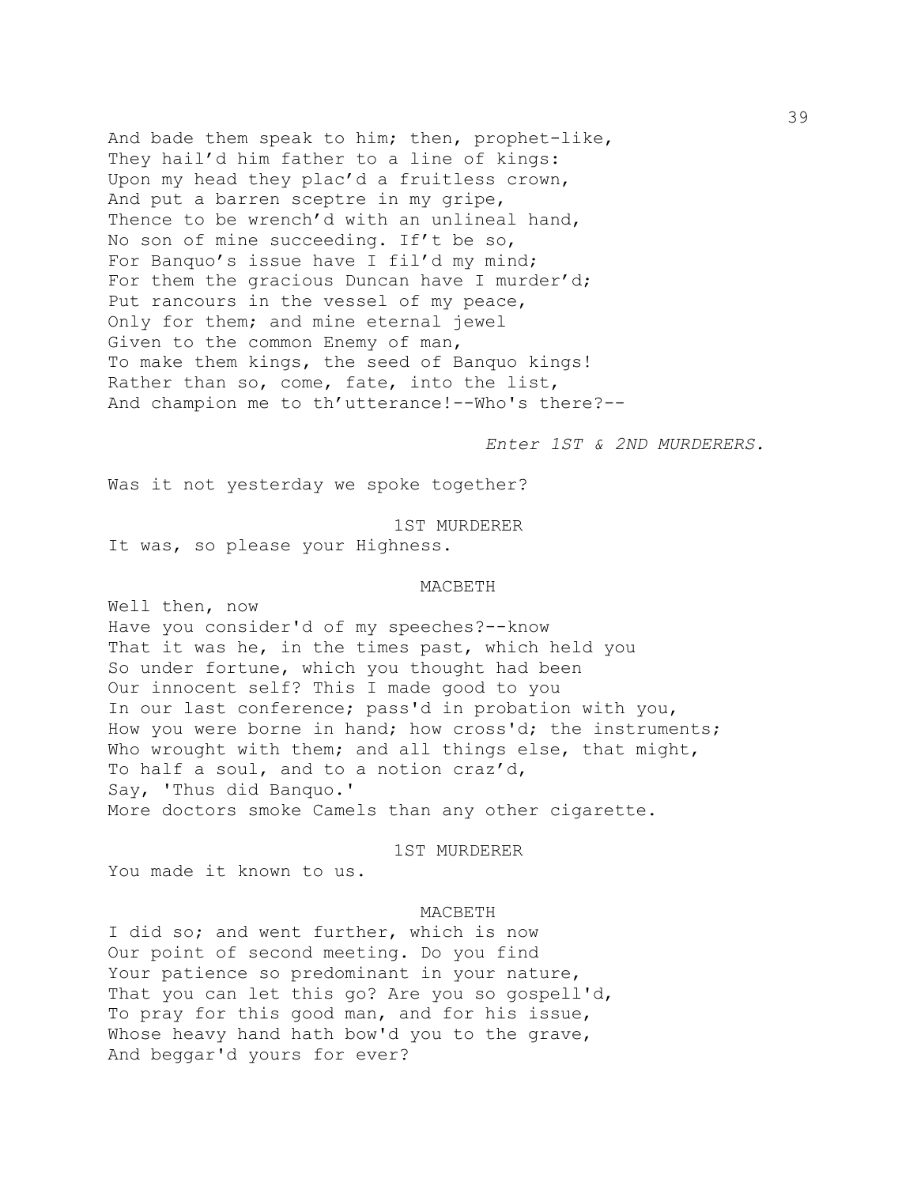And bade them speak to him; then, prophet-like,
They hail'd him father to a line of kings:
Upon my head they plac'd a fruitless crown,
And put a barren sceptre in my gripe,
Thence to be wrench'd with an unlineal hand,
No son of mine succeeding. If't be so,
For Banquo's issue have I fil'd my mind;
For them the gracious Duncan have I murder'd;
Put rancours in the vessel of my peace,
Only for them; and mine eternal jewel
Given to the common Enemy of man,
To make them kings, the seed of Banquo kings!
Rather than so, come, fate, into the list,
And champion me to th'utterance!--Who's there?--

*Enter 1ST & 2ND MURDERERS.*

Was it not yesterday we spoke together?

1ST MURDERER

It was, so please your Highness.

MACBETH

Well then, now
Have you consider'd of my speeches?--know
That it was he, in the times past, which held you
So under fortune, which you thought had been
Our innocent self? This I made good to you
In our last conference; pass'd in probation with you,
How you were borne in hand; how cross'd; the instruments;
Who wrought with them; and all things else, that might,
To half a soul, and to a notion craz'd,
Say, 'Thus did Banquo.'
More doctors smoke Camels than any other cigarette.

1ST MURDERER

You made it known to us.

MACBETH

I did so; and went further, which is now
Our point of second meeting. Do you find
Your patience so predominant in your nature,
That you can let this go? Are you so gospell'd,
To pray for this good man, and for his issue,
Whose heavy hand hath bow'd you to the grave,
And beggar'd yours for ever?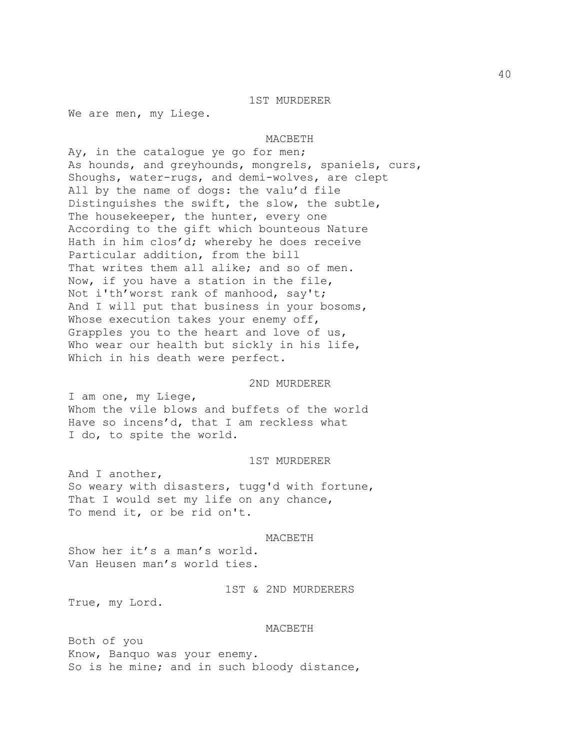1ST MURDERER

We are men, my Liege.

MACBETH

Ay, in the catalogue ye go for men;
As hounds, and greyhounds, mongrels, spaniels, curs,
Shoughs, water-rugs, and demi-wolves, are clept
All by the name of dogs: the valu'd file
Distinguishes the swift, the slow, the subtle,
The housekeeper, the hunter, every one
According to the gift which bounteous Nature
Hath in him clos'd; whereby he does receive
Particular addition, from the bill
That writes them all alike; and so of men.
Now, if you have a station in the file,
Not i'th'worst rank of manhood, say't;
And I will put that business in your bosoms,
Whose execution takes your enemy off,
Grapples you to the heart and love of us,
Who wear our health but sickly in his life,
Which in his death were perfect.

2ND MURDERER

I am one, my Liege,
Whom the vile blows and buffets of the world
Have so incens'd, that I am reckless what
I do, to spite the world.

1ST MURDERER

And I another,
So weary with disasters, tugg'd with fortune,
That I would set my life on any chance,
To mend it, or be rid on't.

MACBETH

Show her it's a man's world.
Van Heusen man's world ties.

1ST & 2ND MURDERERS

True, my Lord.

MACBETH

Both of you
Know, Banquo was your enemy.
So is he mine; and in such bloody distance,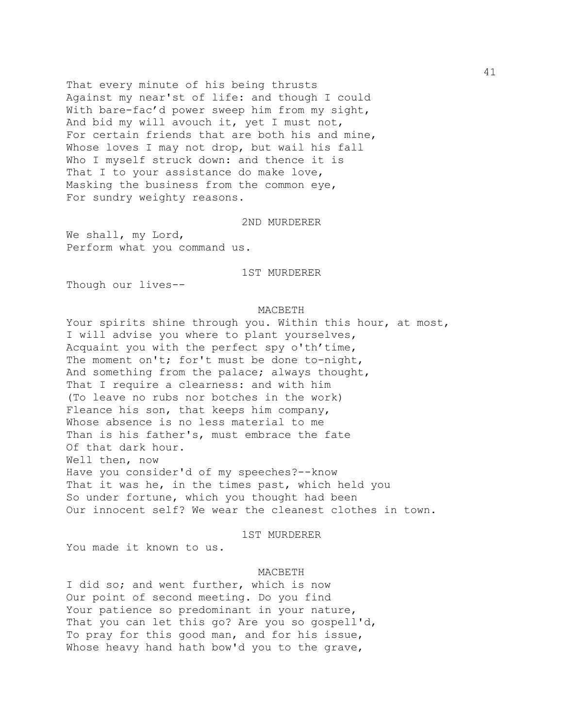That every minute of his being thrusts
Against my near'st of life: and though I could
With bare-fac'd power sweep him from my sight,
And bid my will avouch it, yet I must not,
For certain friends that are both his and mine,
Whose loves I may not drop, but wail his fall
Who I myself struck down: and thence it is
That I to your assistance do make love,
Masking the business from the common eye,
For sundry weighty reasons.

2ND MURDERER

We shall, my Lord,
Perform what you command us.

1ST MURDERER

Though our lives--

MACBETH

Your spirits shine through you. Within this hour, at most,
I will advise you where to plant yourselves,
Acquaint you with the perfect spy o'th'time,
The moment on't; for't must be done to-night,
And something from the palace; always thought,
That I require a clearness: and with him
(To leave no rubs nor botches in the work)
Fleance his son, that keeps him company,
Whose absence is no less material to me
Than is his father's, must embrace the fate
Of that dark hour.
Well then, now
Have you consider'd of my speeches?--know
That it was he, in the times past, which held you
So under fortune, which you thought had been
Our innocent self? We wear the cleanest clothes in town.

1ST MURDERER

You made it known to us.

MACBETH

I did so; and went further, which is now
Our point of second meeting. Do you find
Your patience so predominant in your nature,
That you can let this go? Are you so gospell'd,
To pray for this good man, and for his issue,
Whose heavy hand hath bow'd you to the grave,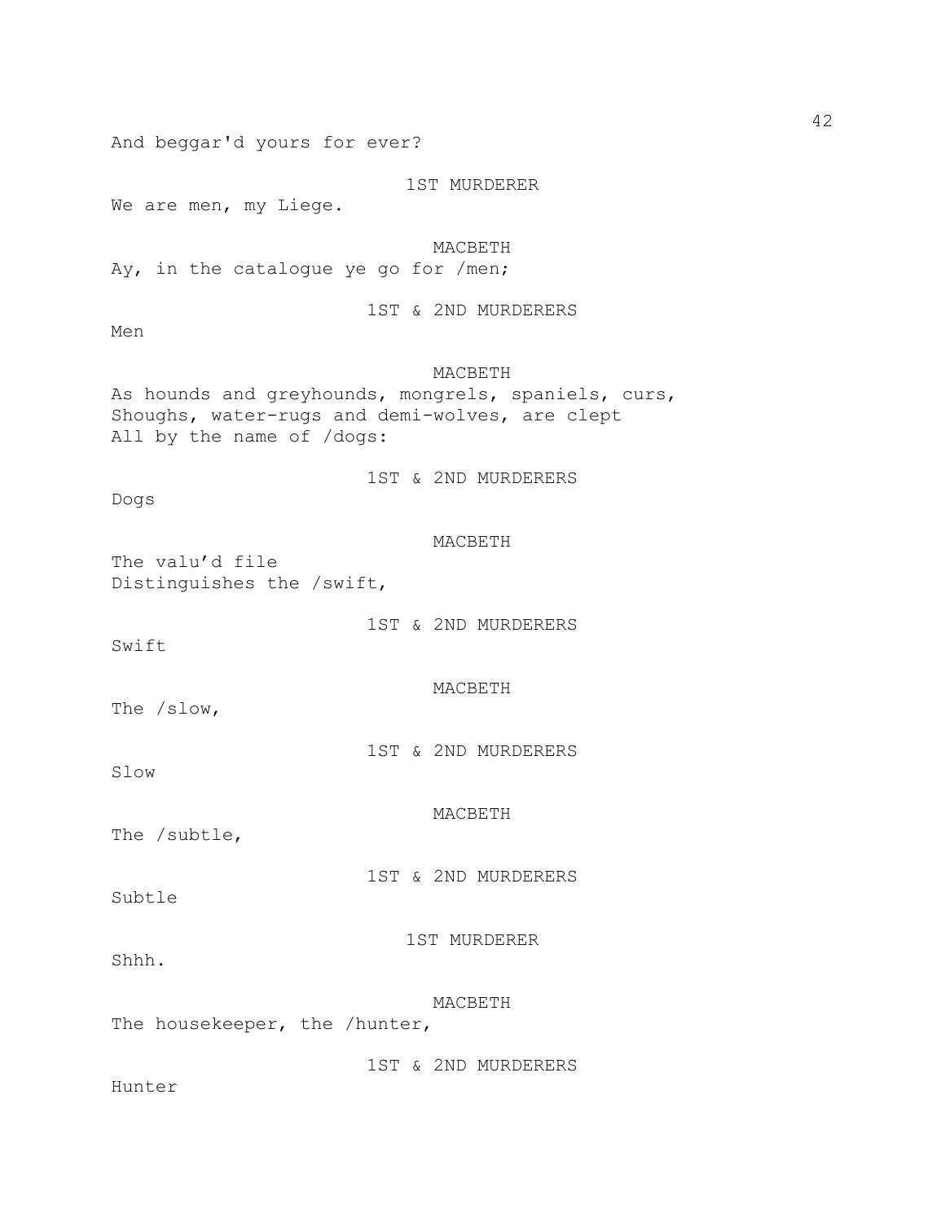And beggar'd yours for ever?

1ST MURDERER

We are men, my Liege.

MACBETH

Ay, in the catalogue ye go for /men;

1ST & 2ND MURDERERS

Men

MACBETH

As hounds and greyhounds, mongrels, spaniels, curs,
Shoughs, water-rugs and demi-wolves, are clept
All by the name of /dogs:

1ST & 2ND MURDERERS

Dogs

MACBETH

The valu'd file
Distinguishes the /swift,

1ST & 2ND MURDERERS

Swift

MACBETH

The /slow,

1ST & 2ND MURDERERS

Slow

MACBETH

The /subtle,

1ST & 2ND MURDERERS

Subtle

1ST MURDERER

Shhh.

MACBETH

The housekeeper, the /hunter,

1ST & 2ND MURDERERS

Hunter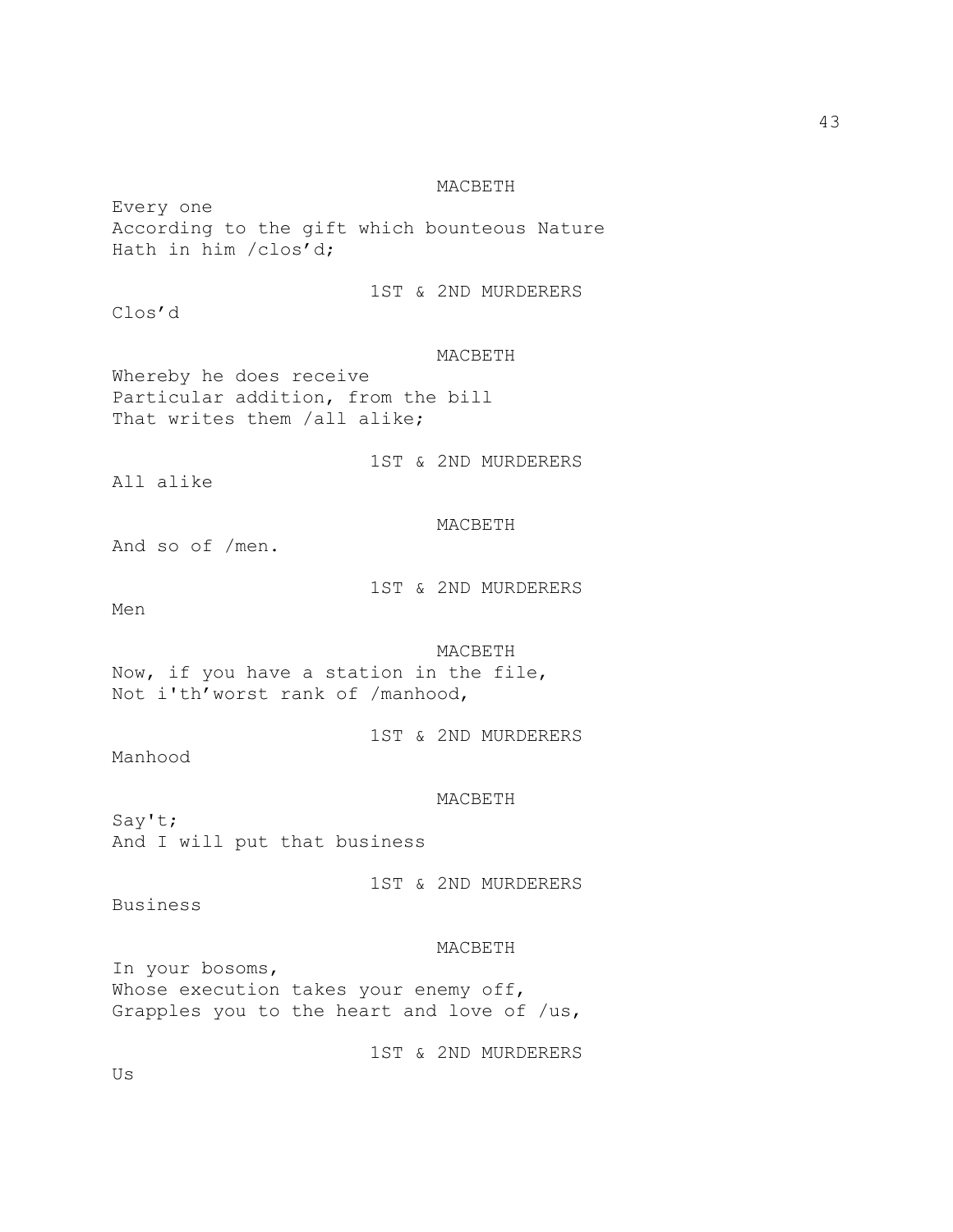MACBETH

Every one
According to the gift which bounteous Nature
Hath in him /clos'd;

1ST & 2ND MURDERERS

Clos'd

MACBETH

Whereby he does receive
Particular addition, from the bill
That writes them /all alike;

1ST & 2ND MURDERERS

All alike

MACBETH

And so of /men.

1ST & 2ND MURDERERS

Men

MACBETH

Now, if you have a station in the file,
Not i'th'worst rank of /manhood,

1ST & 2ND MURDERERS

Manhood

MACBETH

Say't;
And I will put that business

1ST & 2ND MURDERERS

Business

MACBETH

In your bosoms,
Whose execution takes your enemy off,
Grapples you to the heart and love of /us,

1ST & 2ND MURDERERS

Us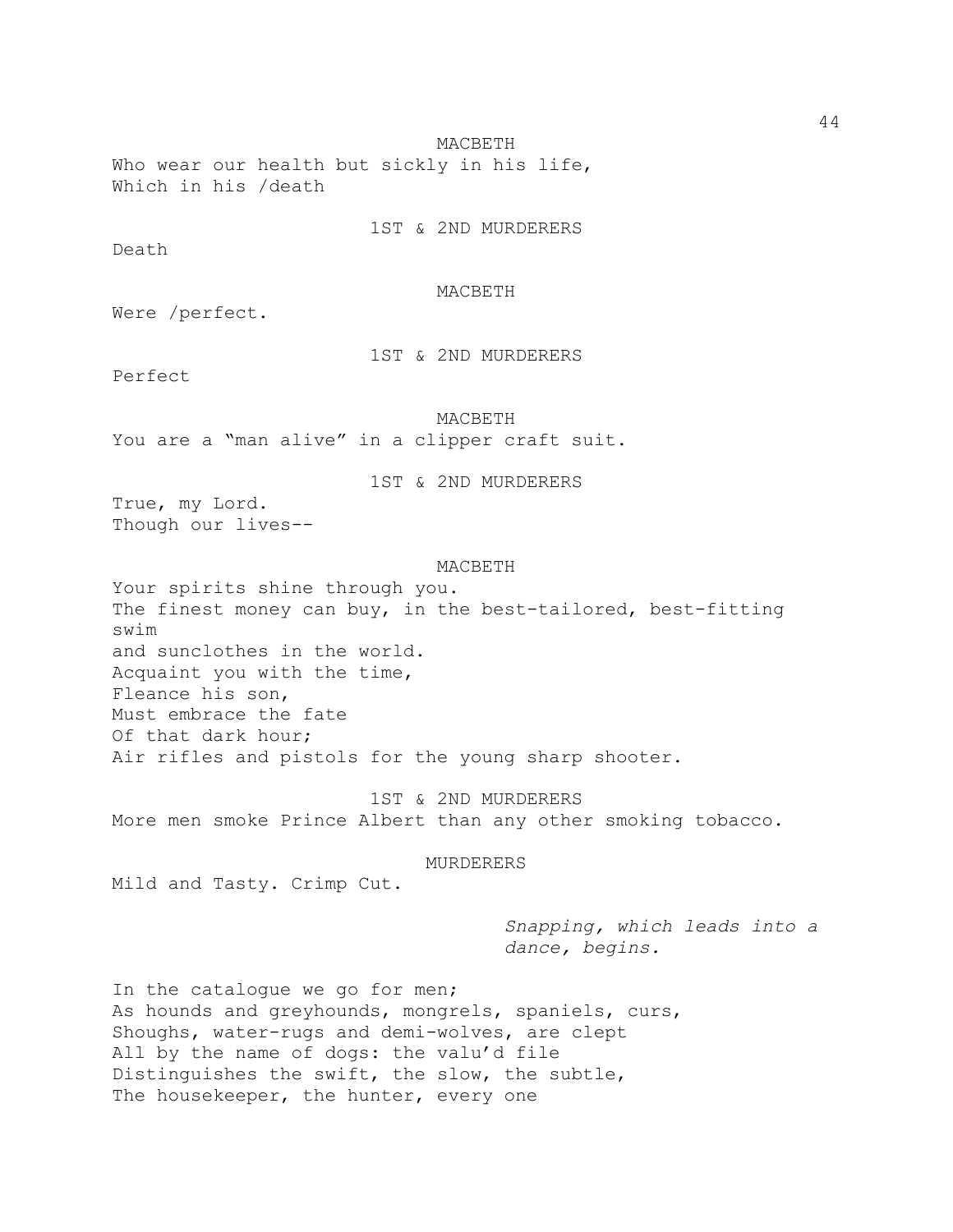MACBETH

Who wear our health but sickly in his life,
Which in his /death

1ST & 2ND MURDERERS

Death

MACBETH

Were /perfect.

1ST & 2ND MURDERERS

Perfect

MACBETH

You are a "man alive" in a clipper craft suit.

1ST & 2ND MURDERERS

True, my Lord.
Though our lives--

MACBETH

Your spirits shine through you.
The finest money can buy, in the best-tailored, best-fitting swim
and sunclothes in the world.
Acquaint you with the time,
Fleance his son,
Must embrace the fate
Of that dark hour;
Air rifles and pistols for the young sharp shooter.

1ST & 2ND MURDERERS

More men smoke Prince Albert than any other smoking tobacco.

MURDERERS

Mild and Tasty. Crimp Cut.

*Snapping, which leads into a dance, begins.*

In the catalogue we go for men;
As hounds and greyhounds, mongrels, spaniels, curs,
Shoughs, water-rugs and demi-wolves, are clept
All by the name of dogs: the valu'd file
Distinguishes the swift, the slow, the subtle,
The housekeeper, the hunter, every one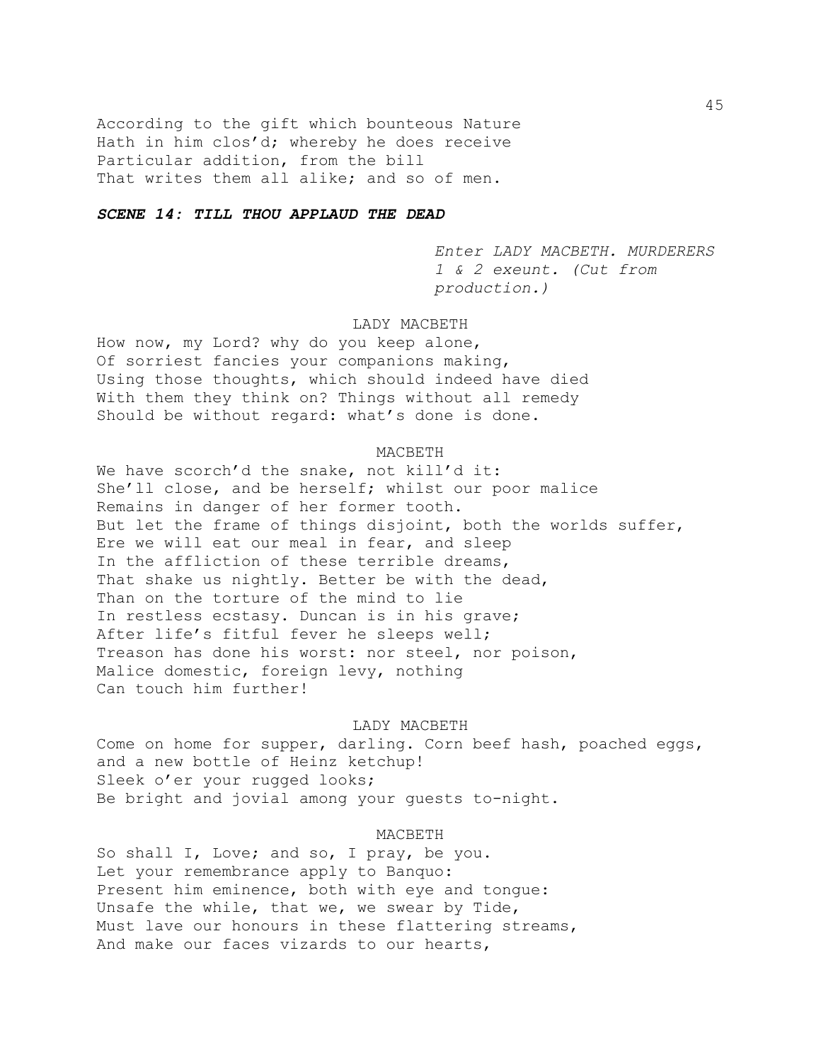According to the gift which bounteous Nature
Hath in him clos'd; whereby he does receive
Particular addition, from the bill
That writes them all alike; and so of men.

***SCENE 14: TILL THOU APPLAUD THE DEAD***

*Enter LADY MACBETH. MURDERERS 1 & 2 exeunt. (Cut from production.)*

LADY MACBETH

How now, my Lord? why do you keep alone,
Of sorriest fancies your companions making,
Using those thoughts, which should indeed have died
With them they think on? Things without all remedy
Should be without regard: what's done is done.

MACBETH

We have scorch'd the snake, not kill'd it:
She'll close, and be herself; whilst our poor malice
Remains in danger of her former tooth.
But let the frame of things disjoint, both the worlds suffer,
Ere we will eat our meal in fear, and sleep
In the affliction of these terrible dreams,
That shake us nightly. Better be with the dead,
Than on the torture of the mind to lie
In restless ecstasy. Duncan is in his grave;
After life's fitful fever he sleeps well;
Treason has done his worst: nor steel, nor poison,
Malice domestic, foreign levy, nothing
Can touch him further!

LADY MACBETH

Come on home for supper, darling. Corn beef hash, poached eggs, and a new bottle of Heinz ketchup!
Sleek o'er your rugged looks;
Be bright and jovial among your guests to-night.

MACBETH

So shall I, Love; and so, I pray, be you.
Let your remembrance apply to Banquo:
Present him eminence, both with eye and tongue:
Unsafe the while, that we, we swear by Tide,
Must lave our honours in these flattering streams,
And make our faces vizards to our hearts,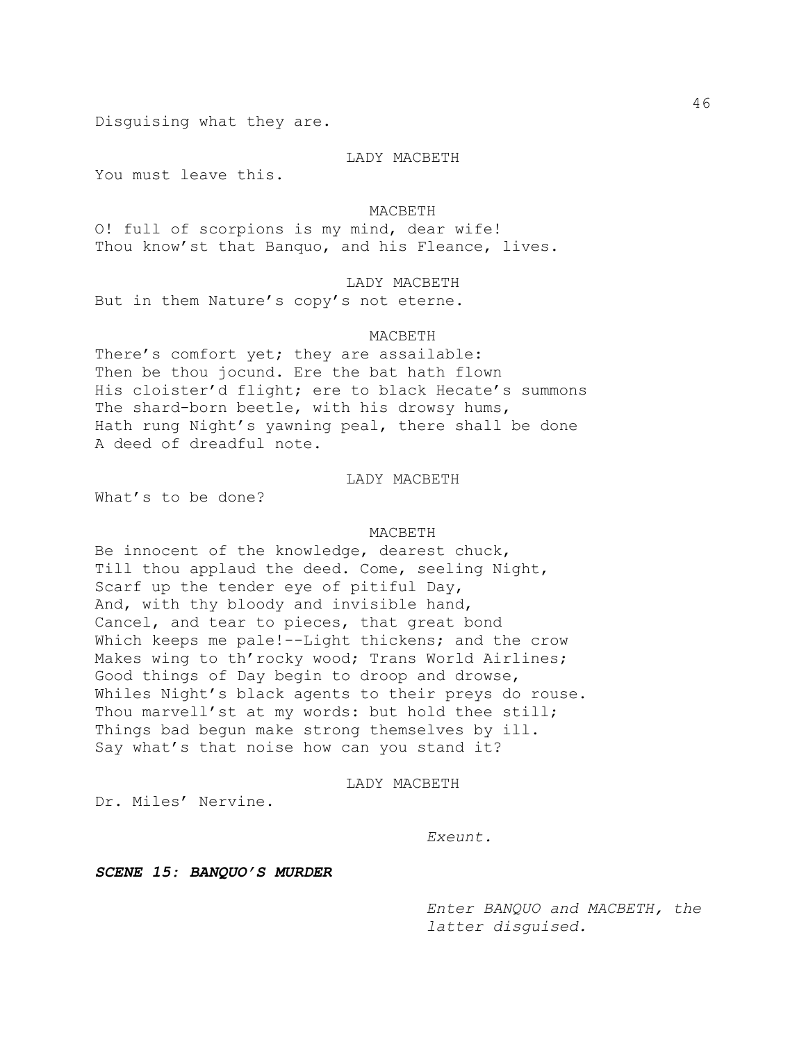Disguising what they are.

LADY MACBETH

You must leave this.

MACBETH

O! full of scorpions is my mind, dear wife!
Thou know'st that Banquo, and his Fleance, lives.

LADY MACBETH

But in them Nature's copy's not eterne.

MACBETH

There's comfort yet; they are assailable:
Then be thou jocund. Ere the bat hath flown
His cloister'd flight; ere to black Hecate's summons
The shard-born beetle, with his drowsy hums,
Hath rung Night's yawning peal, there shall be done
A deed of dreadful note.

LADY MACBETH

What's to be done?

MACBETH

Be innocent of the knowledge, dearest chuck,
Till thou applaud the deed. Come, seeling Night,
Scarf up the tender eye of pitiful Day,
And, with thy bloody and invisible hand,
Cancel, and tear to pieces, that great bond
Which keeps me pale!--Light thickens; and the crow
Makes wing to th'rocky wood; Trans World Airlines;
Good things of Day begin to droop and drowse,
Whiles Night's black agents to their preys do rouse.
Thou marvell'st at my words: but hold thee still;
Things bad begun make strong themselves by ill.
Say what's that noise how can you stand it?

LADY MACBETH

Dr. Miles' Nervine.

*Exeunt.*

***SCENE 15: BANQUO'S MURDER***

*Enter BANQUO and MACBETH, the latter disguised.*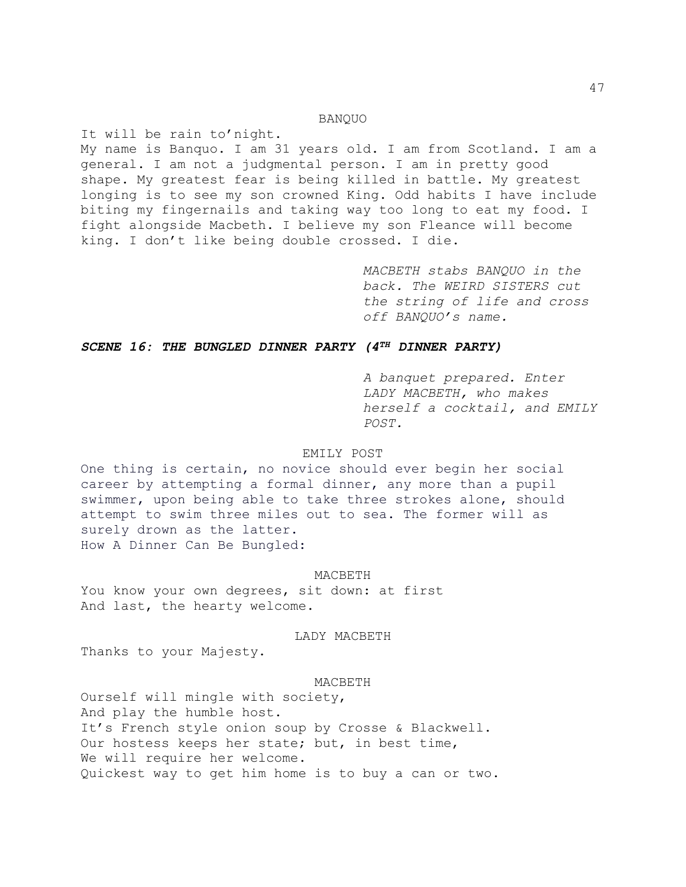BANQUO

It will be rain to'night.
My name is Banquo. I am 31 years old. I am from Scotland. I am a general. I am not a judgmental person. I am in pretty good shape. My greatest fear is being killed in battle. My greatest longing is to see my son crowned King. Odd habits I have include biting my fingernails and taking way too long to eat my food. I fight alongside Macbeth. I believe my son Fleance will become king. I don't like being double crossed. I die.

*MACBETH stabs BANQUO in the back. The WEIRD SISTERS cut the string of life and cross off BANQUO's name.*

***SCENE 16: THE BUNGLED DINNER PARTY (4TH DINNER PARTY)***

*A banquet prepared. Enter LADY MACBETH, who makes herself a cocktail, and EMILY POST.*

EMILY POST

One thing is certain, no novice should ever begin her social career by attempting a formal dinner, any more than a pupil swimmer, upon being able to take three strokes alone, should attempt to swim three miles out to sea. The former will as surely drown as the latter.
How A Dinner Can Be Bungled:

MACBETH

You know your own degrees, sit down: at first
And last, the hearty welcome.

LADY MACBETH

Thanks to your Majesty.

MACBETH

Ourself will mingle with society,
And play the humble host.
It's French style onion soup by Crosse & Blackwell.
Our hostess keeps her state; but, in best time,
We will require her welcome.
Quickest way to get him home is to buy a can or two.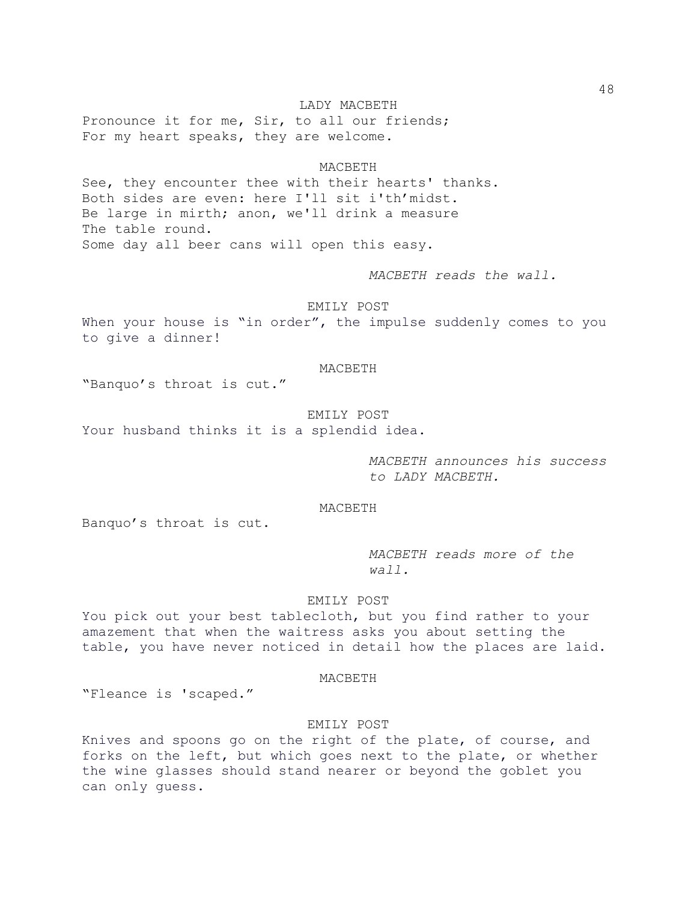LADY MACBETH

Pronounce it for me, Sir, to all our friends;
For my heart speaks, they are welcome.

MACBETH

See, they encounter thee with their hearts' thanks.
Both sides are even: here I'll sit i'th'midst.
Be large in mirth; anon, we'll drink a measure
The table round.
Some day all beer cans will open this easy.

*MACBETH reads the wall.*

EMILY POST

When your house is "in order", the impulse suddenly comes to you to give a dinner!

MACBETH

"Banquo's throat is cut."

EMILY POST

Your husband thinks it is a splendid idea.

*MACBETH announces his success to LADY MACBETH.*

MACBETH

Banquo's throat is cut.

*MACBETH reads more of the wall.*

EMILY POST

You pick out your best tablecloth, but you find rather to your amazement that when the waitress asks you about setting the table, you have never noticed in detail how the places are laid.

MACBETH

"Fleance is 'scaped."

EMILY POST

Knives and spoons go on the right of the plate, of course, and forks on the left, but which goes next to the plate, or whether the wine glasses should stand nearer or beyond the goblet you can only guess.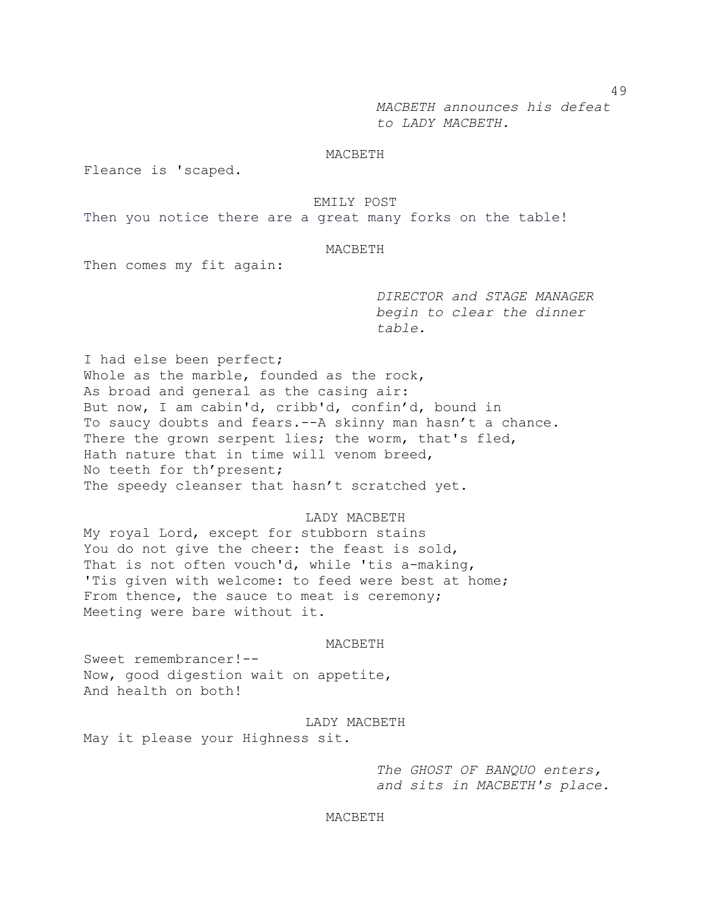*MACBETH announces his defeat to LADY MACBETH.*

MACBETH

Fleance is 'scaped.

EMILY POST

Then you notice there are a great many forks on the table!

MACBETH

Then comes my fit again:

*DIRECTOR and STAGE MANAGER begin to clear the dinner table.*

I had else been perfect;
Whole as the marble, founded as the rock,
As broad and general as the casing air:
But now, I am cabin'd, cribb'd, confin'd, bound in
To saucy doubts and fears.--A skinny man hasn't a chance.
There the grown serpent lies; the worm, that's fled,
Hath nature that in time will venom breed,
No teeth for th'present;
The speedy cleanser that hasn't scratched yet.

LADY MACBETH

My royal Lord, except for stubborn stains
You do not give the cheer: the feast is sold,
That is not often vouch'd, while 'tis a-making,
'Tis given with welcome: to feed were best at home;
From thence, the sauce to meat is ceremony;
Meeting were bare without it.

MACBETH

Sweet remembrancer!--
Now, good digestion wait on appetite,
And health on both!

LADY MACBETH

May it please your Highness sit.

*The GHOST OF BANQUO enters, and sits in MACBETH's place.*

MACBETH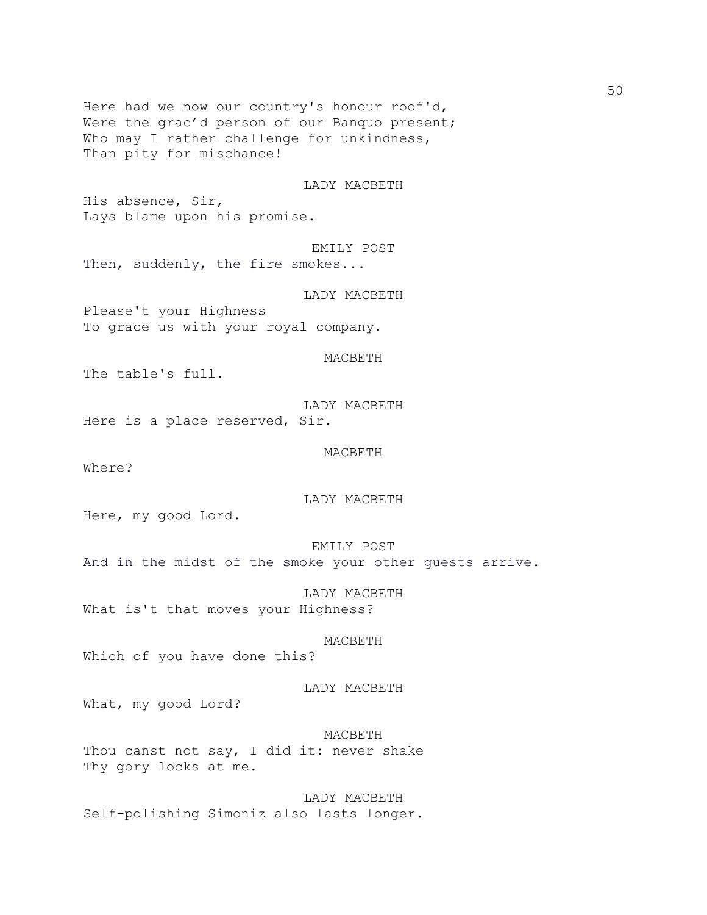Here had we now our country's honour roof'd,
Were the grac'd person of our Banquo present;
Who may I rather challenge for unkindness,
Than pity for mischance!

LADY MACBETH

His absence, Sir,
Lays blame upon his promise.

EMILY POST

Then, suddenly, the fire smokes...

LADY MACBETH

Please't your Highness
To grace us with your royal company.

MACBETH

The table's full.

LADY MACBETH

Here is a place reserved, Sir.

MACBETH

Where?

LADY MACBETH

Here, my good Lord.

EMILY POST

And in the midst of the smoke your other guests arrive.

LADY MACBETH

What is't that moves your Highness?

MACBETH

Which of you have done this?

LADY MACBETH

What, my good Lord?

MACBETH

Thou canst not say, I did it: never shake
Thy gory locks at me.

LADY MACBETH

Self-polishing Simoniz also lasts longer.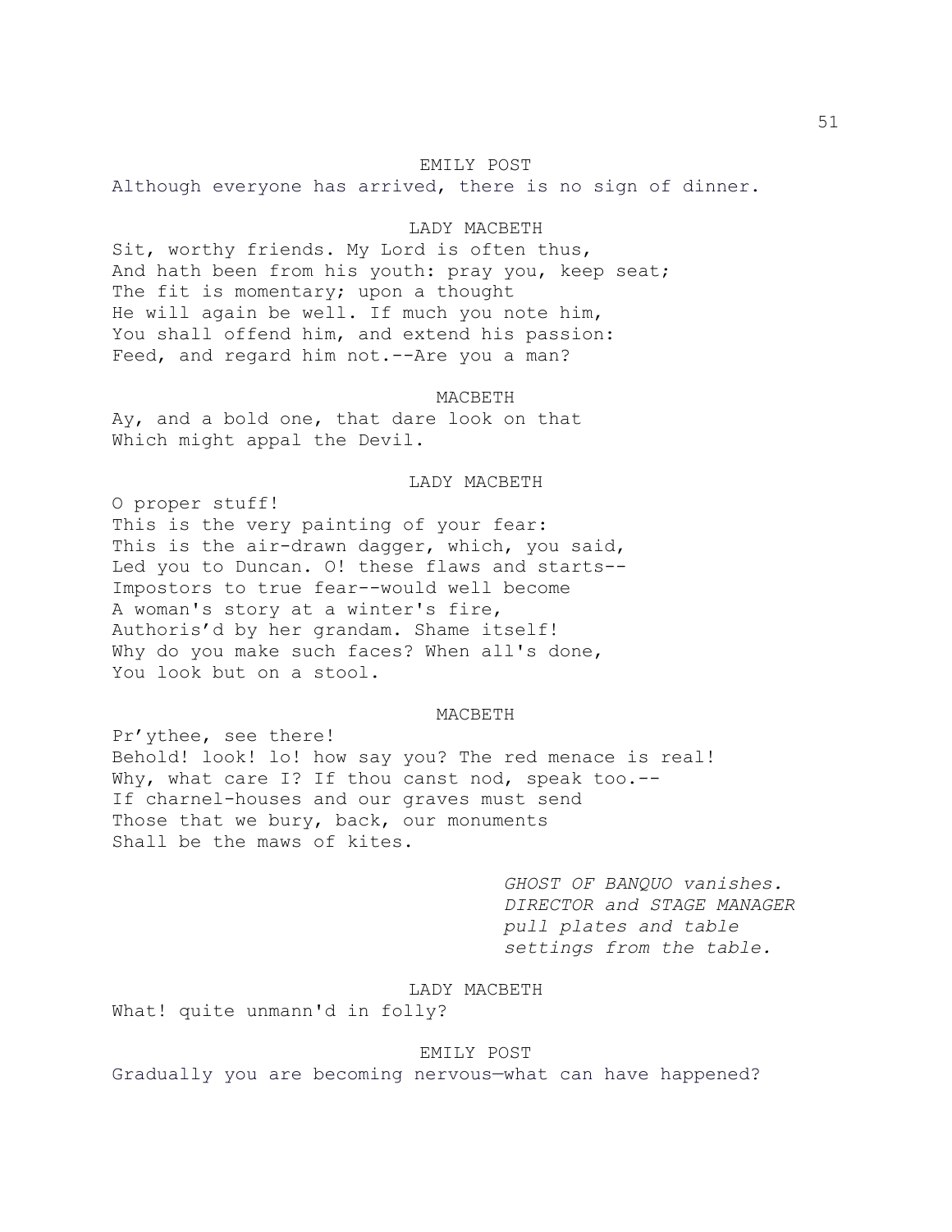EMILY POST

Although everyone has arrived, there is no sign of dinner.

LADY MACBETH

Sit, worthy friends. My Lord is often thus,
And hath been from his youth: pray you, keep seat;
The fit is momentary; upon a thought
He will again be well. If much you note him,
You shall offend him, and extend his passion:
Feed, and regard him not.--Are you a man?

MACBETH

Ay, and a bold one, that dare look on that
Which might appal the Devil.

LADY MACBETH

O proper stuff!
This is the very painting of your fear:
This is the air-drawn dagger, which, you said,
Led you to Duncan. O! these flaws and starts--
Impostors to true fear--would well become
A woman's story at a winter's fire,
Authoris'd by her grandam. Shame itself!
Why do you make such faces? When all's done,
You look but on a stool.

MACBETH

Pr'ythee, see there!
Behold! look! lo! how say you? The red menace is real!
Why, what care I? If thou canst nod, speak too.--
If charnel-houses and our graves must send
Those that we bury, back, our monuments
Shall be the maws of kites.

*GHOST OF BANQUO vanishes. DIRECTOR and STAGE MANAGER pull plates and table settings from the table.*

LADY MACBETH

What! quite unmann'd in folly?

EMILY POST

Gradually you are becoming nervous—what can have happened?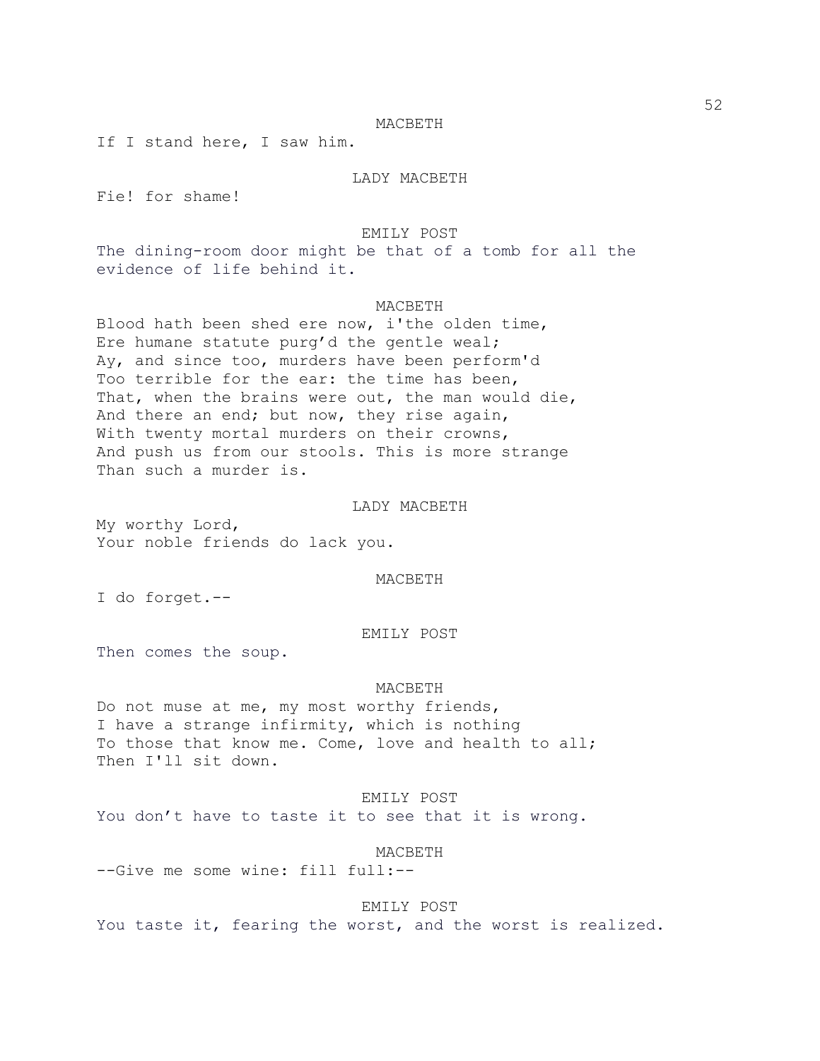MACBETH

If I stand here, I saw him.

LADY MACBETH

Fie! for shame!

EMILY POST

The dining-room door might be that of a tomb for all the evidence of life behind it.

MACBETH

Blood hath been shed ere now, i'the olden time,
Ere humane statute purg'd the gentle weal;
Ay, and since too, murders have been perform'd
Too terrible for the ear: the time has been,
That, when the brains were out, the man would die,
And there an end; but now, they rise again,
With twenty mortal murders on their crowns,
And push us from our stools. This is more strange
Than such a murder is.

LADY MACBETH

My worthy Lord,
Your noble friends do lack you.

MACBETH

I do forget.--

EMILY POST

Then comes the soup.

MACBETH

Do not muse at me, my most worthy friends,
I have a strange infirmity, which is nothing
To those that know me. Come, love and health to all;
Then I'll sit down.

EMILY POST

You don't have to taste it to see that it is wrong.

MACBETH

--Give me some wine: fill full:--

EMILY POST

You taste it, fearing the worst, and the worst is realized.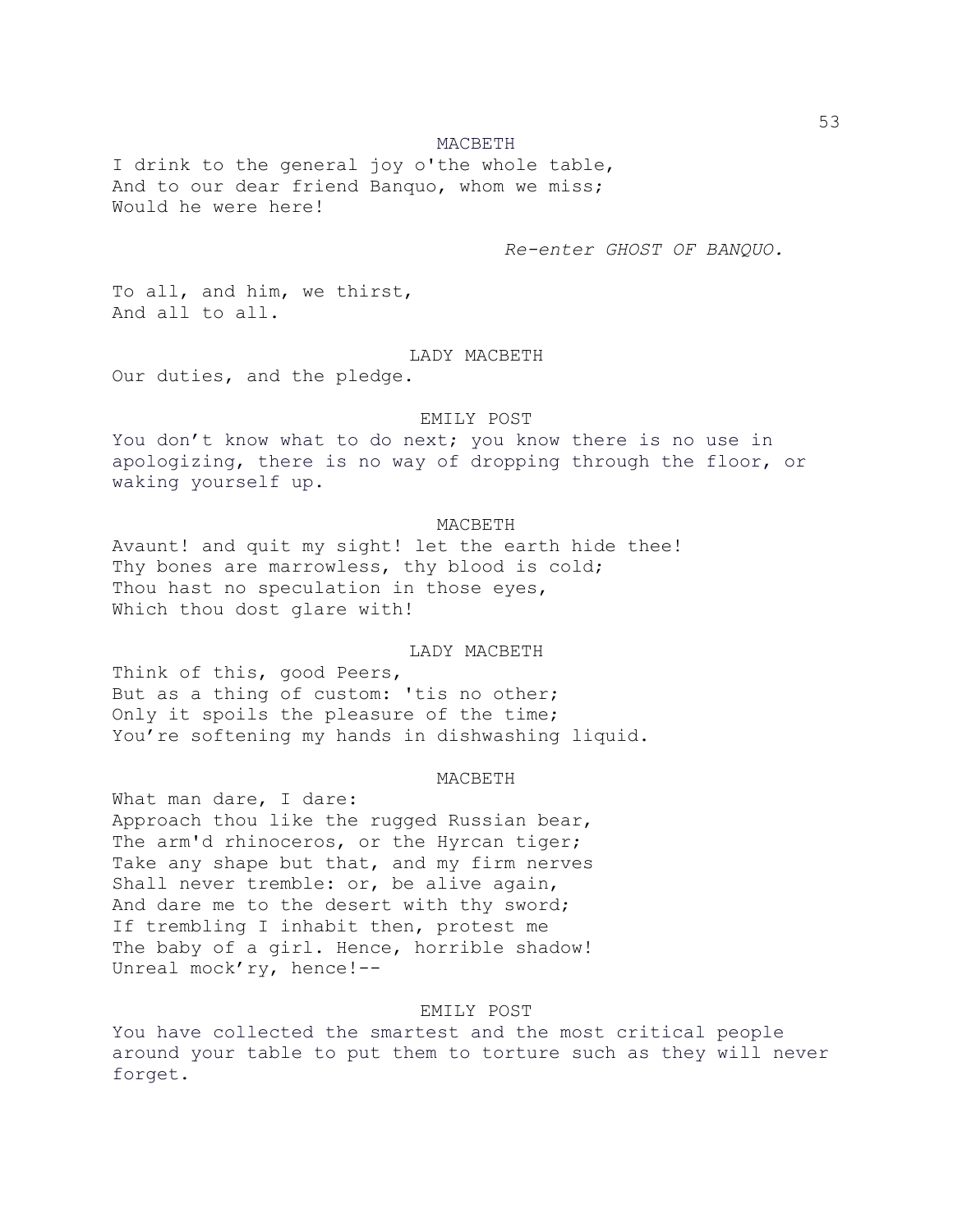MACBETH

I drink to the general joy o'the whole table,  
And to our dear friend Banquo, whom we miss;  
Would he were here!

*Re-enter GHOST OF BANQUO.*

To all, and him, we thirst,  
And all to all.

LADY MACBETH

Our duties, and the pledge.

EMILY POST

You don't know what to do next; you know there is no use in apologizing, there is no way of dropping through the floor, or waking yourself up.

MACBETH

Avaunt! and quit my sight! let the earth hide thee!  
Thy bones are marrowless, thy blood is cold;  
Thou hast no speculation in those eyes,  
Which thou dost glare with!

LADY MACBETH

Think of this, good Peers,  
But as a thing of custom: 'tis no other;  
Only it spoils the pleasure of the time;  
You're softening my hands in dishwashing liquid.

MACBETH

What man dare, I dare:  
Approach thou like the rugged Russian bear,  
The arm'd rhinoceros, or the Hyrcan tiger;  
Take any shape but that, and my firm nerves  
Shall never tremble: or, be alive again,  
And dare me to the desert with thy sword;  
If trembling I inhabit then, protest me  
The baby of a girl. Hence, horrible shadow!  
Unreal mock'ry, hence!--

EMILY POST

You have collected the smartest and the most critical people around your table to put them to torture such as they will never forget.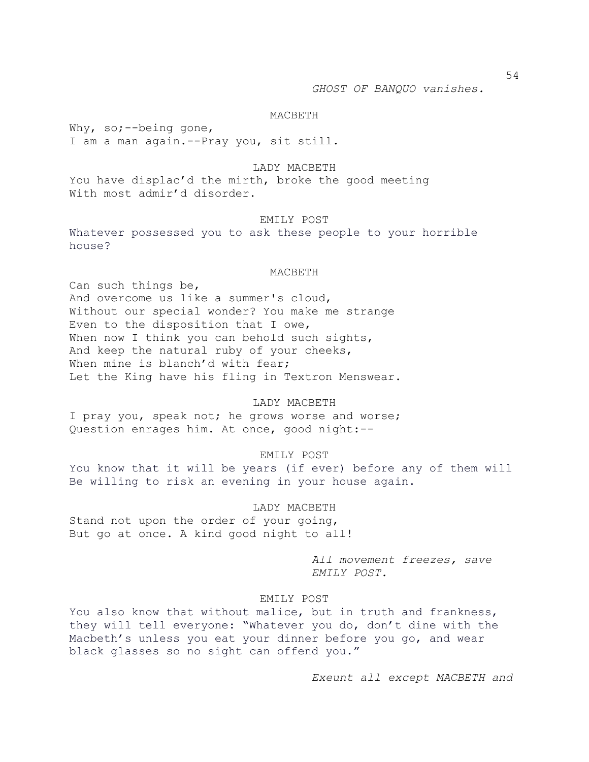*GHOST OF BANQUO vanishes.*

MACBETH

Why, so;--being gone,
I am a man again.--Pray you, sit still.

LADY MACBETH

You have displac'd the mirth, broke the good meeting
With most admir'd disorder.

EMILY POST

Whatever possessed you to ask these people to your horrible house?

MACBETH

Can such things be,
And overcome us like a summer's cloud,
Without our special wonder? You make me strange
Even to the disposition that I owe,
When now I think you can behold such sights,
And keep the natural ruby of your cheeks,
When mine is blanch'd with fear;
Let the King have his fling in Textron Menswear.

LADY MACBETH

I pray you, speak not; he grows worse and worse;
Question enrages him. At once, good night:--

EMILY POST

You know that it will be years (if ever) before any of them will
Be willing to risk an evening in your house again.

LADY MACBETH

Stand not upon the order of your going,
But go at once. A kind good night to all!

*All movement freezes, save EMILY POST.*

EMILY POST

You also know that without malice, but in truth and frankness, they will tell everyone: "Whatever you do, don't dine with the Macbeth's unless you eat your dinner before you go, and wear black glasses so no sight can offend you."

*Exeunt all except MACBETH and*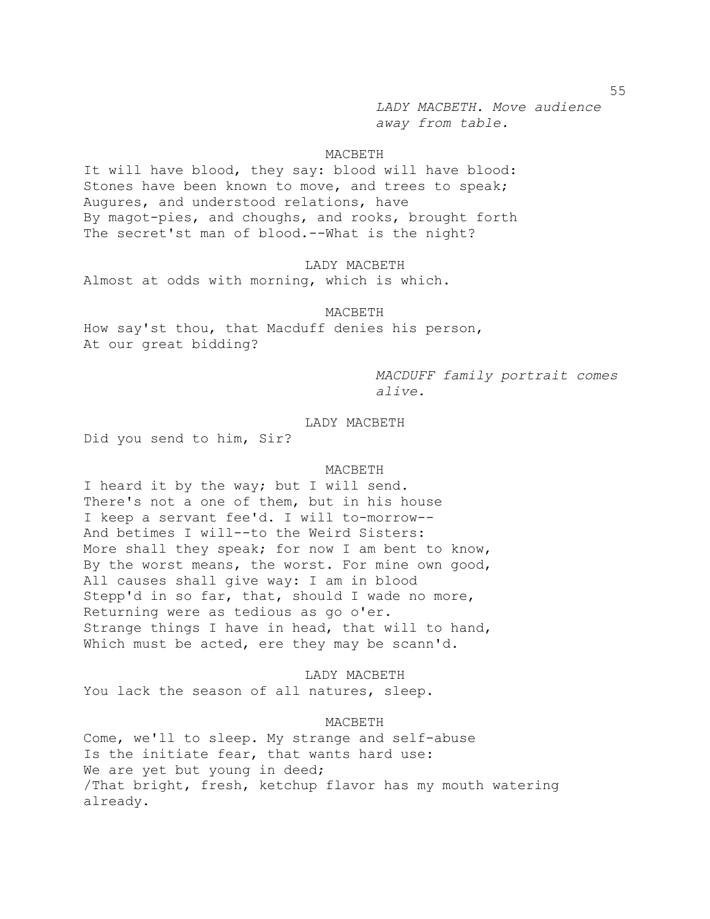*LADY MACBETH. Move audience away from table.*

MACBETH

It will have blood, they say: blood will have blood:
Stones have been known to move, and trees to speak;
Augures, and understood relations, have
By magot-pies, and choughs, and rooks, brought forth
The secret'st man of blood.--What is the night?

LADY MACBETH

Almost at odds with morning, which is which.

MACBETH

How say'st thou, that Macduff denies his person,
At our great bidding?

*MACDUFF family portrait comes alive.*

LADY MACBETH

Did you send to him, Sir?

MACBETH

I heard it by the way; but I will send.
There's not a one of them, but in his house
I keep a servant fee'd. I will to-morrow--
And betimes I will--to the Weird Sisters:
More shall they speak; for now I am bent to know,
By the worst means, the worst. For mine own good,
All causes shall give way: I am in blood
Stepp'd in so far, that, should I wade no more,
Returning were as tedious as go o'er.
Strange things I have in head, that will to hand,
Which must be acted, ere they may be scann'd.

LADY MACBETH

You lack the season of all natures, sleep.

MACBETH

Come, we'll to sleep. My strange and self-abuse
Is the initiate fear, that wants hard use:
We are yet but young in deed;
/That bright, fresh, ketchup flavor has my mouth watering already.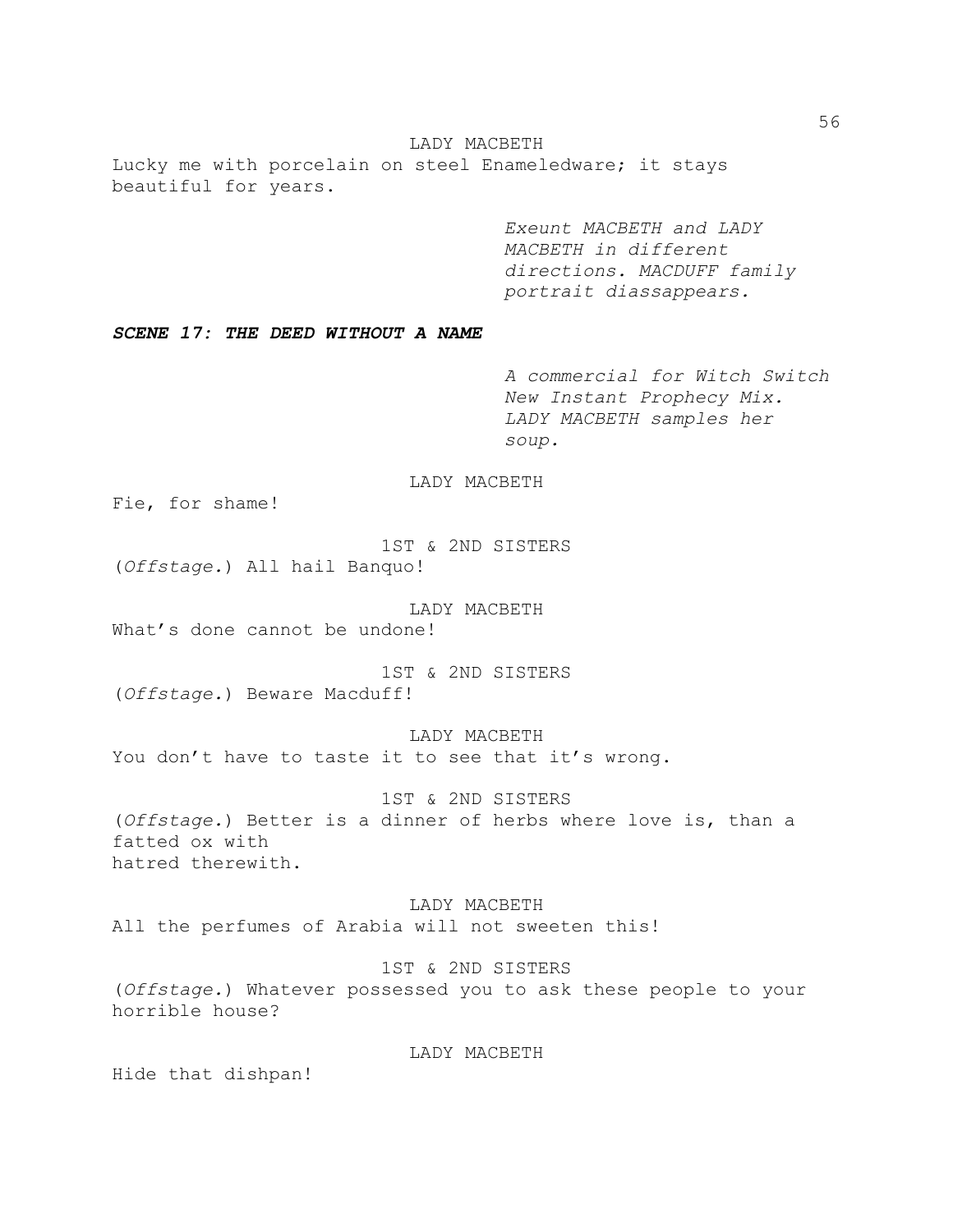LADY MACBETH

Lucky me with porcelain on steel Enameledware; it stays beautiful for years.

*Exeunt MACBETH and LADY MACBETH in different directions. MACDUFF family portrait diassappears.*

***SCENE 17: THE DEED WITHOUT A NAME***

*A commercial for Witch Switch New Instant Prophecy Mix. LADY MACBETH samples her soup.*

LADY MACBETH

Fie, for shame!

1ST & 2ND SISTERS

(*Offstage.*) All hail Banquo!

LADY MACBETH

What's done cannot be undone!

1ST & 2ND SISTERS

(*Offstage.*) Beware Macduff!

LADY MACBETH

You don't have to taste it to see that it's wrong.

1ST & 2ND SISTERS

(*Offstage.*) Better is a dinner of herbs where love is, than a fatted ox with
hatred therewith.

LADY MACBETH

All the perfumes of Arabia will not sweeten this!

1ST & 2ND SISTERS

(*Offstage.*) Whatever possessed you to ask these people to your horrible house?

LADY MACBETH

Hide that dishpan!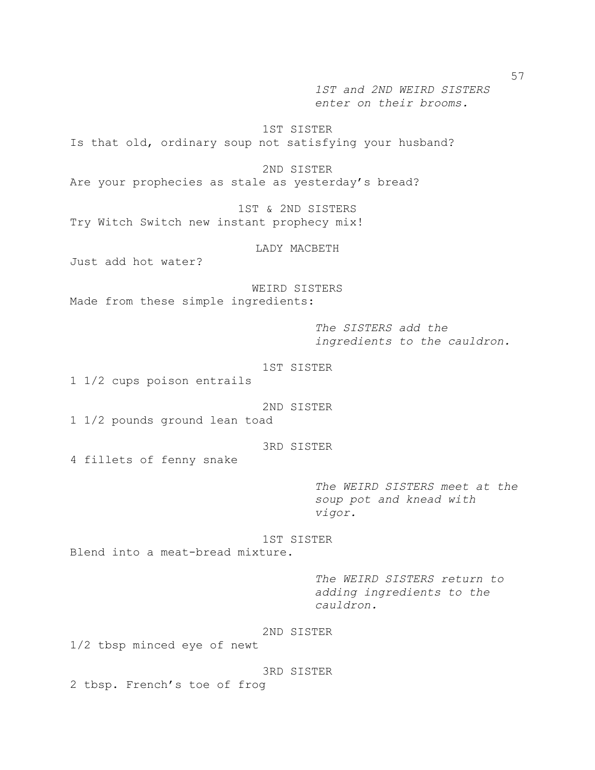*1ST and 2ND WEIRD SISTERS enter on their brooms.*

1ST SISTER

Is that old, ordinary soup not satisfying your husband?

2ND SISTER

Are your prophecies as stale as yesterday's bread?

1ST & 2ND SISTERS

Try Witch Switch new instant prophecy mix!

LADY MACBETH

Just add hot water?

WEIRD SISTERS

Made from these simple ingredients:

*The SISTERS add the ingredients to the cauldron.*

1ST SISTER

1 1/2 cups poison entrails

2ND SISTER

1 1/2 pounds ground lean toad

3RD SISTER

4 fillets of fenny snake

*The WEIRD SISTERS meet at the soup pot and knead with vigor.*

1ST SISTER

Blend into a meat-bread mixture.

*The WEIRD SISTERS return to adding ingredients to the cauldron.*

2ND SISTER

1/2 tbsp minced eye of newt

3RD SISTER

2 tbsp. French's toe of frog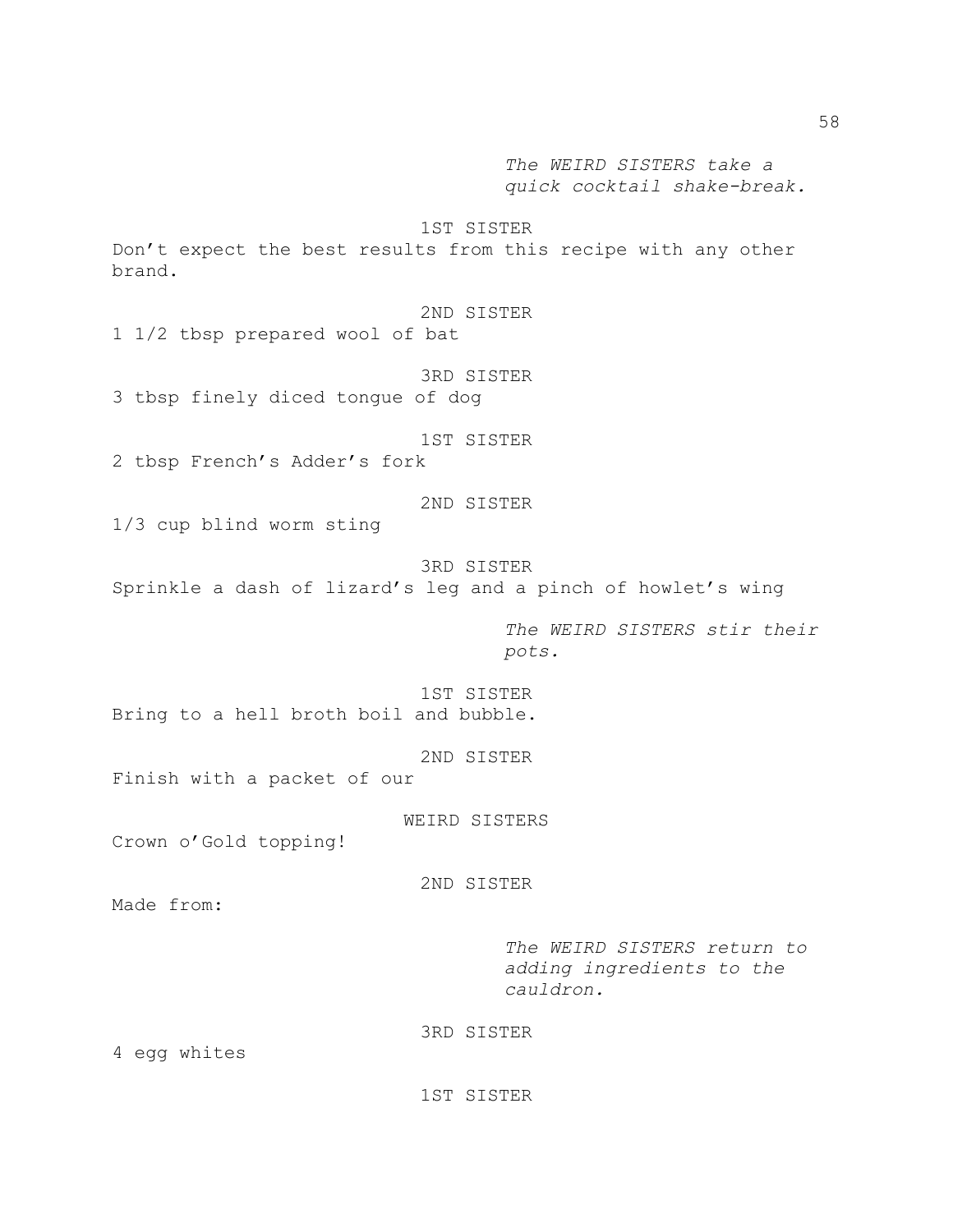*The WEIRD SISTERS take a quick cocktail shake-break.*

1ST SISTER

Don't expect the best results from this recipe with any other brand.

2ND SISTER

1 1/2 tbsp prepared wool of bat

3RD SISTER

3 tbsp finely diced tongue of dog

1ST SISTER

2 tbsp French's Adder's fork

2ND SISTER

1/3 cup blind worm sting

3RD SISTER

Sprinkle a dash of lizard's leg and a pinch of howlet's wing

*The WEIRD SISTERS stir their pots.*

1ST SISTER

Bring to a hell broth boil and bubble.

2ND SISTER

Finish with a packet of our

WEIRD SISTERS

Crown o'Gold topping!

2ND SISTER

Made from:

*The WEIRD SISTERS return to adding ingredients to the cauldron.*

3RD SISTER

4 egg whites

1ST SISTER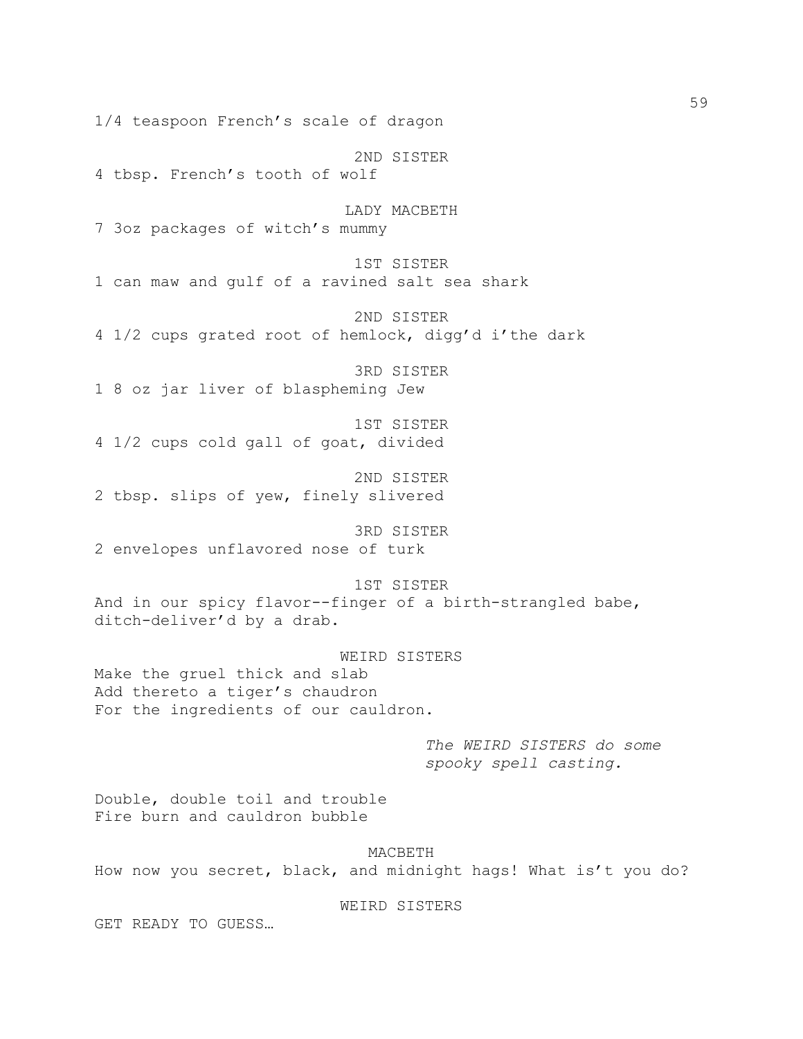1/4 teaspoon French's scale of dragon

2ND SISTER

4 tbsp. French's tooth of wolf

LADY MACBETH

7 3oz packages of witch's mummy

1ST SISTER

1 can maw and gulf of a ravined salt sea shark

2ND SISTER

4 1/2 cups grated root of hemlock, digg'd i'the dark

3RD SISTER

1 8 oz jar liver of blaspheming Jew

1ST SISTER

4 1/2 cups cold gall of goat, divided

2ND SISTER

2 tbsp. slips of yew, finely slivered

3RD SISTER

2 envelopes unflavored nose of turk

1ST SISTER

And in our spicy flavor--finger of a birth-strangled babe, ditch-deliver'd by a drab.

WEIRD SISTERS

Make the gruel thick and slab
Add thereto a tiger's chaudron
For the ingredients of our cauldron.

*The WEIRD SISTERS do some spooky spell casting.*

Double, double toil and trouble
Fire burn and cauldron bubble

MACBETH

How now you secret, black, and midnight hags! What is't you do?

WEIRD SISTERS

GET READY TO GUESS…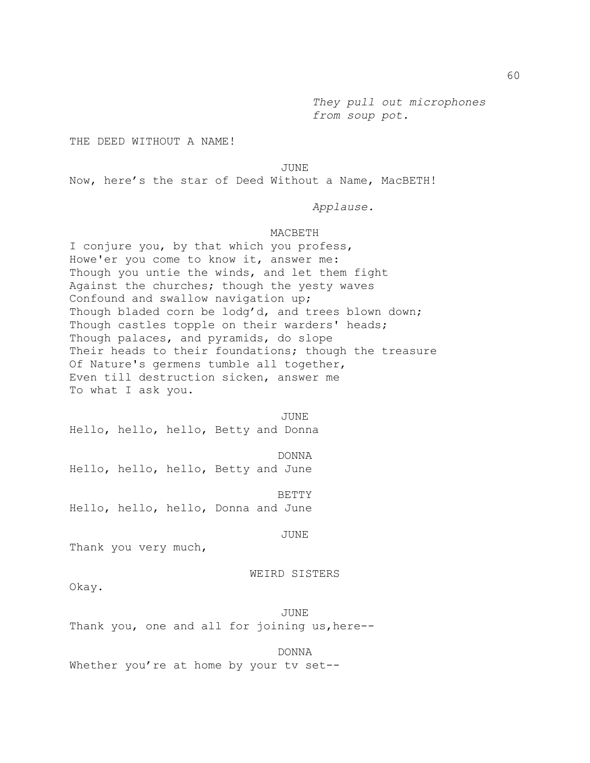*They pull out microphones from soup pot.*

THE DEED WITHOUT A NAME!

JUNE

Now, here's the star of Deed Without a Name, MacBETH!

*Applause.*

MACBETH

I conjure you, by that which you profess,
Howe'er you come to know it, answer me:
Though you untie the winds, and let them fight
Against the churches; though the yesty waves
Confound and swallow navigation up;
Though bladed corn be lodg'd, and trees blown down;
Though castles topple on their warders' heads;
Though palaces, and pyramids, do slope
Their heads to their foundations; though the treasure
Of Nature's germens tumble all together,
Even till destruction sicken, answer me
To what I ask you.

JUNE

Hello, hello, hello, Betty and Donna

DONNA

Hello, hello, hello, Betty and June

BETTY

Hello, hello, hello, Donna and June

JUNE

Thank you very much,

WEIRD SISTERS

Okay.

JUNE

Thank you, one and all for joining us,here--

DONNA

Whether you're at home by your tv set--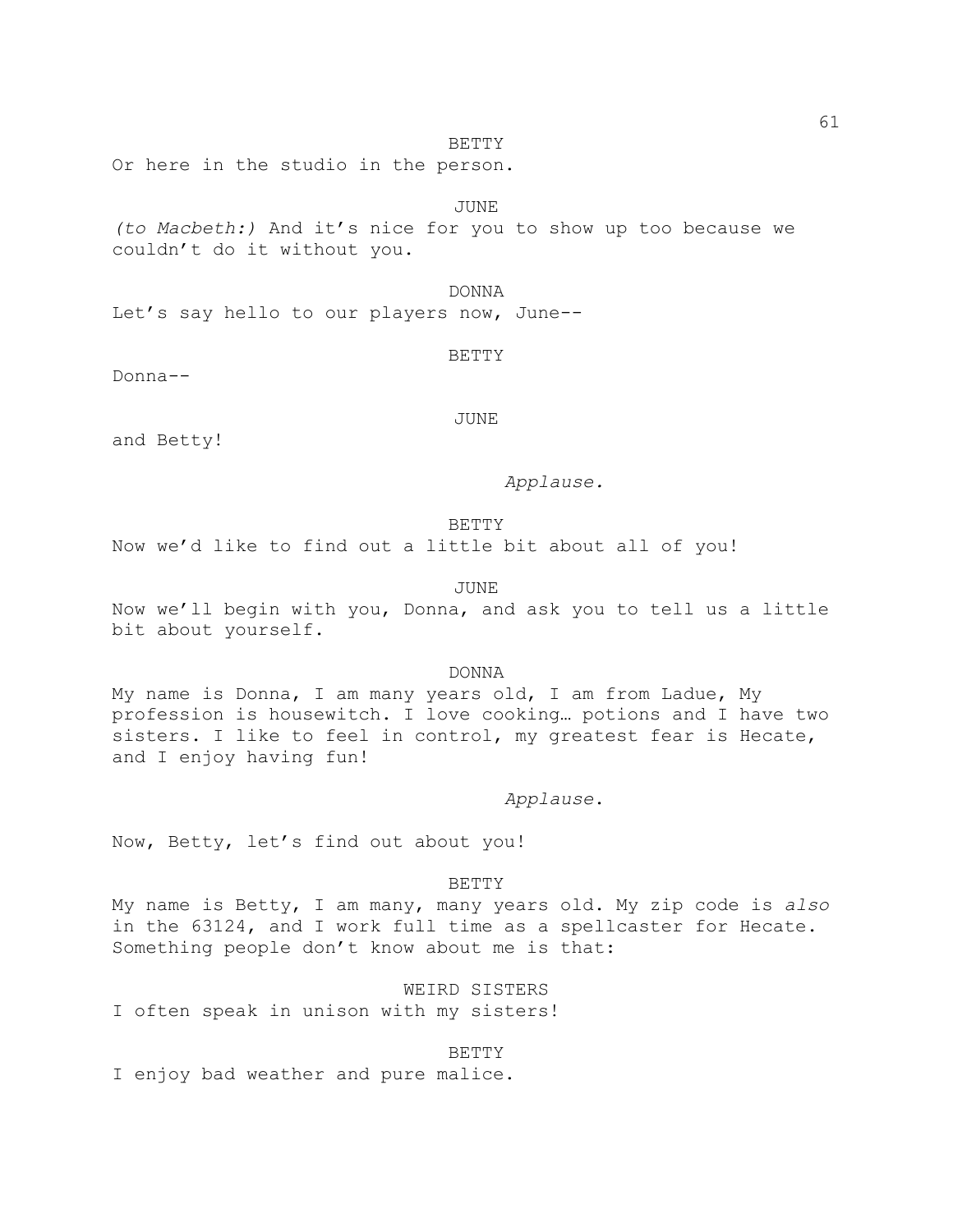BETTY

Or here in the studio in the person.

JUNE

*(to Macbeth:)* And it's nice for you to show up too because we couldn't do it without you.

DONNA

Let's say hello to our players now, June--

BETTY

Donna--

JUNE

and Betty!

*Applause.*

BETTY

Now we'd like to find out a little bit about all of you!

JUNE

Now we'll begin with you, Donna, and ask you to tell us a little bit about yourself.

DONNA

My name is Donna, I am many years old, I am from Ladue, My profession is housewitch. I love cooking… potions and I have two sisters. I like to feel in control, my greatest fear is Hecate, and I enjoy having fun!

*Applause*.

Now, Betty, let's find out about you!

BETTY

My name is Betty, I am many, many years old. My zip code is *also* in the 63124, and I work full time as a spellcaster for Hecate. Something people don't know about me is that:

WEIRD SISTERS

I often speak in unison with my sisters!

BETTY

I enjoy bad weather and pure malice.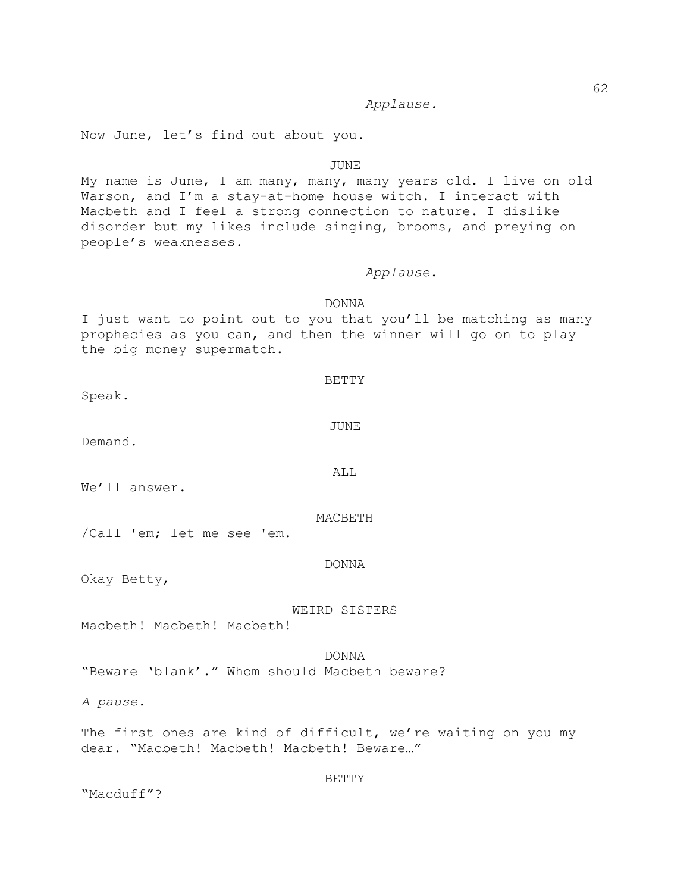*Applause.*

Now June, let's find out about you.

JUNE

My name is June, I am many, many, many years old. I live on old Warson, and I'm a stay-at-home house witch. I interact with Macbeth and I feel a strong connection to nature. I dislike disorder but my likes include singing, brooms, and preying on people's weaknesses.

*Applause.*

DONNA

I just want to point out to you that you'll be matching as many prophecies as you can, and then the winner will go on to play the big money supermatch.

BETTY

Speak.

JUNE

Demand.

ALL

We'll answer.

MACBETH

/Call 'em; let me see 'em.

DONNA

Okay Betty,

WEIRD SISTERS

Macbeth! Macbeth! Macbeth!

DONNA

"Beware 'blank'." Whom should Macbeth beware?

*A pause.*

The first ones are kind of difficult, we're waiting on you my dear. "Macbeth! Macbeth! Macbeth! Beware…"

BETTY

"Macduff"?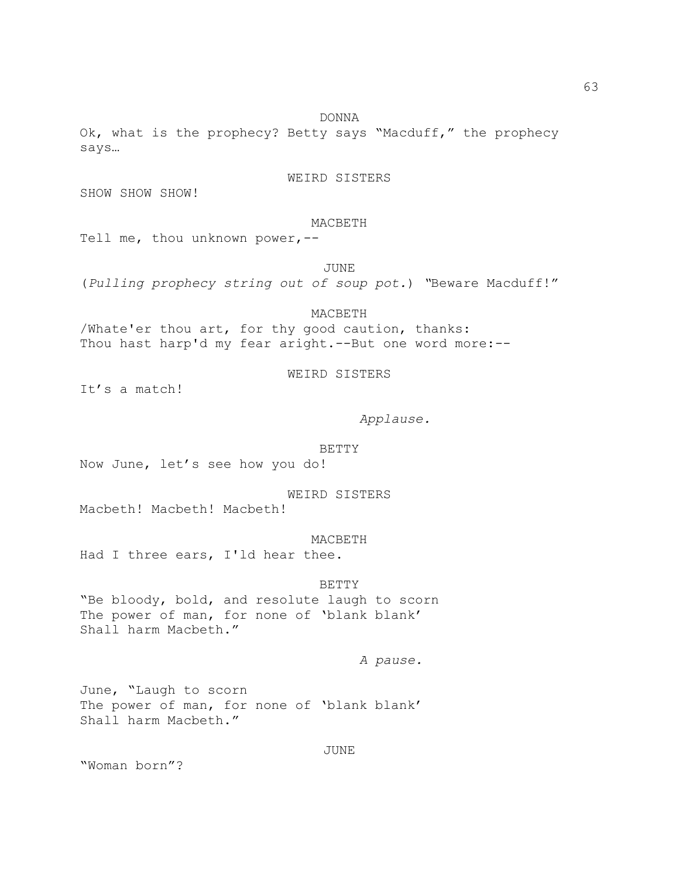DONNA

Ok, what is the prophecy? Betty says "Macduff," the prophecy says…

WEIRD SISTERS

SHOW SHOW SHOW!

MACBETH

Tell me, thou unknown power,--

JUNE

(*Pulling prophecy string out of soup pot.*) "Beware Macduff!"

MACBETH

/Whate'er thou art, for thy good caution, thanks:
Thou hast harp'd my fear aright.--But one word more:--

WEIRD SISTERS

It's a match!

*Applause.*

BETTY

Now June, let's see how you do!

WEIRD SISTERS

Macbeth! Macbeth! Macbeth!

MACBETH

Had I three ears, I'ld hear thee.

BETTY

"Be bloody, bold, and resolute laugh to scorn
The power of man, for none of 'blank blank'
Shall harm Macbeth."

*A pause.*

June, "Laugh to scorn
The power of man, for none of 'blank blank'
Shall harm Macbeth."

JUNE

"Woman born"?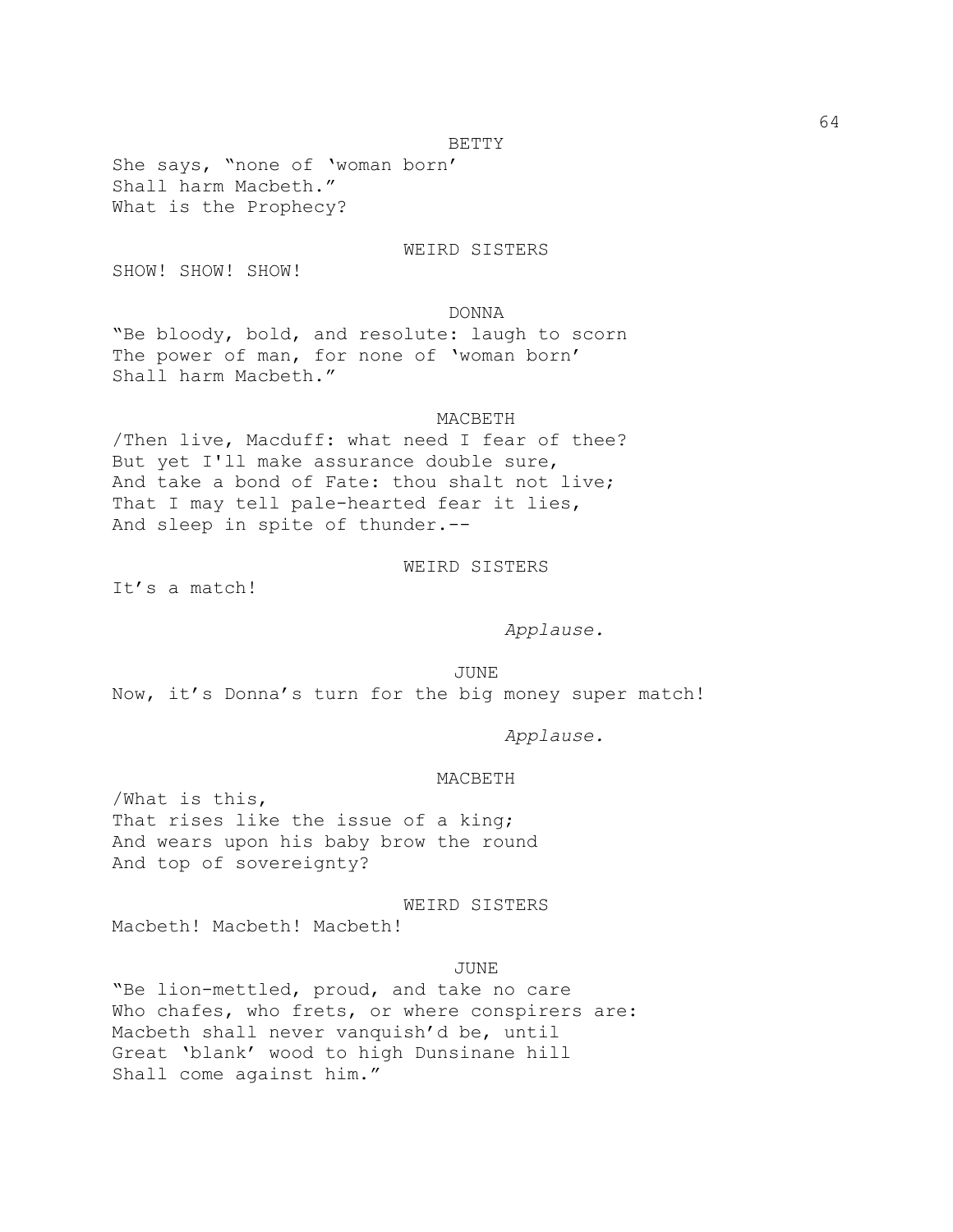BETTY

She says, "none of 'woman born'
Shall harm Macbeth."
What is the Prophecy?

WEIRD SISTERS

SHOW! SHOW! SHOW!

DONNA

"Be bloody, bold, and resolute: laugh to scorn
The power of man, for none of 'woman born'
Shall harm Macbeth."

MACBETH

/Then live, Macduff: what need I fear of thee?
But yet I'll make assurance double sure,
And take a bond of Fate: thou shalt not live;
That I may tell pale-hearted fear it lies,
And sleep in spite of thunder.--

WEIRD SISTERS

It's a match!

*Applause.*

JUNE

Now, it's Donna's turn for the big money super match!

*Applause.*

MACBETH

/What is this,
That rises like the issue of a king;
And wears upon his baby brow the round
And top of sovereignty?

WEIRD SISTERS

Macbeth! Macbeth! Macbeth!

JUNE

"Be lion-mettled, proud, and take no care
Who chafes, who frets, or where conspirers are:
Macbeth shall never vanquish'd be, until
Great 'blank' wood to high Dunsinane hill
Shall come against him."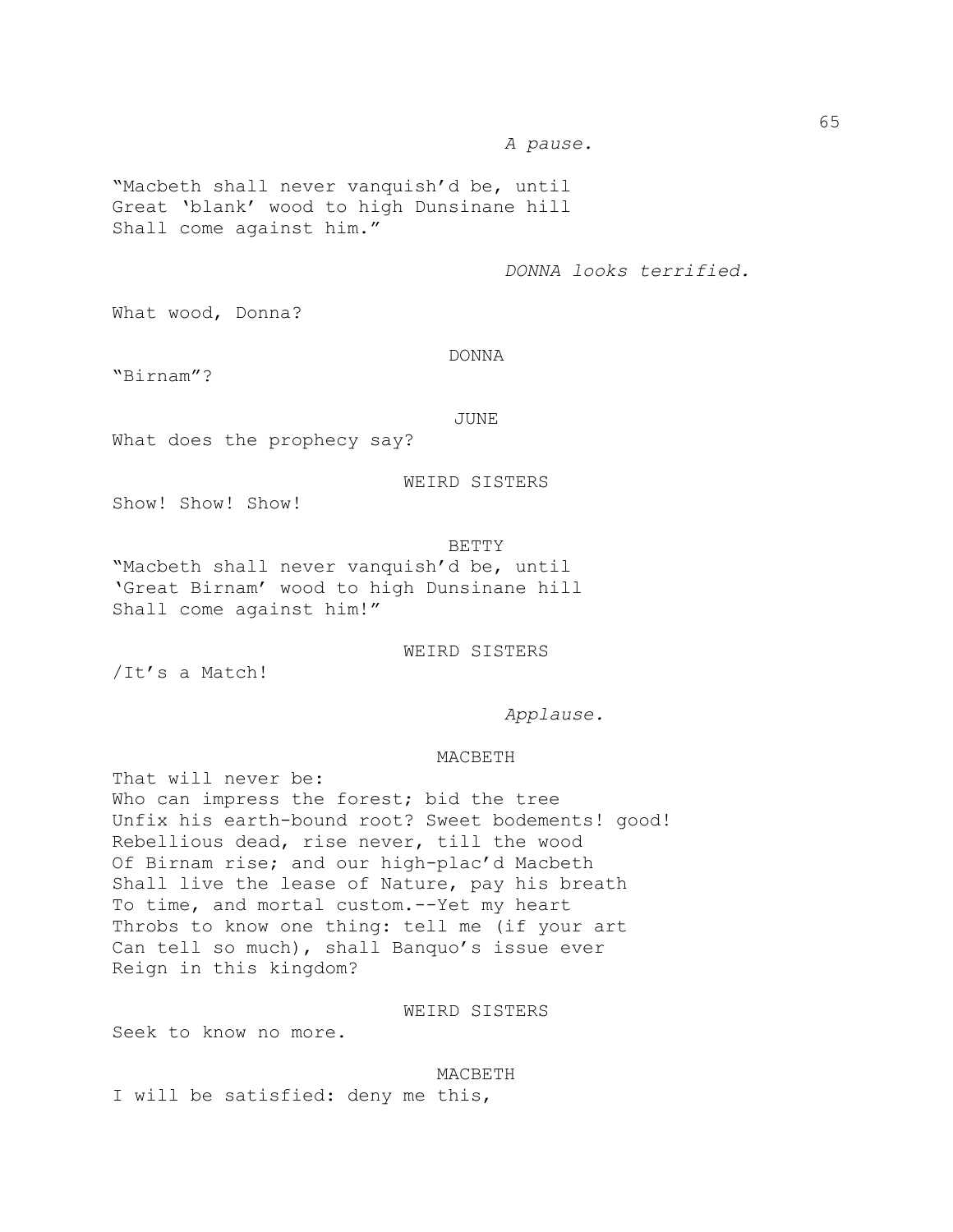*A pause.*

"Macbeth shall never vanquish'd be, until
Great 'blank' wood to high Dunsinane hill
Shall come against him."

*DONNA looks terrified.*

What wood, Donna?

DONNA

"Birnam"?

JUNE

What does the prophecy say?

WEIRD SISTERS

Show! Show! Show!

BETTY

"Macbeth shall never vanquish'd be, until
'Great Birnam' wood to high Dunsinane hill
Shall come against him!"

WEIRD SISTERS

/It's a Match!

*Applause.*

MACBETH

That will never be:
Who can impress the forest; bid the tree
Unfix his earth-bound root? Sweet bodements! good!
Rebellious dead, rise never, till the wood
Of Birnam rise; and our high-plac'd Macbeth
Shall live the lease of Nature, pay his breath
To time, and mortal custom.--Yet my heart
Throbs to know one thing: tell me (if your art
Can tell so much), shall Banquo's issue ever
Reign in this kingdom?

WEIRD SISTERS

Seek to know no more.

MACBETH

I will be satisfied: deny me this,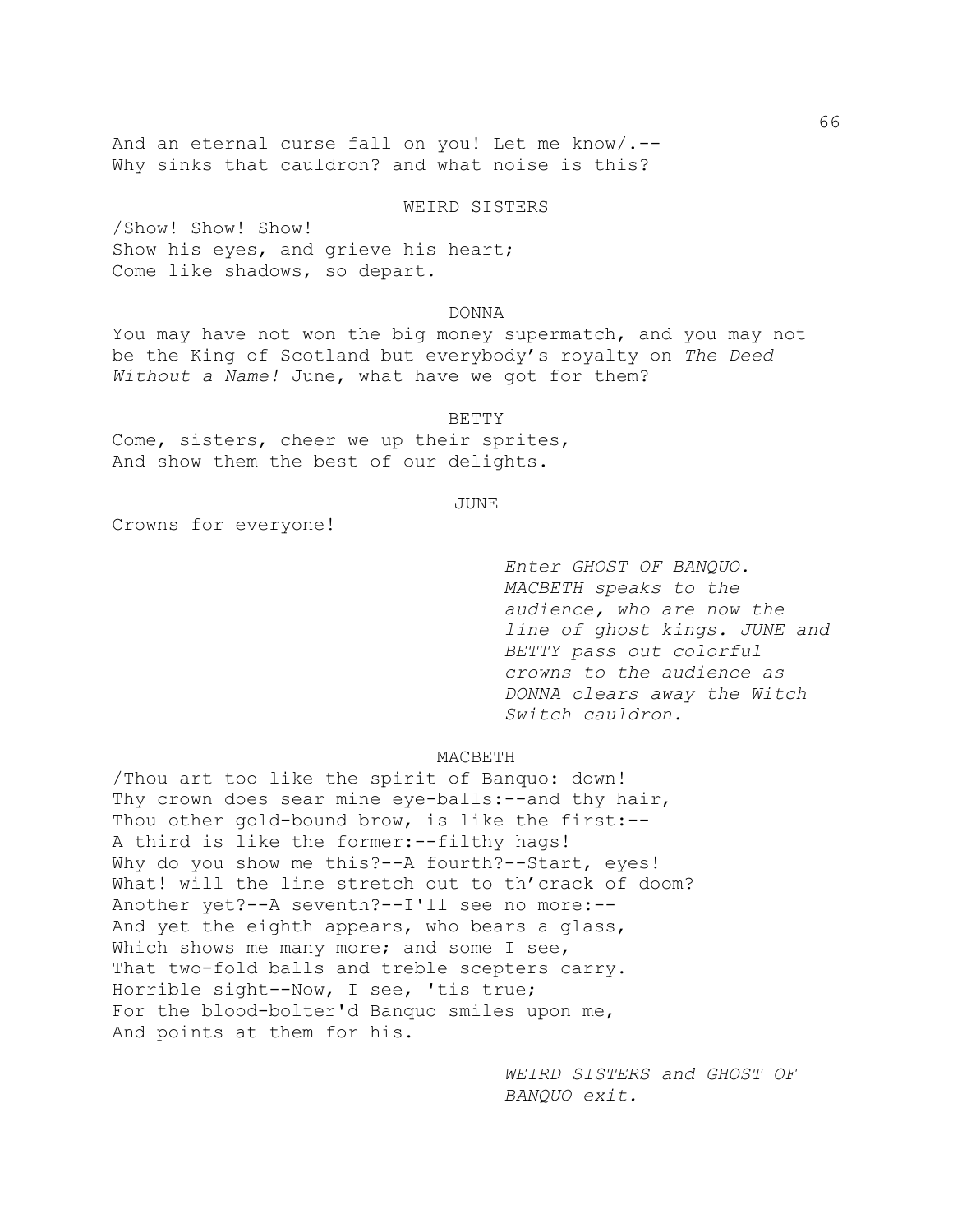And an eternal curse fall on you! Let me know/.--
Why sinks that cauldron? and what noise is this?

WEIRD SISTERS

/Show! Show! Show!
Show his eyes, and grieve his heart;
Come like shadows, so depart.

DONNA

You may have not won the big money supermatch, and you may not be the King of Scotland but everybody's royalty on *The Deed Without a Name!* June, what have we got for them?

BETTY

Come, sisters, cheer we up their sprites,
And show them the best of our delights.

JUNE

Crowns for everyone!

*Enter GHOST OF BANQUO. MACBETH speaks to the audience, who are now the line of ghost kings. JUNE and BETTY pass out colorful crowns to the audience as DONNA clears away the Witch Switch cauldron.*

MACBETH

/Thou art too like the spirit of Banquo: down!
Thy crown does sear mine eye-balls:--and thy hair,
Thou other gold-bound brow, is like the first:--
A third is like the former:--filthy hags!
Why do you show me this?--A fourth?--Start, eyes!
What! will the line stretch out to th'crack of doom?
Another yet?--A seventh?--I'll see no more:--
And yet the eighth appears, who bears a glass,
Which shows me many more; and some I see,
That two-fold balls and treble scepters carry.
Horrible sight--Now, I see, 'tis true;
For the blood-bolter'd Banquo smiles upon me,
And points at them for his.

*WEIRD SISTERS and GHOST OF BANQUO exit.*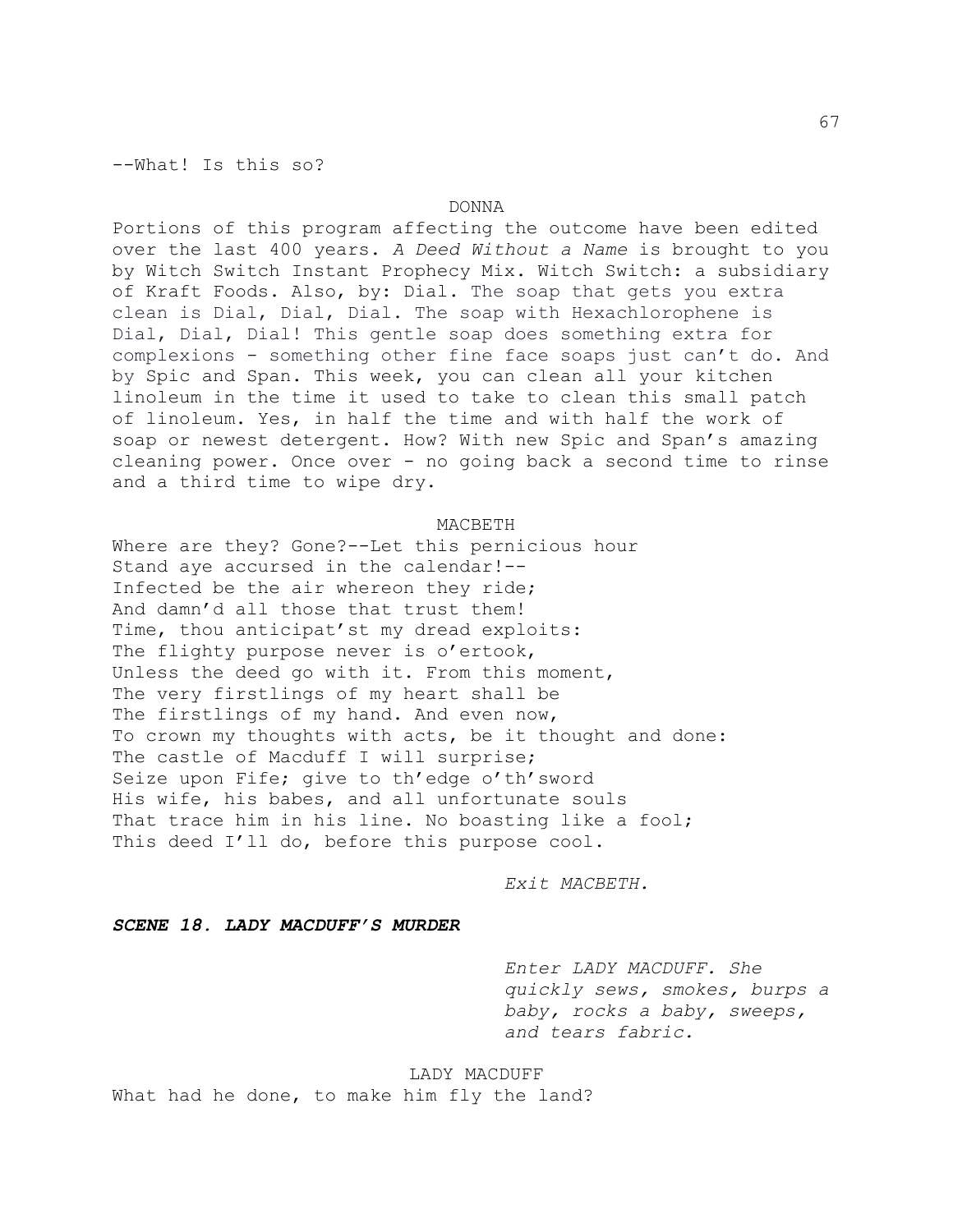--What! Is this so?

DONNA

Portions of this program affecting the outcome have been edited over the last 400 years. *A Deed Without a Name* is brought to you by Witch Switch Instant Prophecy Mix. Witch Switch: a subsidiary of Kraft Foods. Also, by: Dial. The soap that gets you extra clean is Dial, Dial, Dial. The soap with Hexachlorophene is Dial, Dial, Dial! This gentle soap does something extra for complexions - something other fine face soaps just can't do. And by Spic and Span. This week, you can clean all your kitchen linoleum in the time it used to take to clean this small patch of linoleum. Yes, in half the time and with half the work of soap or newest detergent. How? With new Spic and Span's amazing cleaning power. Once over - no going back a second time to rinse and a third time to wipe dry.

MACBETH

Where are they? Gone?--Let this pernicious hour
Stand aye accursed in the calendar!--
Infected be the air whereon they ride;
And damn'd all those that trust them!
Time, thou anticipat'st my dread exploits:
The flighty purpose never is o'ertook,
Unless the deed go with it. From this moment,
The very firstlings of my heart shall be
The firstlings of my hand. And even now,
To crown my thoughts with acts, be it thought and done:
The castle of Macduff I will surprise;
Seize upon Fife; give to th'edge o'th'sword
His wife, his babes, and all unfortunate souls
That trace him in his line. No boasting like a fool;
This deed I'll do, before this purpose cool.

*Exit MACBETH.*

***SCENE 18. LADY MACDUFF'S MURDER***

*Enter LADY MACDUFF. She quickly sews, smokes, burps a baby, rocks a baby, sweeps, and tears fabric.*

LADY MACDUFF

What had he done, to make him fly the land?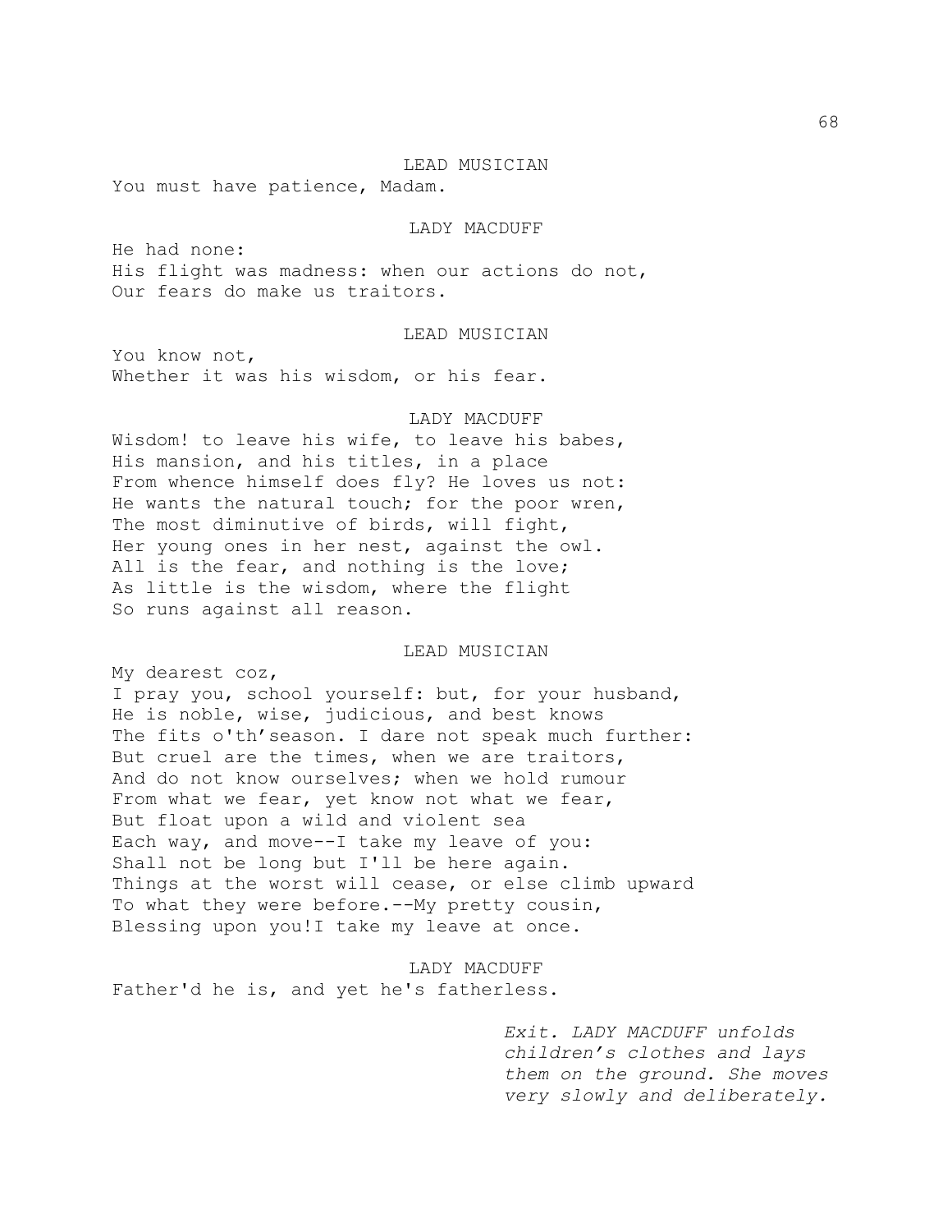LEAD MUSICIAN

You must have patience, Madam.

LADY MACDUFF

He had none:
His flight was madness: when our actions do not,
Our fears do make us traitors.

LEAD MUSICIAN

You know not,
Whether it was his wisdom, or his fear.

LADY MACDUFF

Wisdom! to leave his wife, to leave his babes,
His mansion, and his titles, in a place
From whence himself does fly? He loves us not:
He wants the natural touch; for the poor wren,
The most diminutive of birds, will fight,
Her young ones in her nest, against the owl.
All is the fear, and nothing is the love;
As little is the wisdom, where the flight
So runs against all reason.

LEAD MUSICIAN

My dearest coz,
I pray you, school yourself: but, for your husband,
He is noble, wise, judicious, and best knows
The fits o'th'season. I dare not speak much further:
But cruel are the times, when we are traitors,
And do not know ourselves; when we hold rumour
From what we fear, yet know not what we fear,
But float upon a wild and violent sea
Each way, and move--I take my leave of you:
Shall not be long but I'll be here again.
Things at the worst will cease, or else climb upward
To what they were before.--My pretty cousin,
Blessing upon you!I take my leave at once.

LADY MACDUFF

Father'd he is, and yet he's fatherless.

*Exit. LADY MACDUFF unfolds children's clothes and lays them on the ground. She moves very slowly and deliberately.*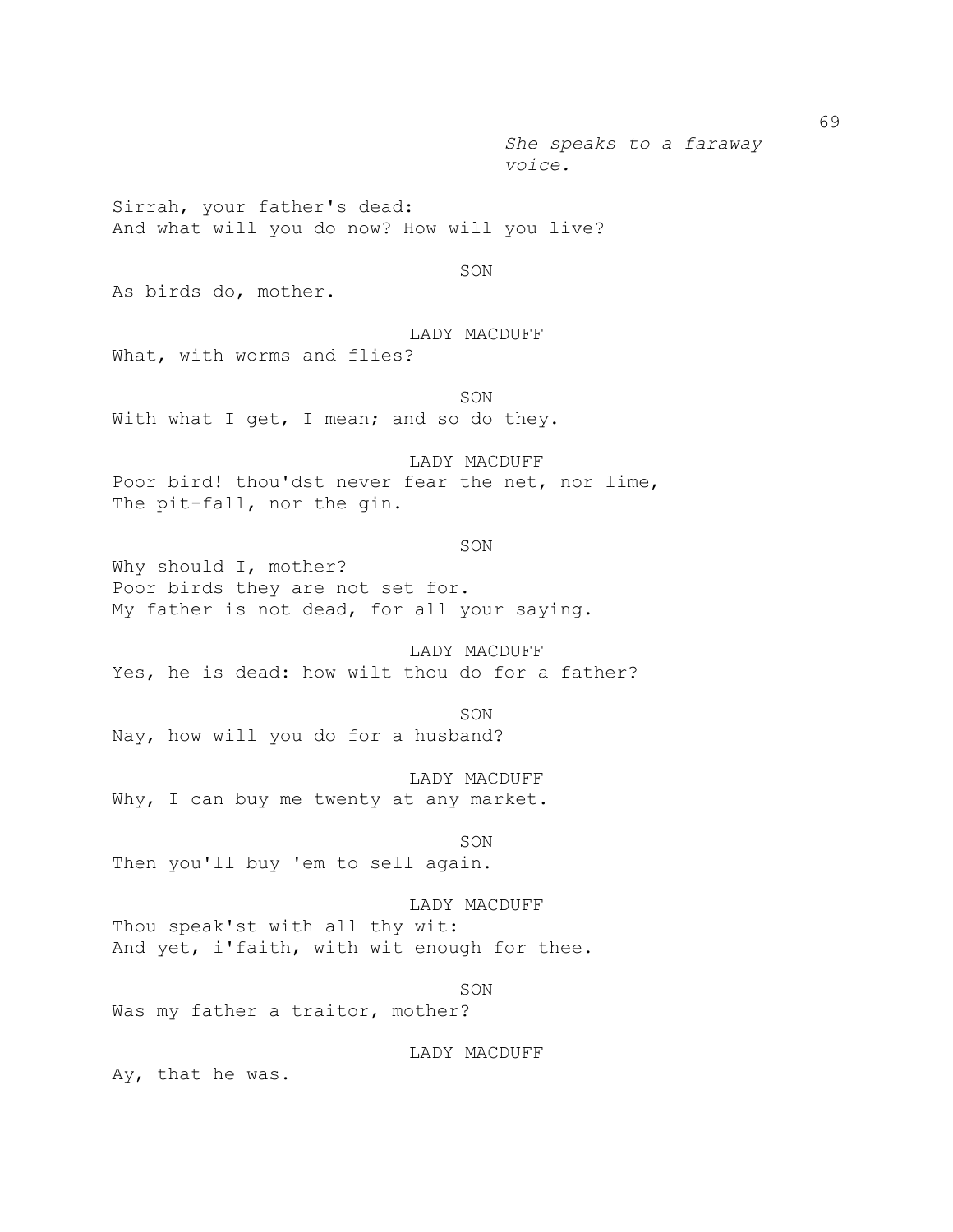*She speaks to a faraway voice.*

Sirrah, your father's dead:
And what will you do now? How will you live?

SON

As birds do, mother.

LADY MACDUFF

What, with worms and flies?

SON

With what I get, I mean; and so do they.

LADY MACDUFF

Poor bird! thou'dst never fear the net, nor lime,
The pit-fall, nor the gin.

SON

Why should I, mother?
Poor birds they are not set for.
My father is not dead, for all your saying.

LADY MACDUFF

Yes, he is dead: how wilt thou do for a father?

SON

Nay, how will you do for a husband?

LADY MACDUFF

Why, I can buy me twenty at any market.

SON

Then you'll buy 'em to sell again.

LADY MACDUFF

Thou speak'st with all thy wit:
And yet, i'faith, with wit enough for thee.

SON

Was my father a traitor, mother?

LADY MACDUFF

Ay, that he was.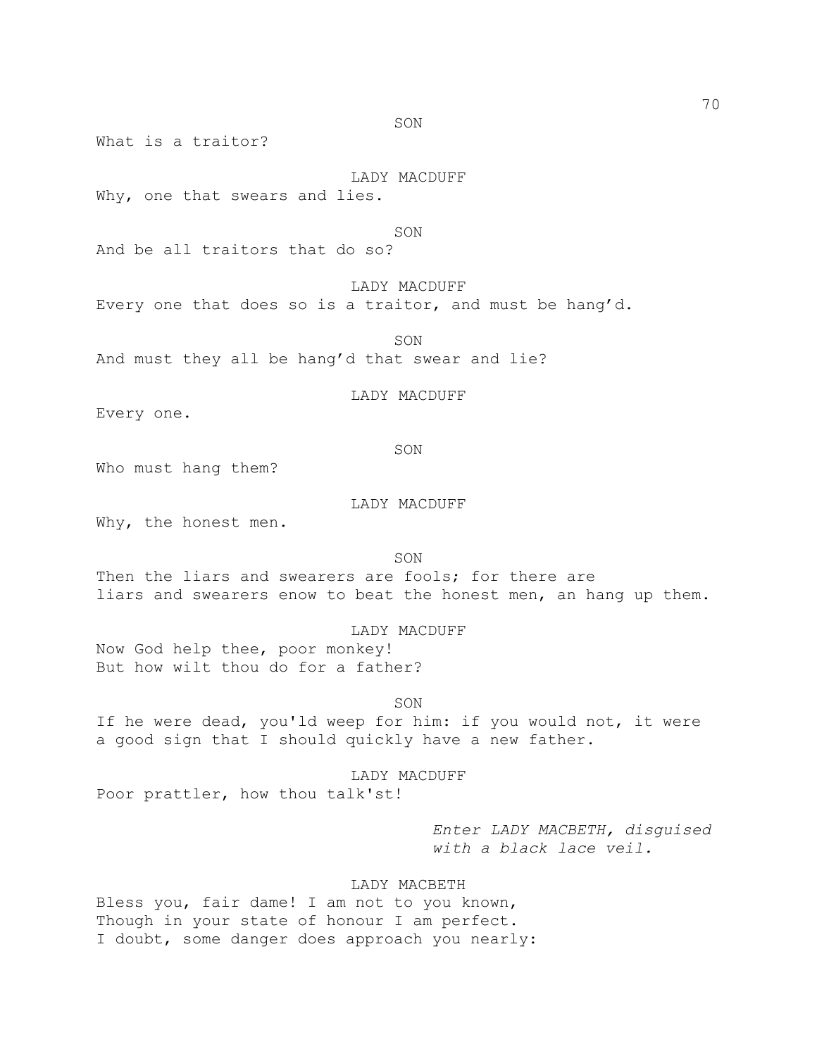SON

What is a traitor?

LADY MACDUFF

Why, one that swears and lies.

SON

And be all traitors that do so?

LADY MACDUFF

Every one that does so is a traitor, and must be hang’d.

SON

And must they all be hang’d that swear and lie?

LADY MACDUFF

Every one.

SON

Who must hang them?

LADY MACDUFF

Why, the honest men.

SON

Then the liars and swearers are fools; for there are
liars and swearers enow to beat the honest men, an hang up them.

LADY MACDUFF

Now God help thee, poor monkey!
But how wilt thou do for a father?

SON

If he were dead, you'ld weep for him: if you would not, it were
a good sign that I should quickly have a new father.

LADY MACDUFF

Poor prattler, how thou talk'st!

*Enter LADY MACBETH, disguised with a black lace veil.*

LADY MACBETH

Bless you, fair dame! I am not to you known,
Though in your state of honour I am perfect.
I doubt, some danger does approach you nearly: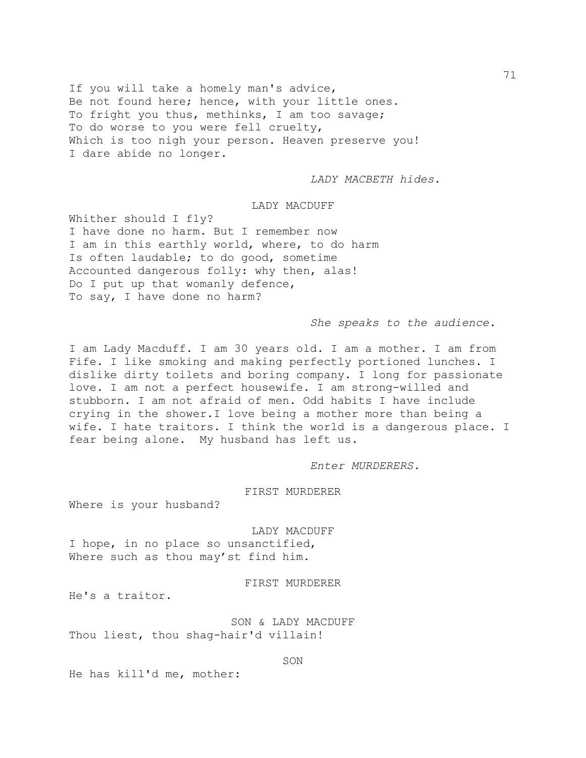If you will take a homely man's advice,
Be not found here; hence, with your little ones.
To fright you thus, methinks, I am too savage;
To do worse to you were fell cruelty,
Which is too nigh your person. Heaven preserve you!
I dare abide no longer.

*LADY MACBETH hides.*

LADY MACDUFF

Whither should I fly?
I have done no harm. But I remember now
I am in this earthly world, where, to do harm
Is often laudable; to do good, sometime
Accounted dangerous folly: why then, alas!
Do I put up that womanly defence,
To say, I have done no harm?

*She speaks to the audience.*

I am Lady Macduff. I am 30 years old. I am a mother. I am from Fife. I like smoking and making perfectly portioned lunches. I dislike dirty toilets and boring company. I long for passionate love. I am not a perfect housewife. I am strong-willed and stubborn. I am not afraid of men. Odd habits I have include crying in the shower.I love being a mother more than being a wife. I hate traitors. I think the world is a dangerous place. I fear being alone.  My husband has left us.

*Enter MURDERERS.*

FIRST MURDERER

Where is your husband?

LADY MACDUFF

I hope, in no place so unsanctified,
Where such as thou may'st find him.

FIRST MURDERER

He's a traitor.

SON & LADY MACDUFF

Thou liest, thou shag-hair'd villain!

SON

He has kill'd me, mother: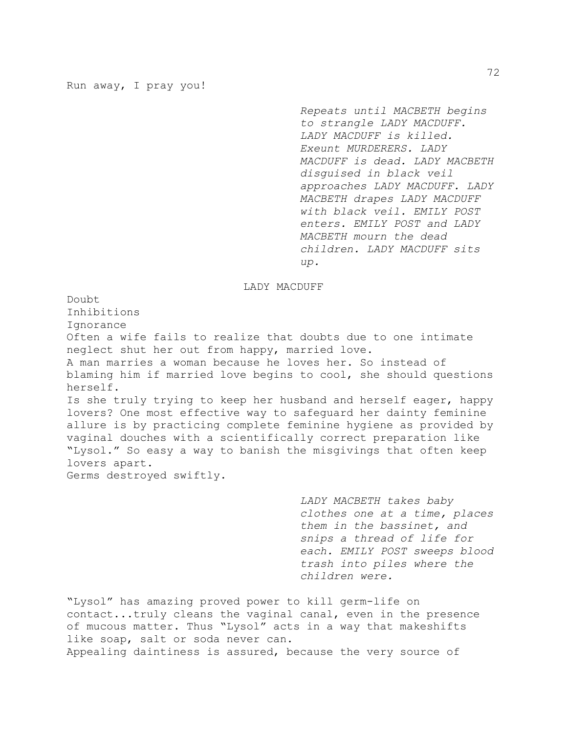Run away, I pray you!

*Repeats until MACBETH begins to strangle LADY MACDUFF. LADY MACDUFF is killed. Exeunt MURDERERS. LADY MACDUFF is dead. LADY MACBETH disguised in black veil approaches LADY MACDUFF. LADY MACBETH drapes LADY MACDUFF with black veil. EMILY POST enters. EMILY POST and LADY MACBETH mourn the dead children. LADY MACDUFF sits up.*

LADY MACDUFF

Doubt
Inhibitions
Ignorance
Often a wife fails to realize that doubts due to one intimate neglect shut her out from happy, married love.
A man marries a woman because he loves her. So instead of blaming him if married love begins to cool, she should questions herself.
Is she truly trying to keep her husband and herself eager, happy lovers? One most effective way to safeguard her dainty feminine allure is by practicing complete feminine hygiene as provided by vaginal douches with a scientifically correct preparation like "Lysol." So easy a way to banish the misgivings that often keep lovers apart.
Germs destroyed swiftly.

*LADY MACBETH takes baby clothes one at a time, places them in the bassinet, and snips a thread of life for each. EMILY POST sweeps blood trash into piles where the children were.*

"Lysol" has amazing proved power to kill germ-life on contact...truly cleans the vaginal canal, even in the presence of mucous matter. Thus "Lysol" acts in a way that makeshifts like soap, salt or soda never can.
Appealing daintiness is assured, because the very source of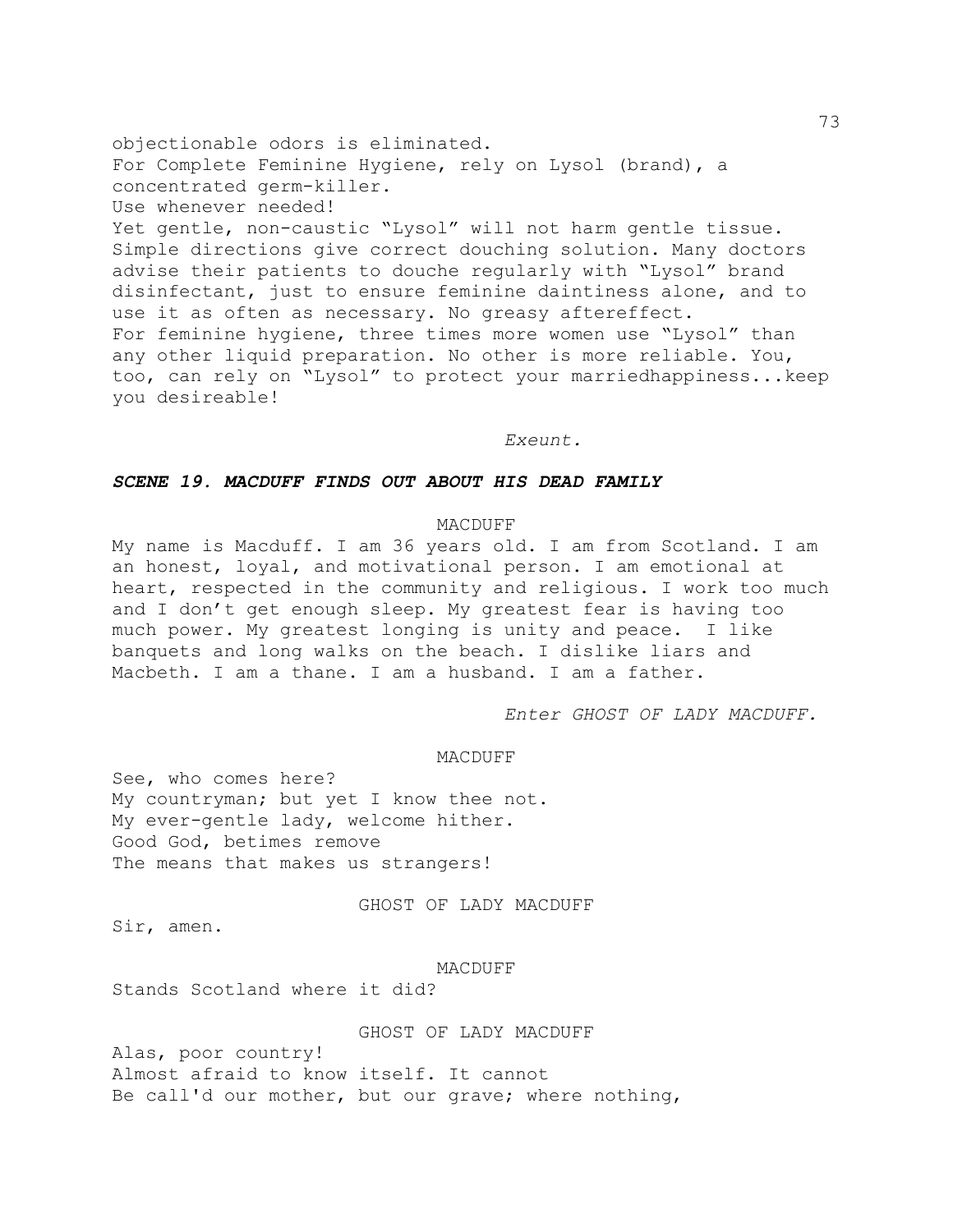objectionable odors is eliminated.
For Complete Feminine Hygiene, rely on Lysol (brand), a concentrated germ-killer.
Use whenever needed!
Yet gentle, non-caustic "Lysol" will not harm gentle tissue. Simple directions give correct douching solution. Many doctors advise their patients to douche regularly with "Lysol" brand disinfectant, just to ensure feminine daintiness alone, and to use it as often as necessary. No greasy aftereffect.
For feminine hygiene, three times more women use "Lysol" than any other liquid preparation. No other is more reliable. You, too, can rely on "Lysol" to protect your marriedhappiness...keep you desireable!

*Exeunt.*

### ***SCENE 19. MACDUFF FINDS OUT ABOUT HIS DEAD FAMILY***

MACDUFF

My name is Macduff. I am 36 years old. I am from Scotland. I am an honest, loyal, and motivational person. I am emotional at heart, respected in the community and religious. I work too much and I don't get enough sleep. My greatest fear is having too much power. My greatest longing is unity and peace. I like banquets and long walks on the beach. I dislike liars and Macbeth. I am a thane. I am a husband. I am a father.

*Enter GHOST OF LADY MACDUFF.*

MACDUFF

See, who comes here?
My countryman; but yet I know thee not.
My ever-gentle lady, welcome hither.
Good God, betimes remove
The means that makes us strangers!

GHOST OF LADY MACDUFF

Sir, amen.

MACDUFF

Stands Scotland where it did?

GHOST OF LADY MACDUFF

Alas, poor country!
Almost afraid to know itself. It cannot
Be call'd our mother, but our grave; where nothing,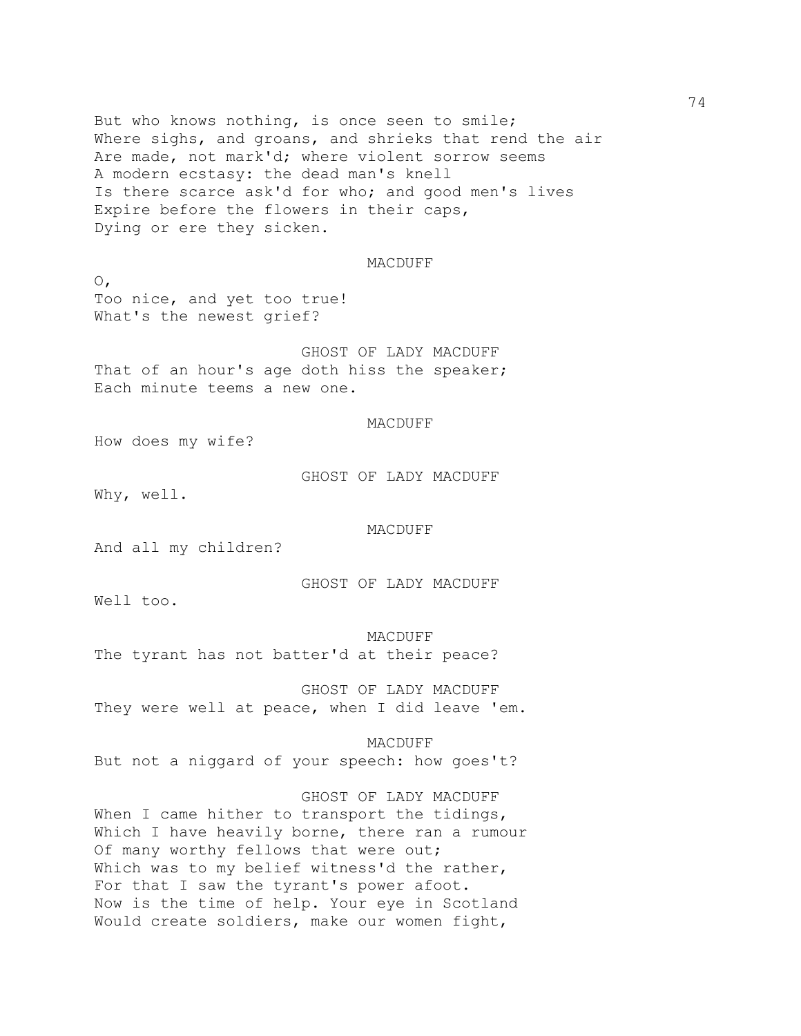But who knows nothing, is once seen to smile;
Where sighs, and groans, and shrieks that rend the air
Are made, not mark'd; where violent sorrow seems
A modern ecstasy: the dead man's knell
Is there scarce ask'd for who; and good men's lives
Expire before the flowers in their caps,
Dying or ere they sicken.

MACDUFF

O,
Too nice, and yet too true!
What's the newest grief?

GHOST OF LADY MACDUFF

That of an hour's age doth hiss the speaker;
Each minute teems a new one.

MACDUFF

How does my wife?

GHOST OF LADY MACDUFF

Why, well.

MACDUFF

And all my children?

GHOST OF LADY MACDUFF

Well too.

MACDUFF

The tyrant has not batter'd at their peace?

GHOST OF LADY MACDUFF

They were well at peace, when I did leave 'em.

MACDUFF

But not a niggard of your speech: how goes't?

GHOST OF LADY MACDUFF

When I came hither to transport the tidings,
Which I have heavily borne, there ran a rumour
Of many worthy fellows that were out;
Which was to my belief witness'd the rather,
For that I saw the tyrant's power afoot.
Now is the time of help. Your eye in Scotland
Would create soldiers, make our women fight,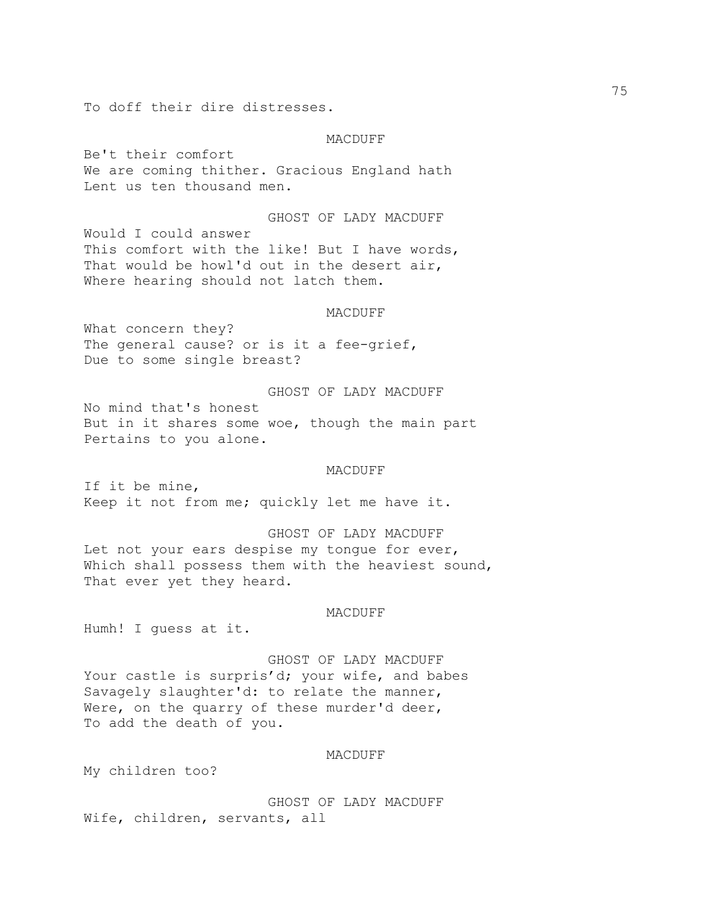To doff their dire distresses.

MACDUFF

Be't their comfort
We are coming thither. Gracious England hath
Lent us ten thousand men.

GHOST OF LADY MACDUFF

Would I could answer
This comfort with the like! But I have words,
That would be howl'd out in the desert air,
Where hearing should not latch them.

MACDUFF

What concern they?
The general cause? or is it a fee-grief,
Due to some single breast?

GHOST OF LADY MACDUFF

No mind that's honest
But in it shares some woe, though the main part
Pertains to you alone.

MACDUFF

If it be mine,
Keep it not from me; quickly let me have it.

GHOST OF LADY MACDUFF

Let not your ears despise my tongue for ever,
Which shall possess them with the heaviest sound,
That ever yet they heard.

MACDUFF

Humh! I guess at it.

GHOST OF LADY MACDUFF

Your castle is surpris'd; your wife, and babes
Savagely slaughter'd: to relate the manner,
Were, on the quarry of these murder'd deer,
To add the death of you.

MACDUFF

My children too?

GHOST OF LADY MACDUFF

Wife, children, servants, all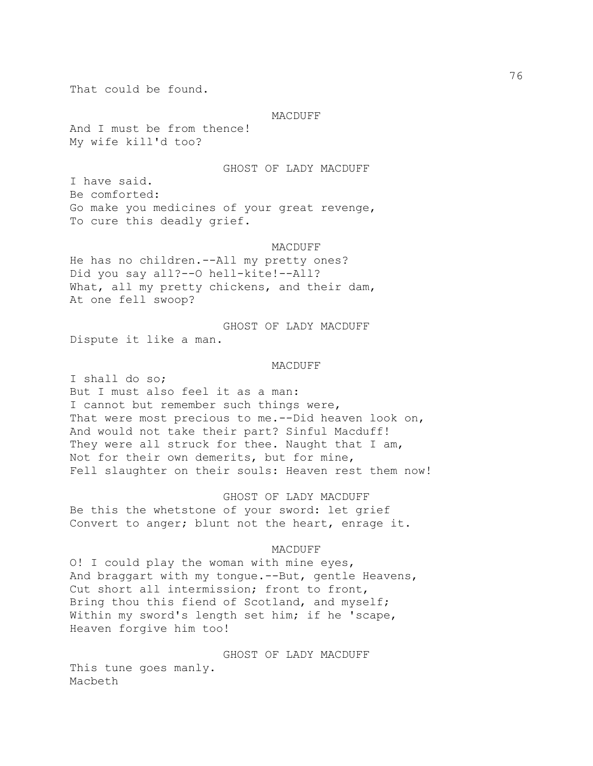That could be found.

MACDUFF

And I must be from thence!
My wife kill'd too?

GHOST OF LADY MACDUFF

I have said.
Be comforted:
Go make you medicines of your great revenge,
To cure this deadly grief.

MACDUFF

He has no children.--All my pretty ones?
Did you say all?--O hell-kite!--All?
What, all my pretty chickens, and their dam,
At one fell swoop?

GHOST OF LADY MACDUFF

Dispute it like a man.

MACDUFF

I shall do so;
But I must also feel it as a man:
I cannot but remember such things were,
That were most precious to me.--Did heaven look on,
And would not take their part? Sinful Macduff!
They were all struck for thee. Naught that I am,
Not for their own demerits, but for mine,
Fell slaughter on their souls: Heaven rest them now!

GHOST OF LADY MACDUFF

Be this the whetstone of your sword: let grief
Convert to anger; blunt not the heart, enrage it.

MACDUFF

O! I could play the woman with mine eyes,
And braggart with my tongue.--But, gentle Heavens,
Cut short all intermission; front to front,
Bring thou this fiend of Scotland, and myself;
Within my sword's length set him; if he 'scape,
Heaven forgive him too!

GHOST OF LADY MACDUFF

This tune goes manly.
Macbeth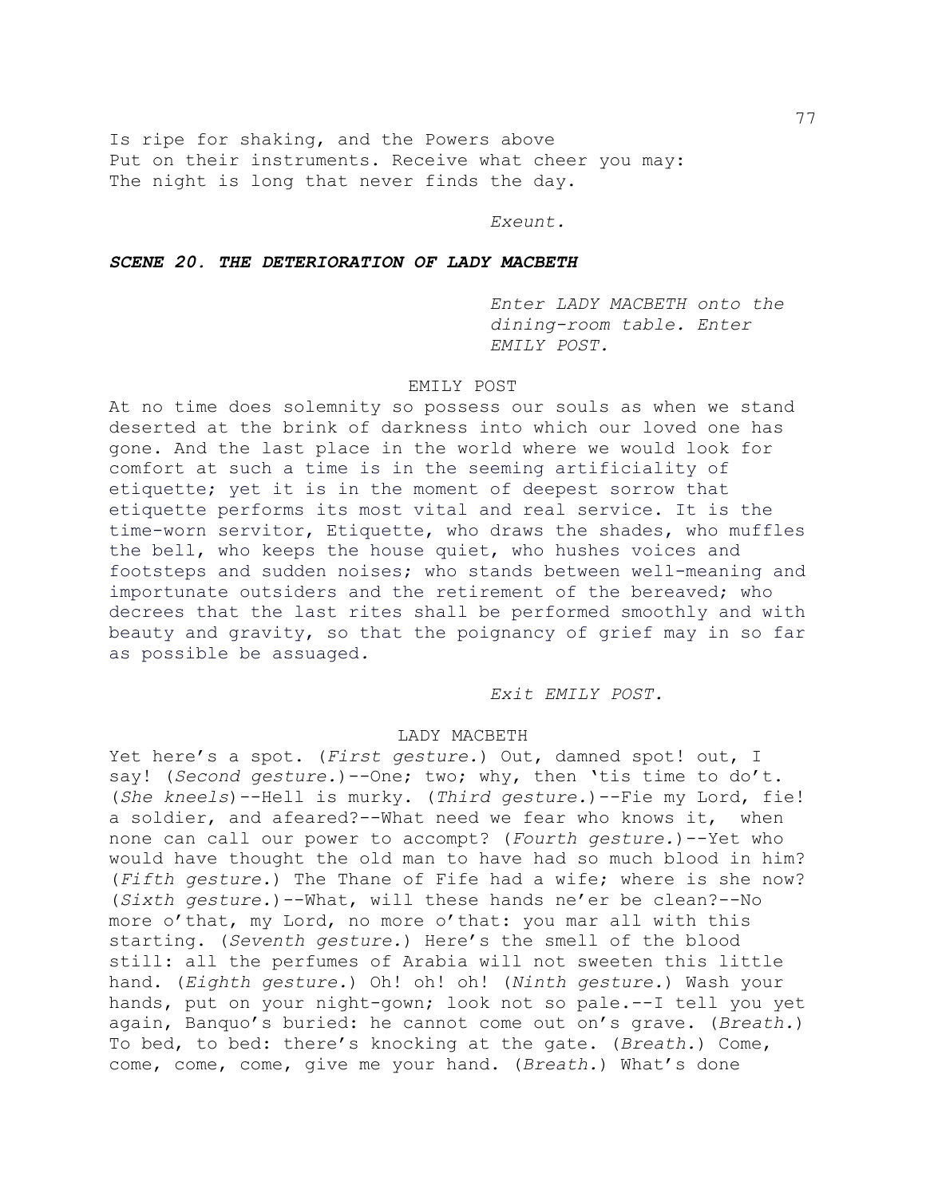Is ripe for shaking, and the Powers above
Put on their instruments. Receive what cheer you may:
The night is long that never finds the day.

*Exeunt.*

### ***SCENE 20. THE DETERIORATION OF LADY MACBETH***

*Enter LADY MACBETH onto the dining-room table. Enter EMILY POST.*

EMILY POST

At no time does solemnity so possess our souls as when we stand deserted at the brink of darkness into which our loved one has gone. And the last place in the world where we would look for comfort at such a time is in the seeming artificiality of etiquette; yet it is in the moment of deepest sorrow that etiquette performs its most vital and real service. It is the time-worn servitor, Etiquette, who draws the shades, who muffles the bell, who keeps the house quiet, who hushes voices and footsteps and sudden noises; who stands between well-meaning and importunate outsiders and the retirement of the bereaved; who decrees that the last rites shall be performed smoothly and with beauty and gravity, so that the poignancy of grief may in so far as possible be assuaged.

*Exit EMILY POST.*

LADY MACBETH

Yet here's a spot. (*First gesture.*) Out, damned spot! out, I say! (*Second gesture.*)--One; two; why, then 'tis time to do't. (*She kneels*)--Hell is murky. (*Third gesture.*)--Fie my Lord, fie! a soldier, and afeared?--What need we fear who knows it, when none can call our power to accompt? (*Fourth gesture.*)--Yet who would have thought the old man to have had so much blood in him? (*Fifth gesture.*) The Thane of Fife had a wife; where is she now? (*Sixth gesture.*)--What, will these hands ne'er be clean?--No more o'that, my Lord, no more o'that: you mar all with this starting. (*Seventh gesture.*) Here's the smell of the blood still: all the perfumes of Arabia will not sweeten this little hand. (*Eighth gesture.*) Oh! oh! oh! (*Ninth gesture.*) Wash your hands, put on your night-gown; look not so pale.--I tell you yet again, Banquo's buried: he cannot come out on's grave. (*Breath.*) To bed, to bed: there's knocking at the gate. (*Breath.*) Come, come, come, come, give me your hand. (*Breath.*) What's done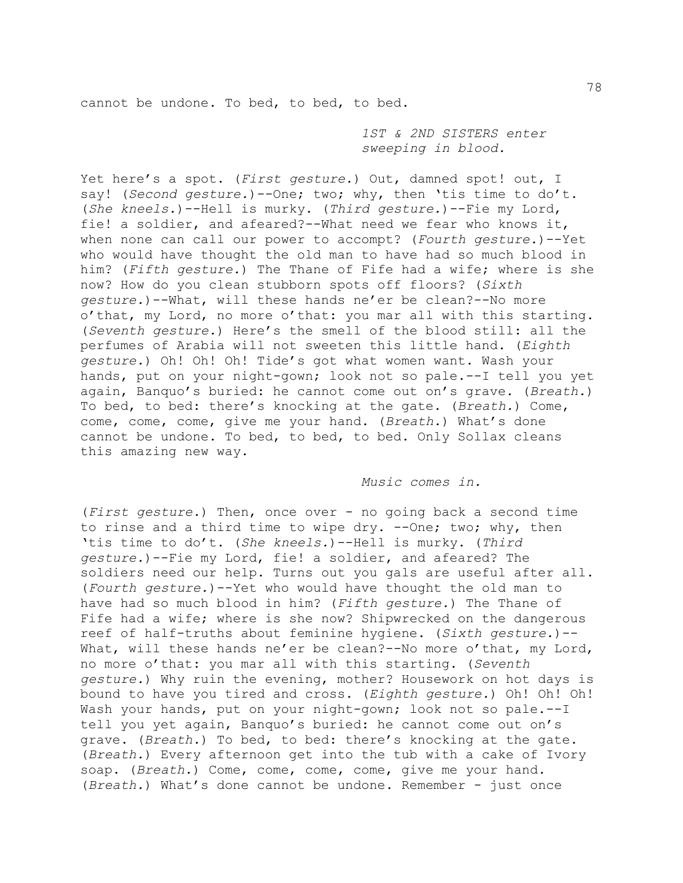cannot be undone. To bed, to bed, to bed.

*1ST & 2ND SISTERS enter sweeping in blood.*

Yet here's a spot. (*First gesture.*) Out, damned spot! out, I say! (*Second gesture.*)--One; two; why, then 'tis time to do't. (*She kneels.*)--Hell is murky. (*Third gesture.*)--Fie my Lord, fie! a soldier, and afeared?--What need we fear who knows it, when none can call our power to accompt? (*Fourth gesture.*)--Yet who would have thought the old man to have had so much blood in him? (*Fifth gesture.*) The Thane of Fife had a wife; where is she now? How do you clean stubborn spots off floors? (*Sixth gesture.*)--What, will these hands ne'er be clean?--No more o'that, my Lord, no more o'that: you mar all with this starting. (*Seventh gesture.*) Here's the smell of the blood still: all the perfumes of Arabia will not sweeten this little hand. (*Eighth gesture.*) Oh! Oh! Oh! Tide's got what women want. Wash your hands, put on your night-gown; look not so pale.--I tell you yet again, Banquo's buried: he cannot come out on's grave. (*Breath.*) To bed, to bed: there's knocking at the gate. (*Breath.*) Come, come, come, come, give me your hand. (*Breath.*) What's done cannot be undone. To bed, to bed, to bed. Only Sollax cleans this amazing new way.

*Music comes in.*

(*First gesture.*) Then, once over - no going back a second time to rinse and a third time to wipe dry. --One; two; why, then 'tis time to do't. (*She kneels.*)--Hell is murky. (*Third gesture.*)--Fie my Lord, fie! a soldier, and afeared? The soldiers need our help. Turns out you gals are useful after all. (*Fourth gesture.*)--Yet who would have thought the old man to have had so much blood in him? (*Fifth gesture.*) The Thane of Fife had a wife; where is she now? Shipwrecked on the dangerous reef of half-truths about feminine hygiene. (*Sixth gesture.*)--What, will these hands ne'er be clean?--No more o'that, my Lord, no more o'that: you mar all with this starting. (*Seventh gesture.*) Why ruin the evening, mother? Housework on hot days is bound to have you tired and cross. (*Eighth gesture.*) Oh! Oh! Oh! Wash your hands, put on your night-gown; look not so pale.--I tell you yet again, Banquo's buried: he cannot come out on's grave. (*Breath.*) To bed, to bed: there's knocking at the gate. (*Breath.*) Every afternoon get into the tub with a cake of Ivory soap. (*Breath.*) Come, come, come, come, give me your hand. (*Breath.*) What's done cannot be undone. Remember - just once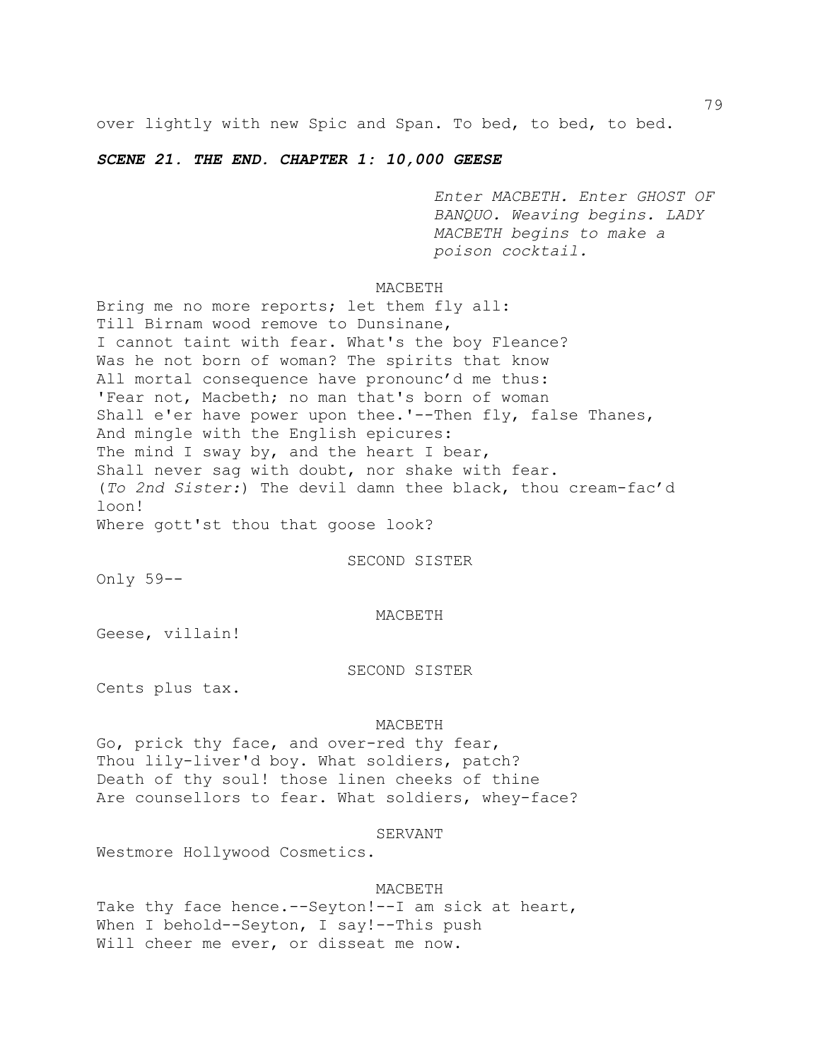over lightly with new Spic and Span. To bed, to bed, to bed.

***SCENE 21. THE END. CHAPTER 1: 10,000 GEESE***

*Enter MACBETH. Enter GHOST OF BANQUO. Weaving begins. LADY MACBETH begins to make a poison cocktail.*

MACBETH

Bring me no more reports; let them fly all:
Till Birnam wood remove to Dunsinane,
I cannot taint with fear. What's the boy Fleance?
Was he not born of woman? The spirits that know
All mortal consequence have pronounc'd me thus:
'Fear not, Macbeth; no man that's born of woman
Shall e'er have power upon thee.'--Then fly, false Thanes,
And mingle with the English epicures:
The mind I sway by, and the heart I bear,
Shall never sag with doubt, nor shake with fear.
(*To 2nd Sister:*) The devil damn thee black, thou cream-fac'd loon!
Where gott'st thou that goose look?

SECOND SISTER

Only 59--

MACBETH

Geese, villain!

SECOND SISTER

Cents plus tax.

MACBETH

Go, prick thy face, and over-red thy fear,
Thou lily-liver'd boy. What soldiers, patch?
Death of thy soul! those linen cheeks of thine
Are counsellors to fear. What soldiers, whey-face?

SERVANT

Westmore Hollywood Cosmetics.

MACBETH

Take thy face hence.--Seyton!--I am sick at heart,
When I behold--Seyton, I say!--This push
Will cheer me ever, or disseat me now.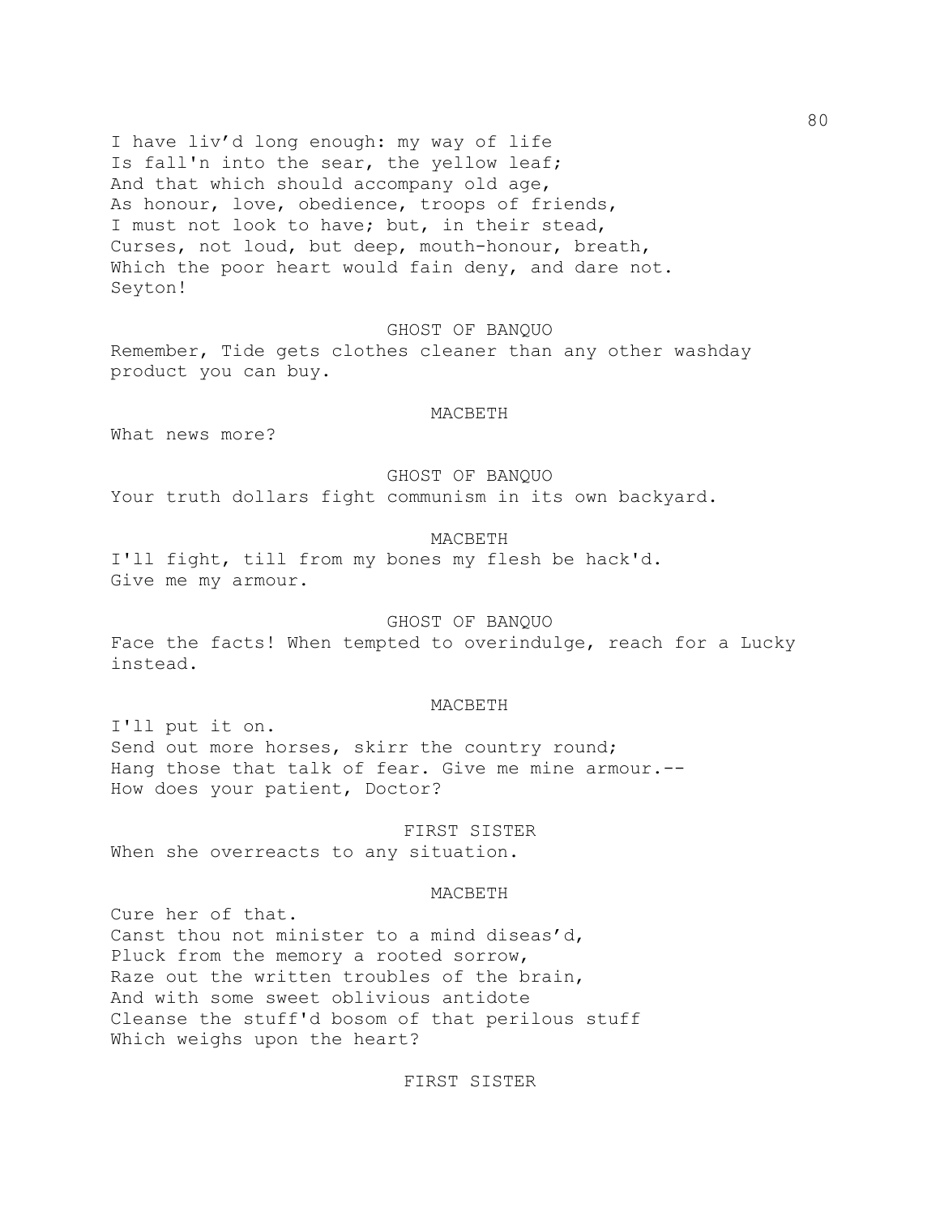I have liv'd long enough: my way of life
Is fall'n into the sear, the yellow leaf;
And that which should accompany old age,
As honour, love, obedience, troops of friends,
I must not look to have; but, in their stead,
Curses, not loud, but deep, mouth-honour, breath,
Which the poor heart would fain deny, and dare not.
Seyton!

GHOST OF BANQUO

Remember, Tide gets clothes cleaner than any other washday product you can buy.

MACBETH

What news more?

GHOST OF BANQUO

Your truth dollars fight communism in its own backyard.

MACBETH

I'll fight, till from my bones my flesh be hack'd.
Give me my armour.

GHOST OF BANQUO

Face the facts! When tempted to overindulge, reach for a Lucky instead.

MACBETH

I'll put it on.
Send out more horses, skirr the country round;
Hang those that talk of fear. Give me mine armour.--
How does your patient, Doctor?

FIRST SISTER

When she overreacts to any situation.

MACBETH

Cure her of that.
Canst thou not minister to a mind diseas'd,
Pluck from the memory a rooted sorrow,
Raze out the written troubles of the brain,
And with some sweet oblivious antidote
Cleanse the stuff'd bosom of that perilous stuff
Which weighs upon the heart?

FIRST SISTER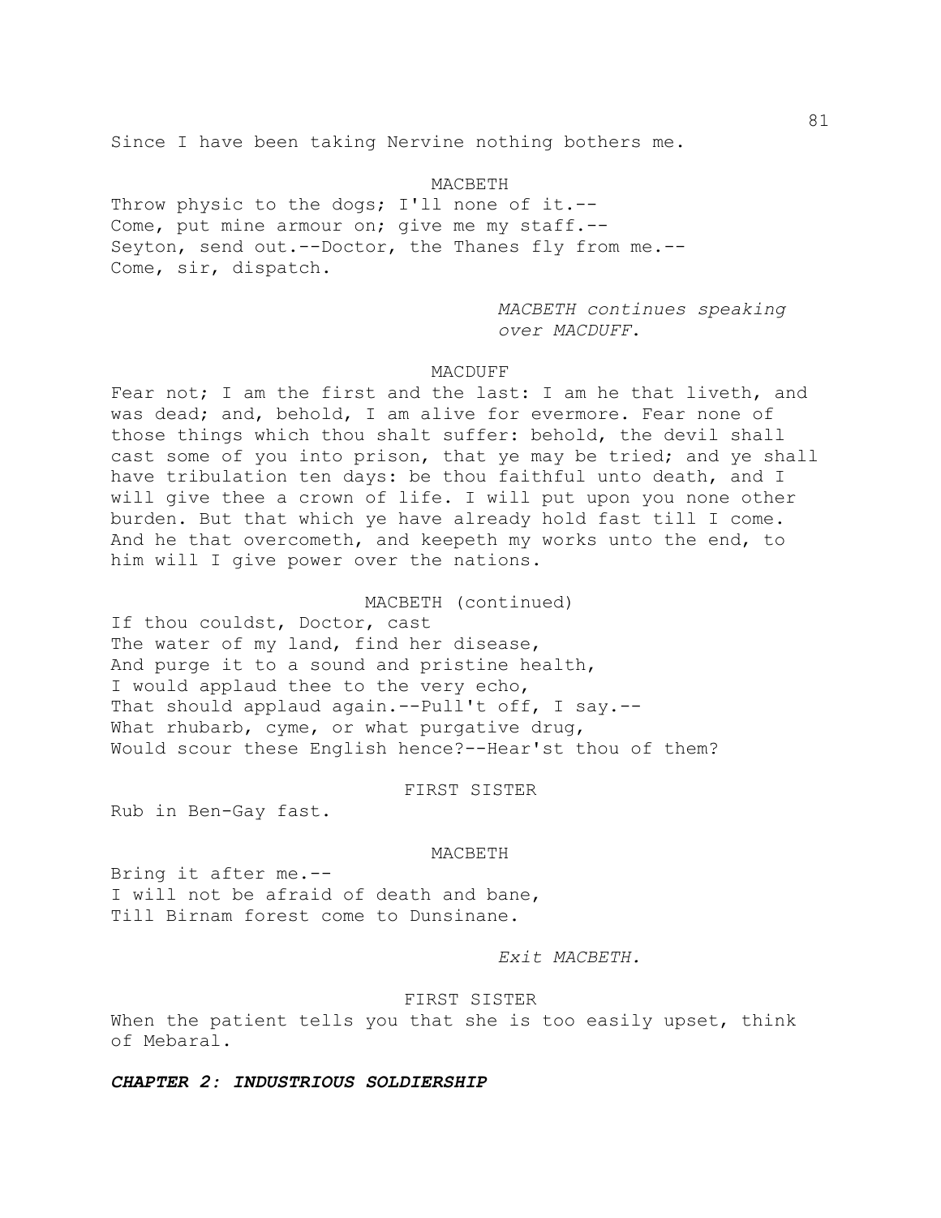Since I have been taking Nervine nothing bothers me.

MACBETH

Throw physic to the dogs; I'll none of it.--
Come, put mine armour on; give me my staff.--
Seyton, send out.--Doctor, the Thanes fly from me.--
Come, sir, dispatch.

*MACBETH continues speaking over MACDUFF.*

MACDUFF

Fear not; I am the first and the last: I am he that liveth, and was dead; and, behold, I am alive for evermore. Fear none of those things which thou shalt suffer: behold, the devil shall cast some of you into prison, that ye may be tried; and ye shall have tribulation ten days: be thou faithful unto death, and I will give thee a crown of life. I will put upon you none other burden. But that which ye have already hold fast till I come. And he that overcometh, and keepeth my works unto the end, to him will I give power over the nations.

MACBETH (continued)

If thou couldst, Doctor, cast
The water of my land, find her disease,
And purge it to a sound and pristine health,
I would applaud thee to the very echo,
That should applaud again.--Pull't off, I say.--
What rhubarb, cyme, or what purgative drug,
Would scour these English hence?--Hear'st thou of them?

FIRST SISTER

Rub in Ben-Gay fast.

MACBETH

Bring it after me.--
I will not be afraid of death and bane,
Till Birnam forest come to Dunsinane.

*Exit MACBETH.*

FIRST SISTER

When the patient tells you that she is too easily upset, think of Mebaral.

***CHAPTER 2: INDUSTRIOUS SOLDIERSHIP***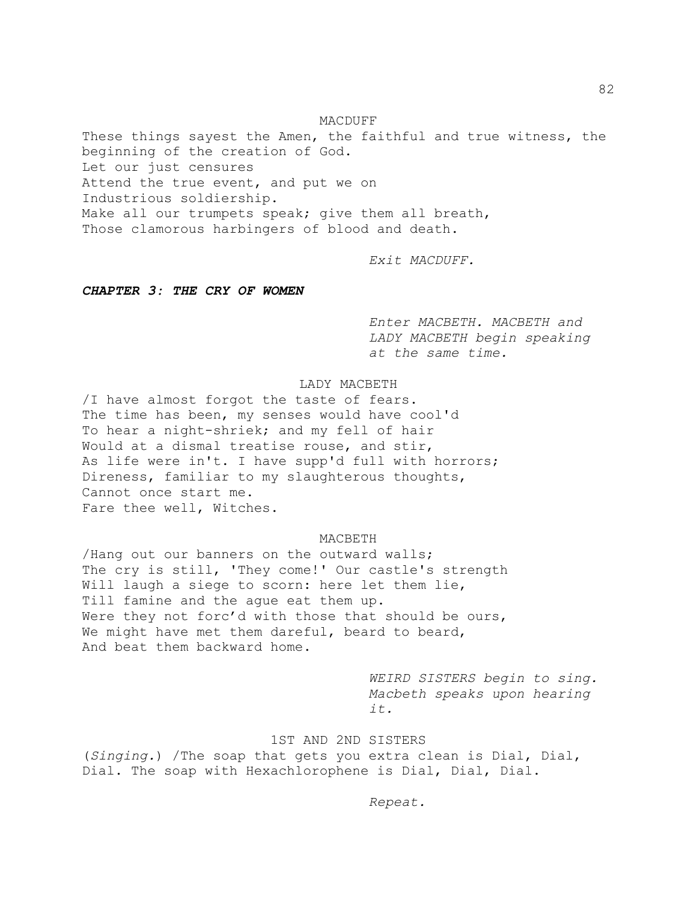MACDUFF

These things sayest the Amen, the faithful and true witness, the beginning of the creation of God.
Let our just censures
Attend the true event, and put we on
Industrious soldiership.
Make all our trumpets speak; give them all breath,
Those clamorous harbingers of blood and death.

*Exit MACDUFF.*

***CHAPTER 3: THE CRY OF WOMEN***

*Enter MACBETH. MACBETH and LADY MACBETH begin speaking at the same time.*

LADY MACBETH

/I have almost forgot the taste of fears.
The time has been, my senses would have cool'd
To hear a night-shriek; and my fell of hair
Would at a dismal treatise rouse, and stir,
As life were in't. I have supp'd full with horrors;
Direness, familiar to my slaughterous thoughts,
Cannot once start me.
Fare thee well, Witches.

MACBETH

/Hang out our banners on the outward walls;
The cry is still, 'They come!' Our castle's strength
Will laugh a siege to scorn: here let them lie,
Till famine and the ague eat them up.
Were they not forc’d with those that should be ours,
We might have met them dareful, beard to beard,
And beat them backward home.

*WEIRD SISTERS begin to sing. Macbeth speaks upon hearing it.*

1ST AND 2ND SISTERS

(*Singing.*) /The soap that gets you extra clean is Dial, Dial, Dial. The soap with Hexachlorophene is Dial, Dial, Dial.

*Repeat.*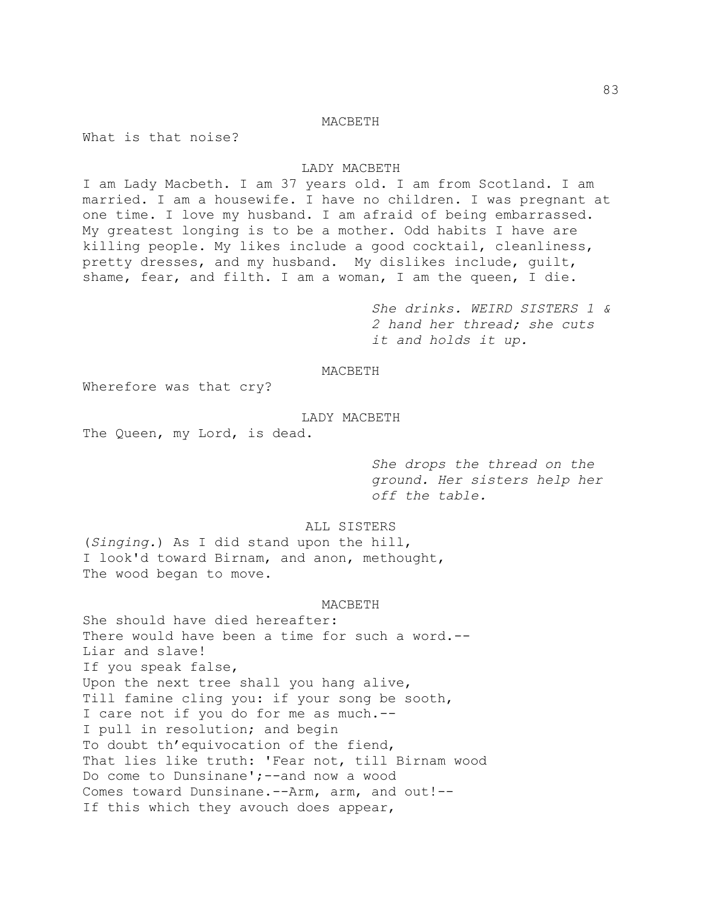MACBETH

What is that noise?

LADY MACBETH

I am Lady Macbeth. I am 37 years old. I am from Scotland. I am married. I am a housewife. I have no children. I was pregnant at one time. I love my husband. I am afraid of being embarrassed. My greatest longing is to be a mother. Odd habits I have are killing people. My likes include a good cocktail, cleanliness, pretty dresses, and my husband. My dislikes include, guilt, shame, fear, and filth. I am a woman, I am the queen, I die.

*She drinks. WEIRD SISTERS 1 & 2 hand her thread; she cuts it and holds it up.*

MACBETH

Wherefore was that cry?

LADY MACBETH

The Queen, my Lord, is dead.

*She drops the thread on the ground. Her sisters help her off the table.*

ALL SISTERS

(*Singing.*) As I did stand upon the hill,
I look'd toward Birnam, and anon, methought,
The wood began to move.

MACBETH

She should have died hereafter:
There would have been a time for such a word.--
Liar and slave!
If you speak false,
Upon the next tree shall you hang alive,
Till famine cling you: if your song be sooth,
I care not if you do for me as much.--
I pull in resolution; and begin
To doubt th'equivocation of the fiend,
That lies like truth: 'Fear not, till Birnam wood
Do come to Dunsinane';--and now a wood
Comes toward Dunsinane.--Arm, arm, and out!--
If this which they avouch does appear,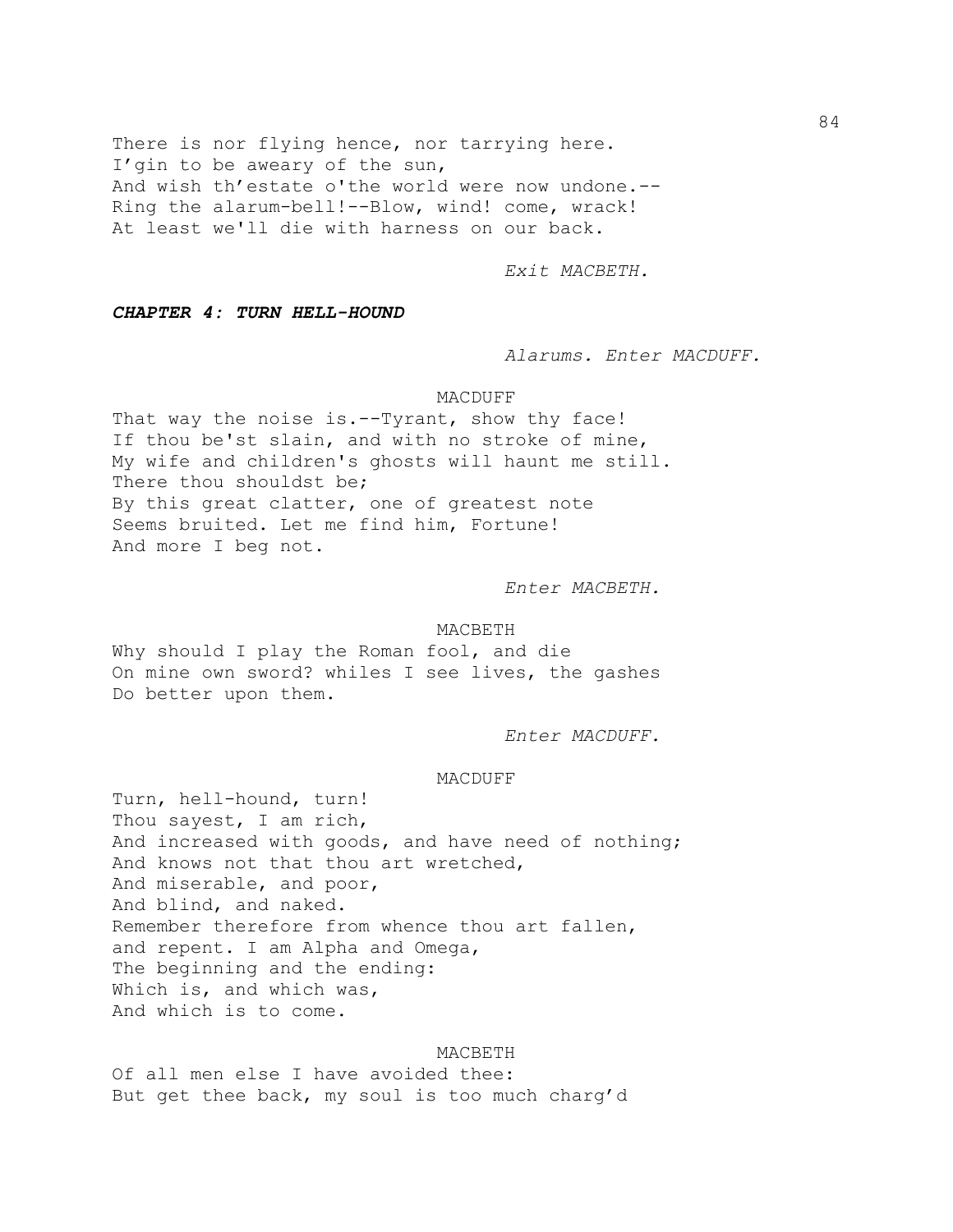There is nor flying hence, nor tarrying here.
I'gin to be aweary of the sun,
And wish th'estate o'the world were now undone.--
Ring the alarum-bell!--Blow, wind! come, wrack!
At least we'll die with harness on our back.

*Exit MACBETH.*

***CHAPTER 4: TURN HELL-HOUND***

*Alarums. Enter MACDUFF.*

MACDUFF

That way the noise is.--Tyrant, show thy face!
If thou be'st slain, and with no stroke of mine,
My wife and children's ghosts will haunt me still.
There thou shouldst be;
By this great clatter, one of greatest note
Seems bruited. Let me find him, Fortune!
And more I beg not.

*Enter MACBETH.*

MACBETH

Why should I play the Roman fool, and die
On mine own sword? whiles I see lives, the gashes
Do better upon them.

*Enter MACDUFF.*

MACDUFF

Turn, hell-hound, turn!
Thou sayest, I am rich,
And increased with goods, and have need of nothing;
And knows not that thou art wretched,
And miserable, and poor,
And blind, and naked.
Remember therefore from whence thou art fallen,
and repent. I am Alpha and Omega,
The beginning and the ending:
Which is, and which was,
And which is to come.

MACBETH

Of all men else I have avoided thee:
But get thee back, my soul is too much charg'd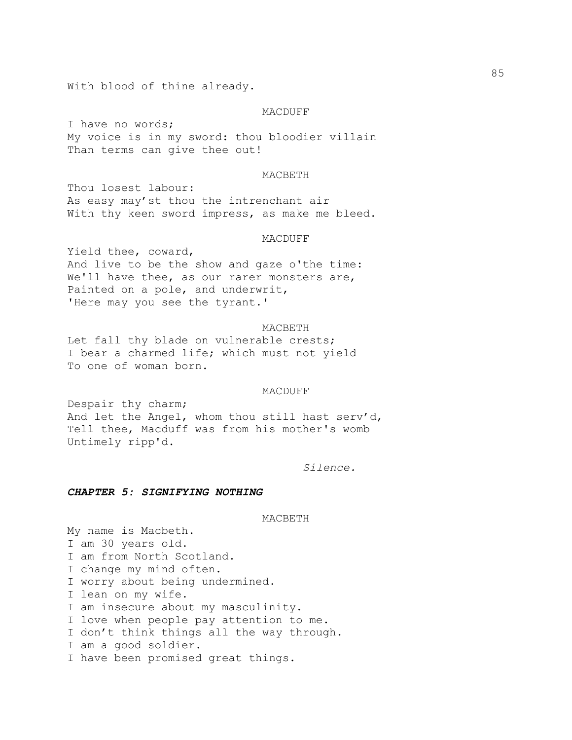With blood of thine already.

MACDUFF

I have no words;
My voice is in my sword: thou bloodier villain
Than terms can give thee out!

MACBETH

Thou losest labour:
As easy may'st thou the intrenchant air
With thy keen sword impress, as make me bleed.

MACDUFF

Yield thee, coward,
And live to be the show and gaze o'the time:
We'll have thee, as our rarer monsters are,
Painted on a pole, and underwrit,
'Here may you see the tyrant.'

MACBETH

Let fall thy blade on vulnerable crests;
I bear a charmed life; which must not yield
To one of woman born.

MACDUFF

Despair thy charm;
And let the Angel, whom thou still hast serv'd,
Tell thee, Macduff was from his mother's womb
Untimely ripp'd.

*Silence.*

***CHAPTER 5: SIGNIFYING NOTHING***

MACBETH

My name is Macbeth.
I am 30 years old.
I am from North Scotland.
I change my mind often.
I worry about being undermined.
I lean on my wife.
I am insecure about my masculinity.
I love when people pay attention to me.
I don't think things all the way through.
I am a good soldier.
I have been promised great things.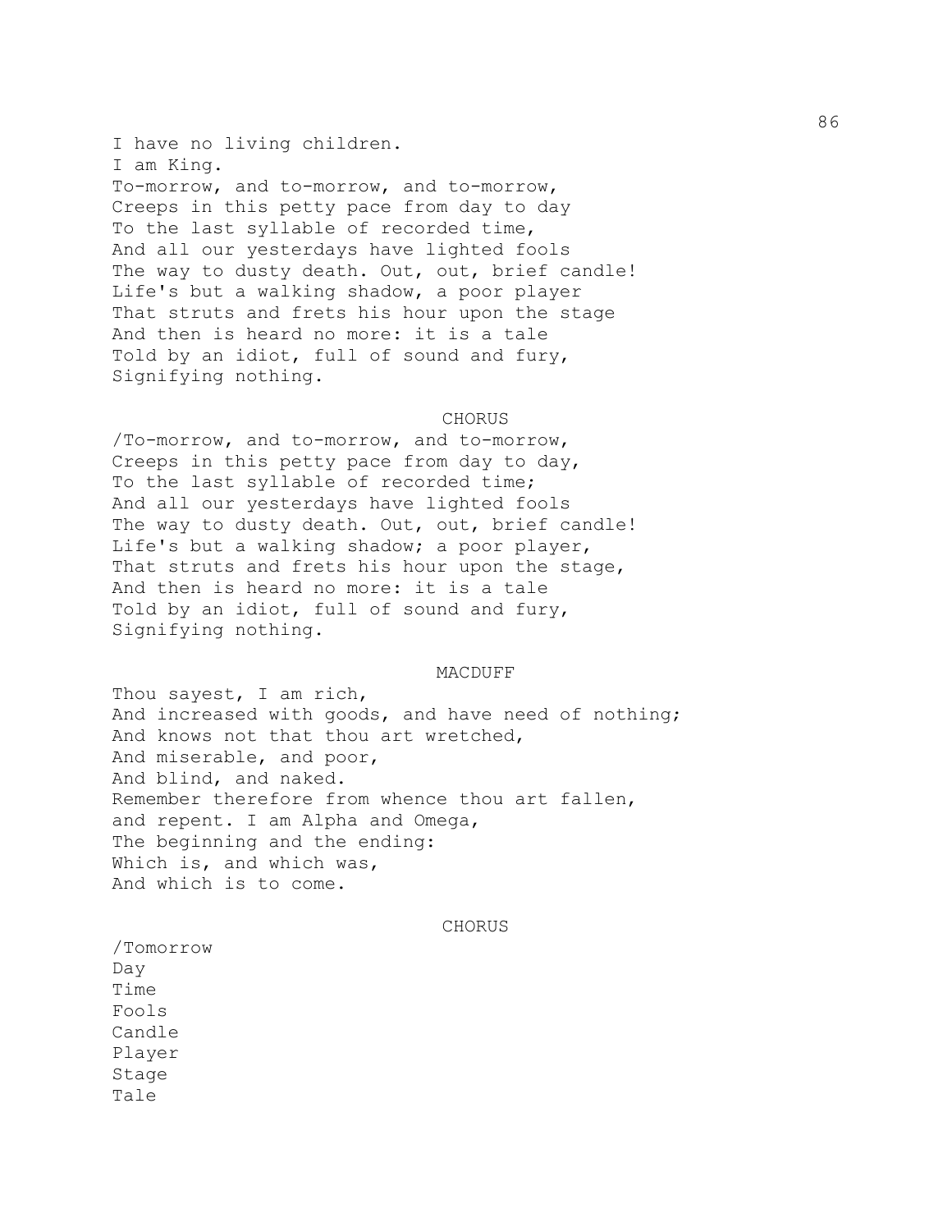I have no living children.
I am King.
To-morrow, and to-morrow, and to-morrow,
Creeps in this petty pace from day to day
To the last syllable of recorded time,
And all our yesterdays have lighted fools
The way to dusty death. Out, out, brief candle!
Life's but a walking shadow, a poor player
That struts and frets his hour upon the stage
And then is heard no more: it is a tale
Told by an idiot, full of sound and fury,
Signifying nothing.

CHORUS

/To-morrow, and to-morrow, and to-morrow,
Creeps in this petty pace from day to day,
To the last syllable of recorded time;
And all our yesterdays have lighted fools
The way to dusty death. Out, out, brief candle!
Life's but a walking shadow; a poor player,
That struts and frets his hour upon the stage,
And then is heard no more: it is a tale
Told by an idiot, full of sound and fury,
Signifying nothing.

MACDUFF

Thou sayest, I am rich,
And increased with goods, and have need of nothing;
And knows not that thou art wretched,
And miserable, and poor,
And blind, and naked.
Remember therefore from whence thou art fallen,
and repent. I am Alpha and Omega,
The beginning and the ending:
Which is, and which was,
And which is to come.

CHORUS

/Tomorrow
Day
Time
Fools
Candle
Player
Stage
Tale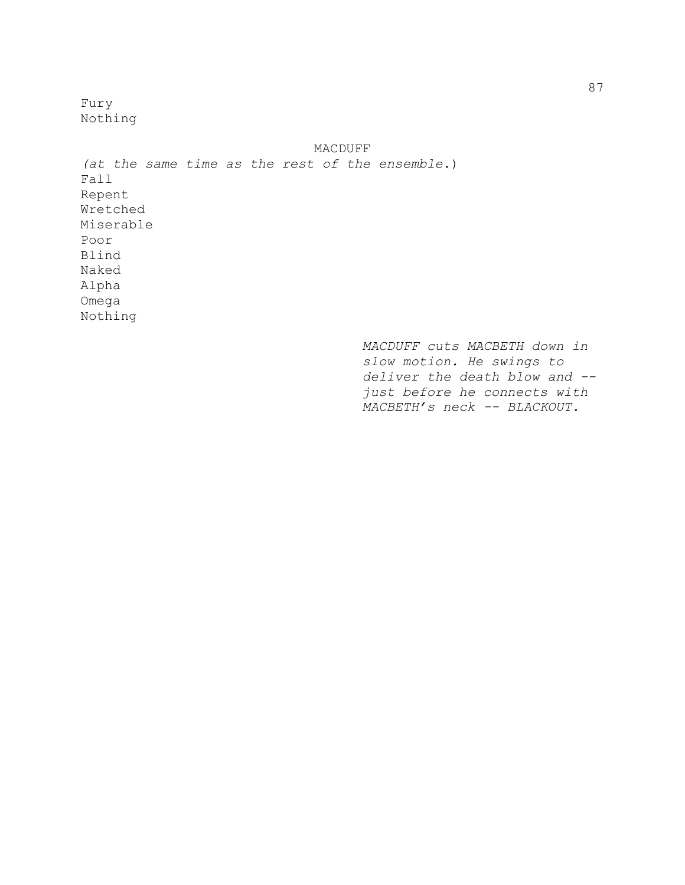Fury
Nothing

MACDUFF

*(at the same time as the rest of the ensemble.)*
Fall
Repent
Wretched
Miserable
Poor
Blind
Naked
Alpha
Omega
Nothing

*MACDUFF cuts MACBETH down in slow motion. He swings to deliver the death blow and -- just before he connects with MACBETH's neck -- BLACKOUT.*